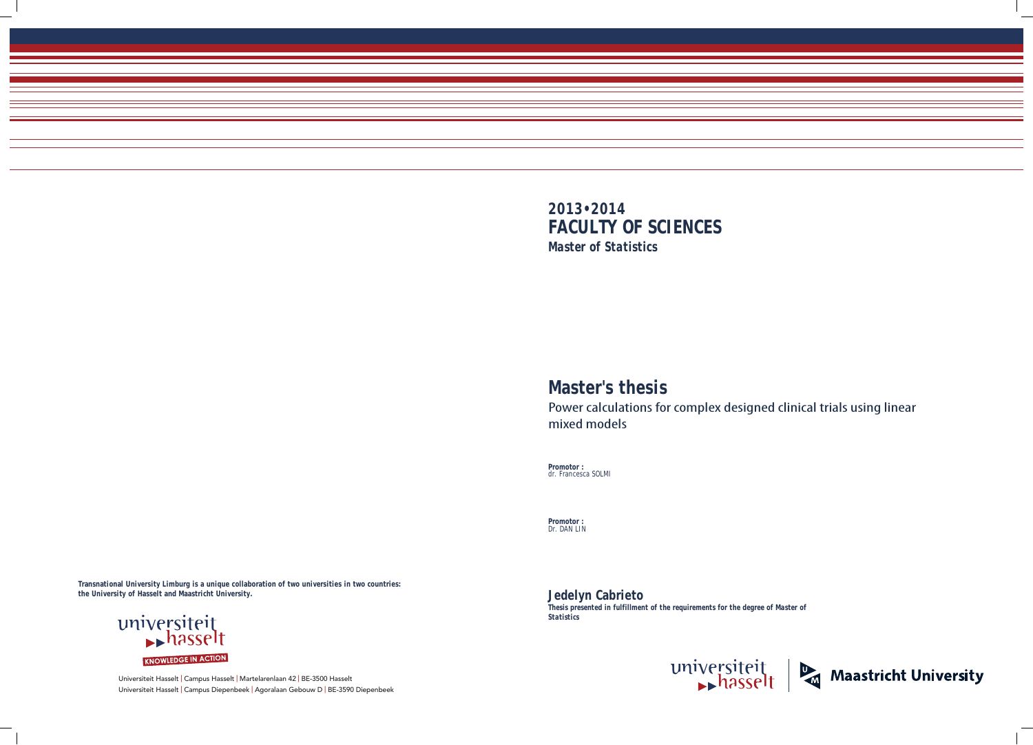**2013•2014**
# FACULTY OF SCIENCES
***Master of Statistics***

## Master's thesis

Power calculations for complex designed clinical trials using linear mixed models

**Promotor :**
dr. Francesca SOLMI

**Promotor :**
Dr. DAN LIN

**Jedelyn Cabrieto**
***Thesis presented in fulfillment of the requirements for the degree of Master of Statistics***

***Transnational University Limburg is a unique collaboration of two universities in two countries: the University of Hasselt and Maastricht University.***

universiteit hasselt
KNOWLEDGE IN ACTION

Universiteit Hasselt | Campus Hasselt | Martelarenlaan 42 | BE-3500 Hasselt
Universiteit Hasselt | Campus Diepenbeek | Agoralaan Gebouw D | BE-3590 Diepenbeek

universiteit hasselt | Maastricht University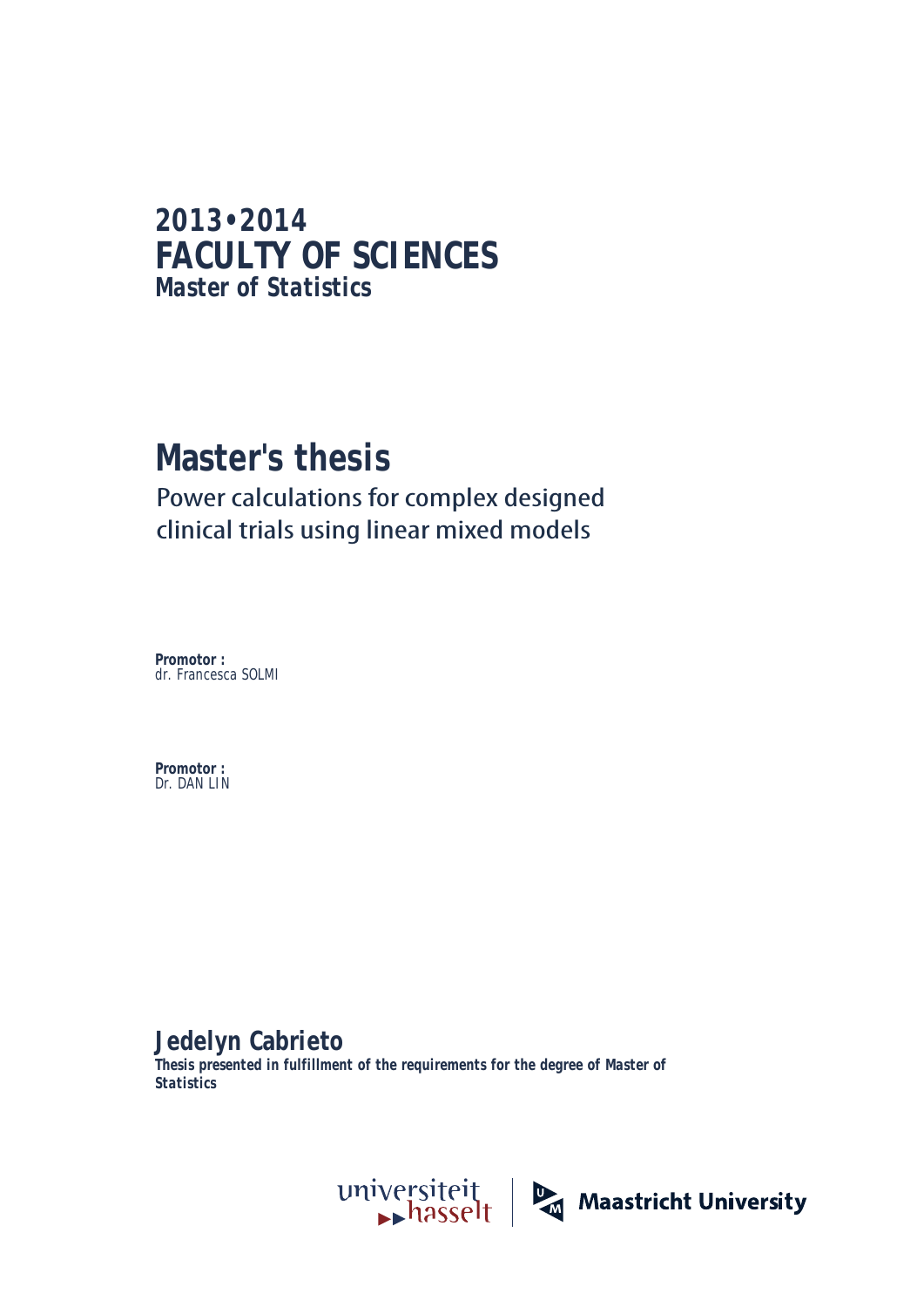**2013•2014**
# FACULTY OF SCIENCES
**Master of Statistics**

# Master's thesis

Power calculations for complex designed clinical trials using linear mixed models

**Promotor :**
dr. Francesca SOLMI

**Promotor :**
Dr. DAN LIN

## Jedelyn Cabrieto

**Thesis presented in fulfillment of the requirements for the degree of Master of Statistics**

universiteit hasselt | Maastricht University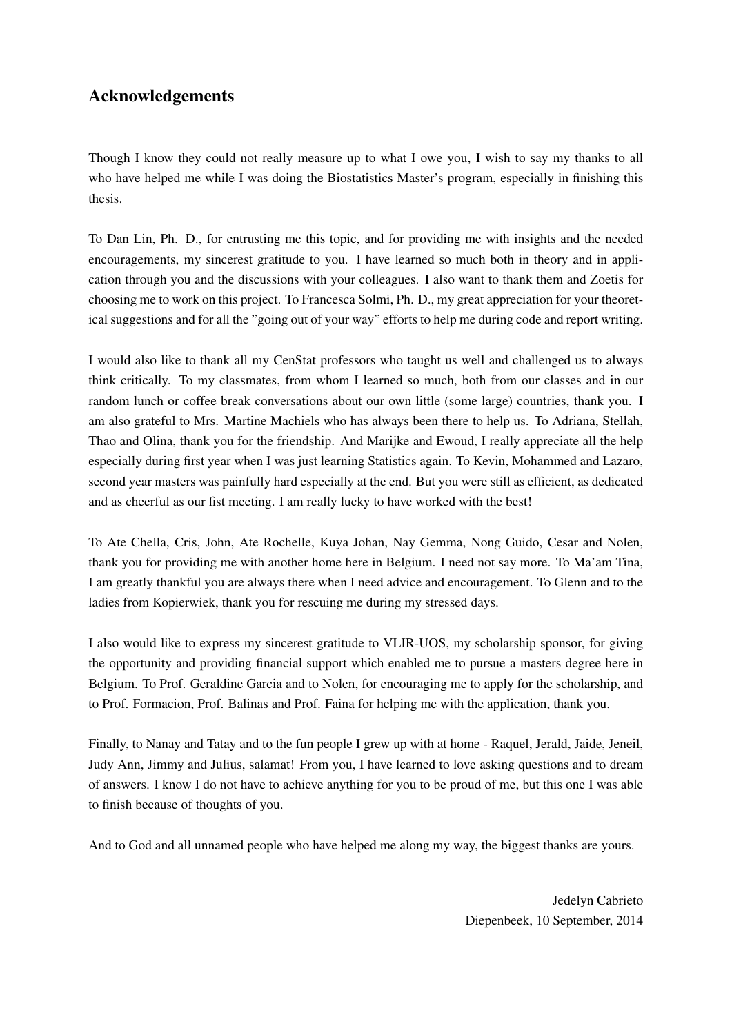## Acknowledgements

Though I know they could not really measure up to what I owe you, I wish to say my thanks to all who have helped me while I was doing the Biostatistics Master's program, especially in finishing this thesis.

To Dan Lin, Ph. D., for entrusting me this topic, and for providing me with insights and the needed encouragements, my sincerest gratitude to you. I have learned so much both in theory and in application through you and the discussions with your colleagues. I also want to thank them and Zoetis for choosing me to work on this project. To Francesca Solmi, Ph. D., my great appreciation for your theoretical suggestions and for all the "going out of your way" efforts to help me during code and report writing.

I would also like to thank all my CenStat professors who taught us well and challenged us to always think critically. To my classmates, from whom I learned so much, both from our classes and in our random lunch or coffee break conversations about our own little (some large) countries, thank you. I am also grateful to Mrs. Martine Machiels who has always been there to help us. To Adriana, Stellah, Thao and Olina, thank you for the friendship. And Marijke and Ewoud, I really appreciate all the help especially during first year when I was just learning Statistics again. To Kevin, Mohammed and Lazaro, second year masters was painfully hard especially at the end. But you were still as efficient, as dedicated and as cheerful as our fist meeting. I am really lucky to have worked with the best!

To Ate Chella, Cris, John, Ate Rochelle, Kuya Johan, Nay Gemma, Nong Guido, Cesar and Nolen, thank you for providing me with another home here in Belgium. I need not say more. To Ma'am Tina, I am greatly thankful you are always there when I need advice and encouragement. To Glenn and to the ladies from Kopierwiek, thank you for rescuing me during my stressed days.

I also would like to express my sincerest gratitude to VLIR-UOS, my scholarship sponsor, for giving the opportunity and providing financial support which enabled me to pursue a masters degree here in Belgium. To Prof. Geraldine Garcia and to Nolen, for encouraging me to apply for the scholarship, and to Prof. Formacion, Prof. Balinas and Prof. Faina for helping me with the application, thank you.

Finally, to Nanay and Tatay and to the fun people I grew up with at home - Raquel, Jerald, Jaide, Jeneil, Judy Ann, Jimmy and Julius, salamat! From you, I have learned to love asking questions and to dream of answers. I know I do not have to achieve anything for you to be proud of me, but this one I was able to finish because of thoughts of you.

And to God and all unnamed people who have helped me along my way, the biggest thanks are yours.

Jedelyn Cabrieto
Diepenbeek, 10 September, 2014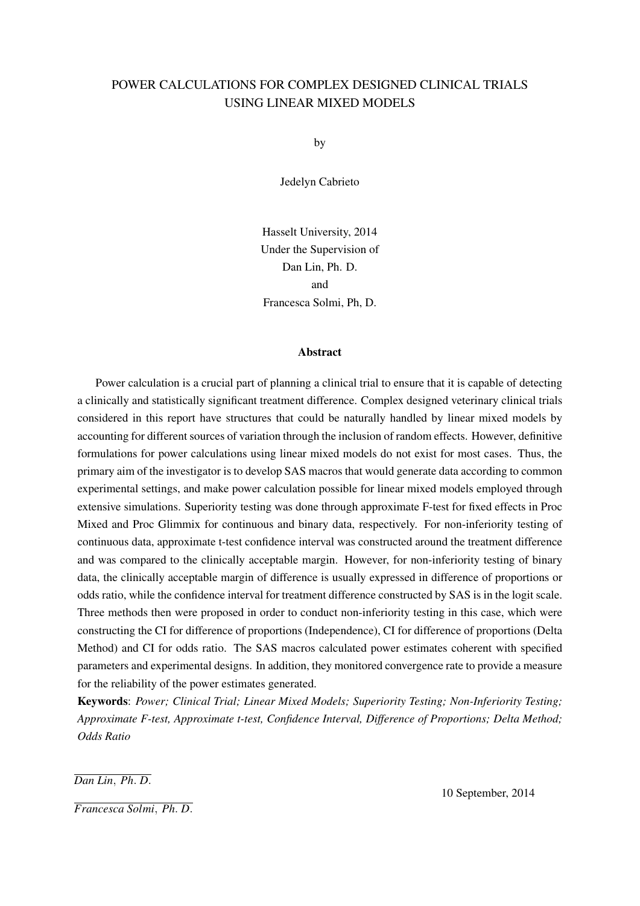POWER CALCULATIONS FOR COMPLEX DESIGNED CLINICAL TRIALS USING LINEAR MIXED MODELS

by

Jedelyn Cabrieto

Hasselt University, 2014
Under the Supervision of
Dan Lin, Ph. D.
and
Francesca Solmi, Ph, D.

## Abstract

Power calculation is a crucial part of planning a clinical trial to ensure that it is capable of detecting a clinically and statistically significant treatment difference. Complex designed veterinary clinical trials considered in this report have structures that could be naturally handled by linear mixed models by accounting for different sources of variation through the inclusion of random effects. However, definitive formulations for power calculations using linear mixed models do not exist for most cases. Thus, the primary aim of the investigator is to develop SAS macros that would generate data according to common experimental settings, and make power calculation possible for linear mixed models employed through extensive simulations. Superiority testing was done through approximate F-test for fixed effects in Proc Mixed and Proc Glimmix for continuous and binary data, respectively. For non-inferiority testing of continuous data, approximate t-test confidence interval was constructed around the treatment difference and was compared to the clinically acceptable margin. However, for non-inferiority testing of binary data, the clinically acceptable margin of difference is usually expressed in difference of proportions or odds ratio, while the confidence interval for treatment difference constructed by SAS is in the logit scale. Three methods then were proposed in order to conduct non-inferiority testing in this case, which were constructing the CI for difference of proportions (Independence), CI for difference of proportions (Delta Method) and CI for odds ratio. The SAS macros calculated power estimates coherent with specified parameters and experimental designs. In addition, they monitored convergence rate to provide a measure for the reliability of the power estimates generated.

**Keywords**: *Power; Clinical Trial; Linear Mixed Models; Superiority Testing; Non-Inferiority Testing; Approximate F-test, Approximate t-test, Confidence Interval, Difference of Proportions; Delta Method; Odds Ratio*

*Dan Lin, Ph. D.*

*Francesca Solmi, Ph. D.*

10 September, 2014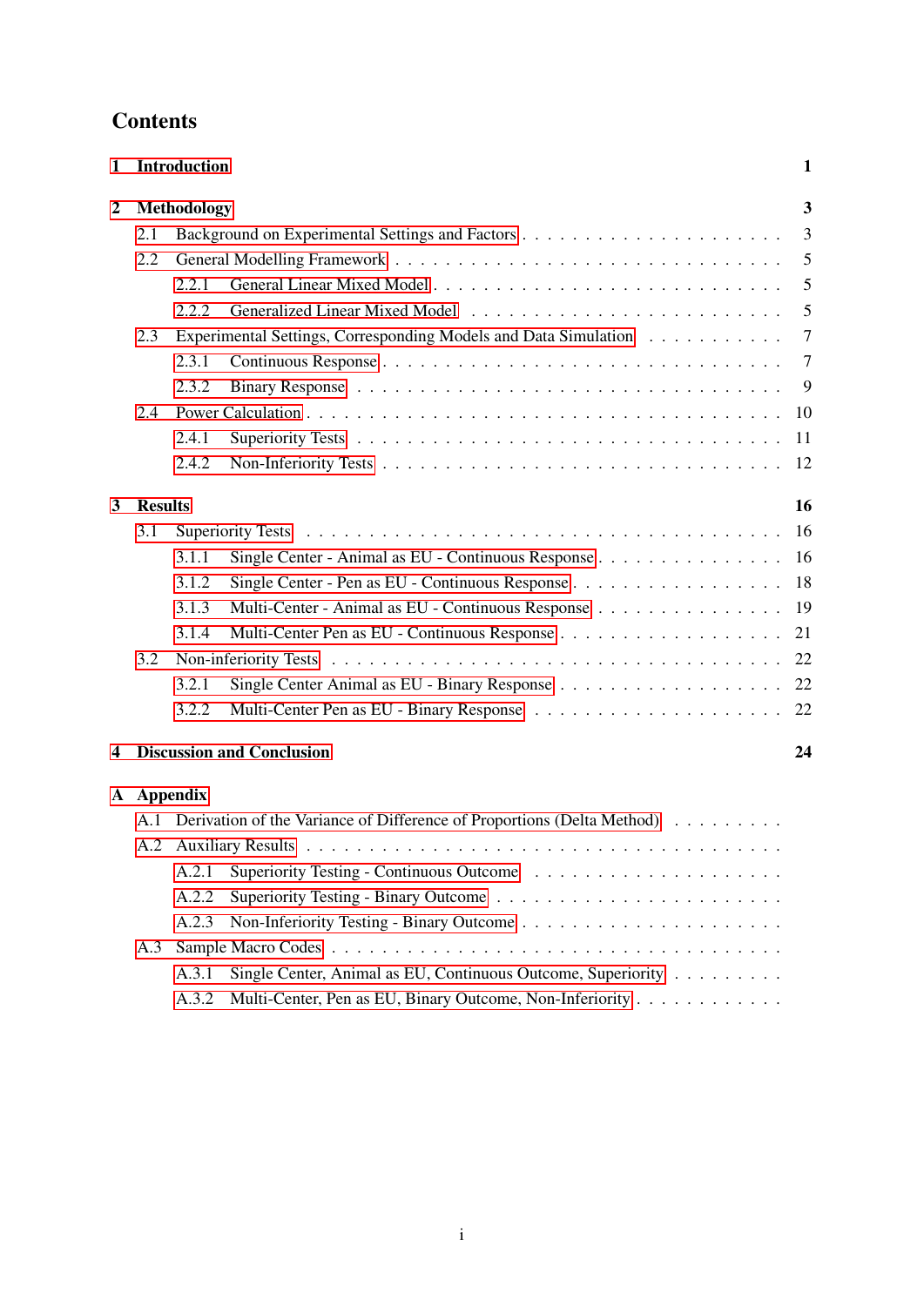# Contents

**1 Introduction** **1**

**2 Methodology** **3**

- 2.1 Background on Experimental Settings and Factors . . . . . . . . . . 3
- 2.2 General Modelling Framework . . . . . . . . . . 5
  - 2.2.1 General Linear Mixed Model . . . . . . . . . . 5
  - 2.2.2 Generalized Linear Mixed Model . . . . . . . . . . 5
- 2.3 Experimental Settings, Corresponding Models and Data Simulation . . . . . . . . . . 7
  - 2.3.1 Continuous Response . . . . . . . . . . 7
  - 2.3.2 Binary Response . . . . . . . . . . 9
- 2.4 Power Calculation . . . . . . . . . . 10
  - 2.4.1 Superiority Tests . . . . . . . . . . 11
  - 2.4.2 Non-Inferiority Tests . . . . . . . . . . 12

**3 Results** **16**

- 3.1 Superiority Tests . . . . . . . . . . 16
  - 3.1.1 Single Center - Animal as EU - Continuous Response . . . . . . . . . . 16
  - 3.1.2 Single Center - Pen as EU - Continuous Response . . . . . . . . . . 18
  - 3.1.3 Multi-Center - Animal as EU - Continuous Response . . . . . . . . . . 19
  - 3.1.4 Multi-Center Pen as EU - Continuous Response . . . . . . . . . . 21
- 3.2 Non-inferiority Tests . . . . . . . . . . 22
  - 3.2.1 Single Center Animal as EU - Binary Response . . . . . . . . . . 22
  - 3.2.2 Multi-Center Pen as EU - Binary Response . . . . . . . . . . 22

**4 Discussion and Conclusion** **24**

**A Appendix**

- A.1 Derivation of the Variance of Difference of Proportions (Delta Method) . . . . . . . . . .
- A.2 Auxiliary Results . . . . . . . . . .
  - A.2.1 Superiority Testing - Continuous Outcome . . . . . . . . . .
  - A.2.2 Superiority Testing - Binary Outcome . . . . . . . . . .
  - A.2.3 Non-Inferiority Testing - Binary Outcome . . . . . . . . . .
- A.3 Sample Macro Codes . . . . . . . . . .
  - A.3.1 Single Center, Animal as EU, Continuous Outcome, Superiority . . . . . . . . . .
  - A.3.2 Multi-Center, Pen as EU, Binary Outcome, Non-Inferiority . . . . . . . . . .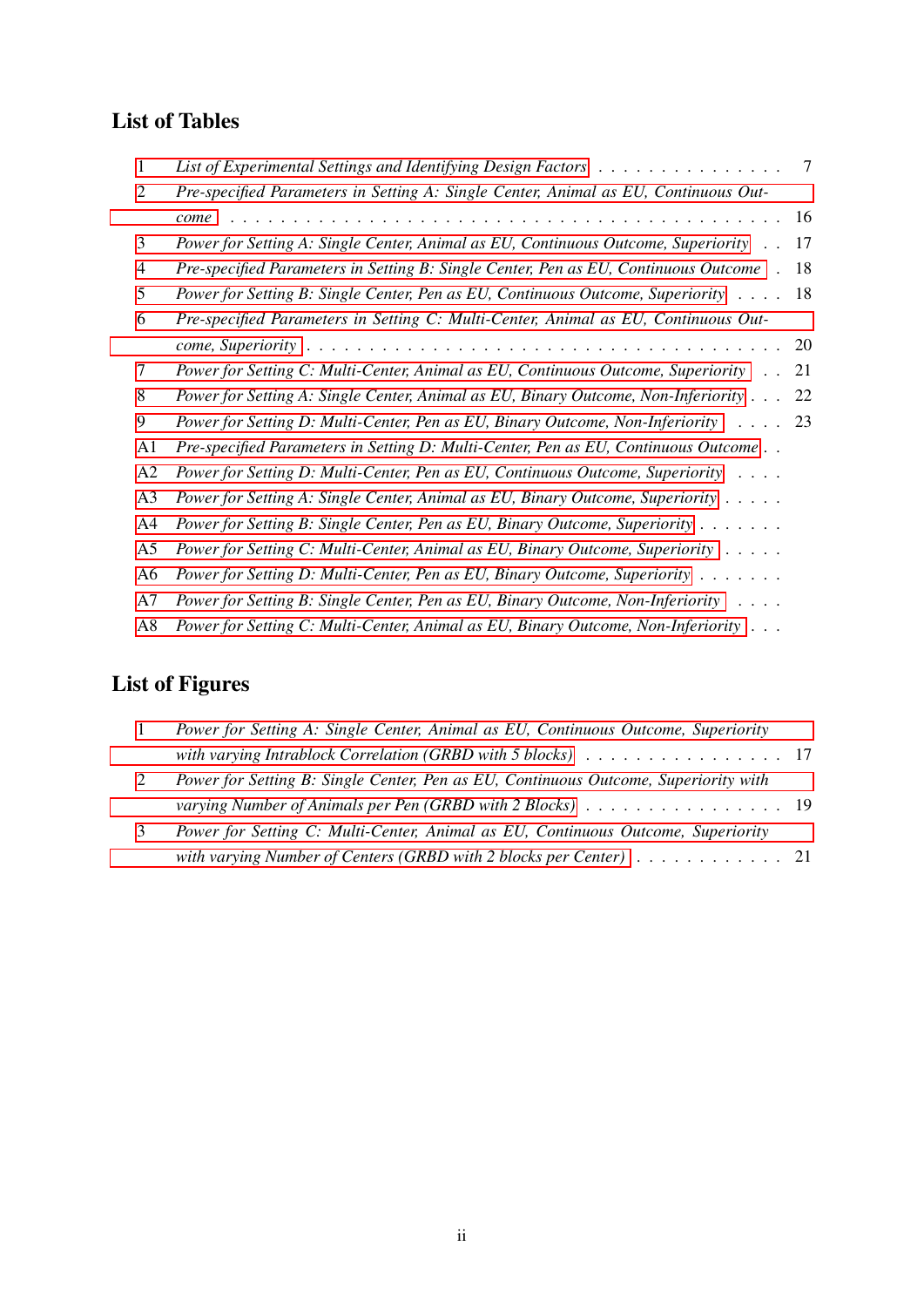## List of Tables

1 *List of Experimental Settings and Identifying Design Factors* . . . . . . . . . . . . . . . . 7
2 *Pre-specified Parameters in Setting A: Single Center, Animal as EU, Continuous Outcome* . . . . . . . . . . . . . . . . . . . . . . . . . . . . . . . . . . . . . . . . . . . . . 16
3 *Power for Setting A: Single Center, Animal as EU, Continuous Outcome, Superiority* . . 17
4 *Pre-specified Parameters in Setting B: Single Center, Pen as EU, Continuous Outcome* . 18
5 *Power for Setting B: Single Center, Pen as EU, Continuous Outcome, Superiority* . . . . 18
6 *Pre-specified Parameters in Setting C: Multi-Center, Animal as EU, Continuous Outcome, Superiority* . . . . . . . . . . . . . . . . . . . . . . . . . . . . . . . . . . . . . . 20
7 *Power for Setting C: Multi-Center, Animal as EU, Continuous Outcome, Superiority* . . 21
8 *Power for Setting A: Single Center, Animal as EU, Binary Outcome, Non-Inferiority* . . . 22
9 *Power for Setting D: Multi-Center, Pen as EU, Binary Outcome, Non-Inferiority* . . . . 23
A1 *Pre-specified Parameters in Setting D: Multi-Center, Pen as EU, Continuous Outcome* . .
A2 *Power for Setting D: Multi-Center, Pen as EU, Continuous Outcome, Superiority* . . . .
A3 *Power for Setting A: Single Center, Animal as EU, Binary Outcome, Superiority* . . . . .
A4 *Power for Setting B: Single Center, Pen as EU, Binary Outcome, Superiority* . . . . . . .
A5 *Power for Setting C: Multi-Center, Animal as EU, Binary Outcome, Superiority* . . . . .
A6 *Power for Setting D: Multi-Center, Pen as EU, Binary Outcome, Superiority* . . . . . . .
A7 *Power for Setting B: Single Center, Pen as EU, Binary Outcome, Non-Inferiority* . . . .
A8 *Power for Setting C: Multi-Center, Animal as EU, Binary Outcome, Non-Inferiority* . . .

## List of Figures

1 *Power for Setting A: Single Center, Animal as EU, Continuous Outcome, Superiority with varying Intrablock Correlation (GRBD with 5 blocks)* . . . . . . . . . . . . . . . . 17
2 *Power for Setting B: Single Center, Pen as EU, Continuous Outcome, Superiority with varying Number of Animals per Pen (GRBD with 2 Blocks)* . . . . . . . . . . . . . . . . 19
3 *Power for Setting C: Multi-Center, Animal as EU, Continuous Outcome, Superiority with varying Number of Centers (GRBD with 2 blocks per Center)* . . . . . . . . . . . . 21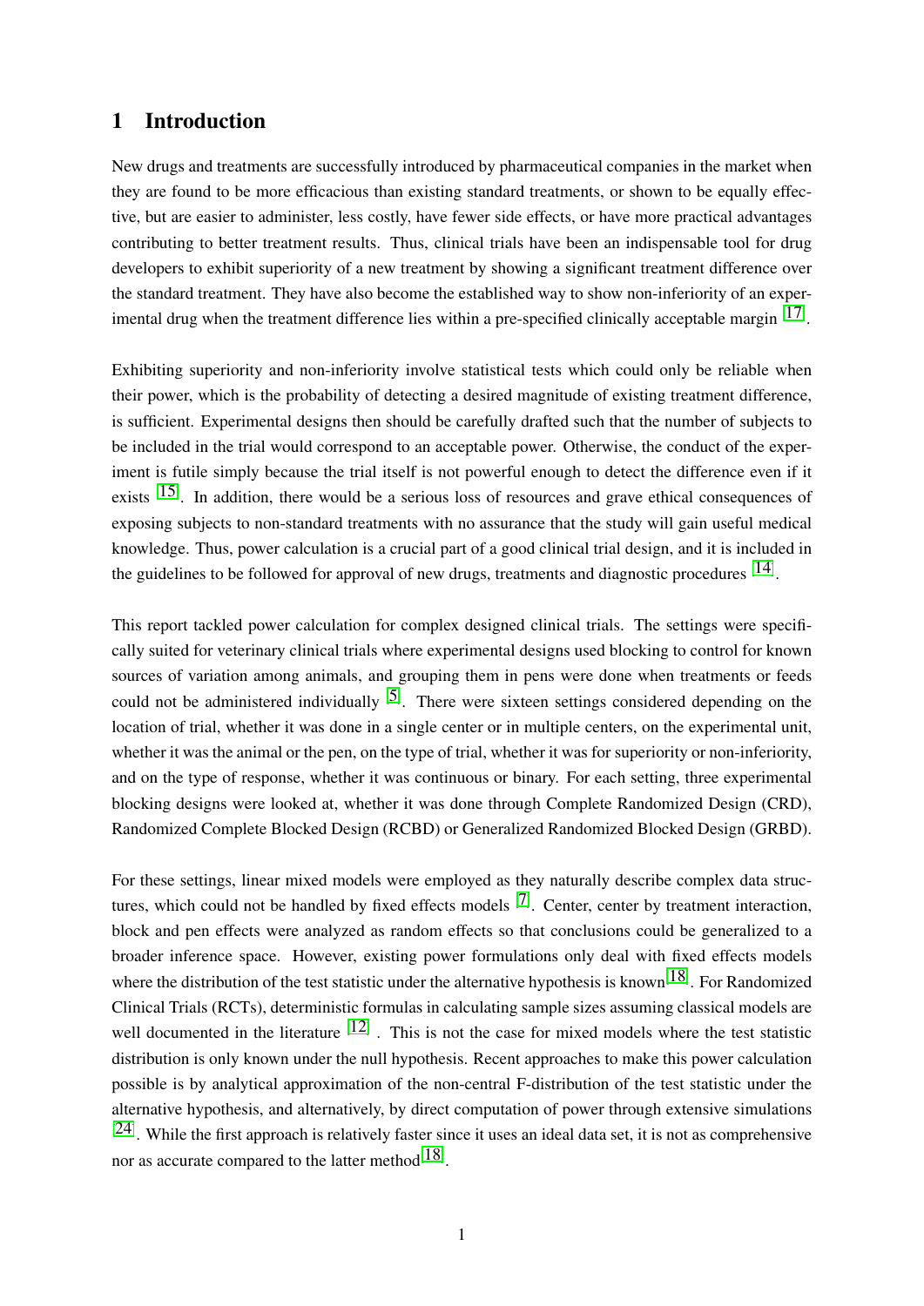# 1 Introduction

New drugs and treatments are successfully introduced by pharmaceutical companies in the market when they are found to be more efficacious than existing standard treatments, or shown to be equally effective, but are easier to administer, less costly, have fewer side effects, or have more practical advantages contributing to better treatment results. Thus, clinical trials have been an indispensable tool for drug developers to exhibit superiority of a new treatment by showing a significant treatment difference over the standard treatment. They have also become the established way to show non-inferiority of an experimental drug when the treatment difference lies within a pre-specified clinically acceptable margin [17].

Exhibiting superiority and non-inferiority involve statistical tests which could only be reliable when their power, which is the probability of detecting a desired magnitude of existing treatment difference, is sufficient. Experimental designs then should be carefully drafted such that the number of subjects to be included in the trial would correspond to an acceptable power. Otherwise, the conduct of the experiment is futile simply because the trial itself is not powerful enough to detect the difference even if it exists [15]. In addition, there would be a serious loss of resources and grave ethical consequences of exposing subjects to non-standard treatments with no assurance that the study will gain useful medical knowledge. Thus, power calculation is a crucial part of a good clinical trial design, and it is included in the guidelines to be followed for approval of new drugs, treatments and diagnostic procedures [14].

This report tackled power calculation for complex designed clinical trials. The settings were specifically suited for veterinary clinical trials where experimental designs used blocking to control for known sources of variation among animals, and grouping them in pens were done when treatments or feeds could not be administered individually [5]. There were sixteen settings considered depending on the location of trial, whether it was done in a single center or in multiple centers, on the experimental unit, whether it was the animal or the pen, on the type of trial, whether it was for superiority or non-inferiority, and on the type of response, whether it was continuous or binary. For each setting, three experimental blocking designs were looked at, whether it was done through Complete Randomized Design (CRD), Randomized Complete Blocked Design (RCBD) or Generalized Randomized Blocked Design (GRBD).

For these settings, linear mixed models were employed as they naturally describe complex data structures, which could not be handled by fixed effects models [7]. Center, center by treatment interaction, block and pen effects were analyzed as random effects so that conclusions could be generalized to a broader inference space. However, existing power formulations only deal with fixed effects models where the distribution of the test statistic under the alternative hypothesis is known [18]. For Randomized Clinical Trials (RCTs), deterministic formulas in calculating sample sizes assuming classical models are well documented in the literature [12]. This is not the case for mixed models where the test statistic distribution is only known under the null hypothesis. Recent approaches to make this power calculation possible is by analytical approximation of the non-central F-distribution of the test statistic under the alternative hypothesis, and alternatively, by direct computation of power through extensive simulations [24]. While the first approach is relatively faster since it uses an ideal data set, it is not as comprehensive nor as accurate compared to the latter method [18].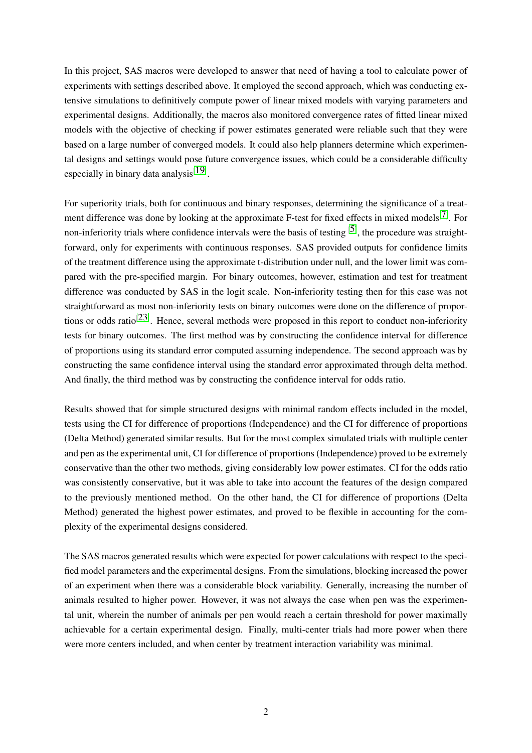In this project, SAS macros were developed to answer that need of having a tool to calculate power of experiments with settings described above. It employed the second approach, which was conducting extensive simulations to definitively compute power of linear mixed models with varying parameters and experimental designs. Additionally, the macros also monitored convergence rates of fitted linear mixed models with the objective of checking if power estimates generated were reliable such that they were based on a large number of converged models. It could also help planners determine which experimental designs and settings would pose future convergence issues, which could be a considerable difficulty especially in binary data analysis[19].

For superiority trials, both for continuous and binary responses, determining the significance of a treatment difference was done by looking at the approximate F-test for fixed effects in mixed models[7]. For non-inferiority trials where confidence intervals were the basis of testing [5], the procedure was straightforward, only for experiments with continuous responses. SAS provided outputs for confidence limits of the treatment difference using the approximate t-distribution under null, and the lower limit was compared with the pre-specified margin. For binary outcomes, however, estimation and test for treatment difference was conducted by SAS in the logit scale. Non-inferiority testing then for this case was not straightforward as most non-inferiority tests on binary outcomes were done on the difference of proportions or odds ratio[23]. Hence, several methods were proposed in this report to conduct non-inferiority tests for binary outcomes. The first method was by constructing the confidence interval for difference of proportions using its standard error computed assuming independence. The second approach was by constructing the same confidence interval using the standard error approximated through delta method. And finally, the third method was by constructing the confidence interval for odds ratio.

Results showed that for simple structured designs with minimal random effects included in the model, tests using the CI for difference of proportions (Independence) and the CI for difference of proportions (Delta Method) generated similar results. But for the most complex simulated trials with multiple center and pen as the experimental unit, CI for difference of proportions (Independence) proved to be extremely conservative than the other two methods, giving considerably low power estimates. CI for the odds ratio was consistently conservative, but it was able to take into account the features of the design compared to the previously mentioned method. On the other hand, the CI for difference of proportions (Delta Method) generated the highest power estimates, and proved to be flexible in accounting for the complexity of the experimental designs considered.

The SAS macros generated results which were expected for power calculations with respect to the specified model parameters and the experimental designs. From the simulations, blocking increased the power of an experiment when there was a considerable block variability. Generally, increasing the number of animals resulted to higher power. However, it was not always the case when pen was the experimental unit, wherein the number of animals per pen would reach a certain threshold for power maximally achievable for a certain experimental design. Finally, multi-center trials had more power when there were more centers included, and when center by treatment interaction variability was minimal.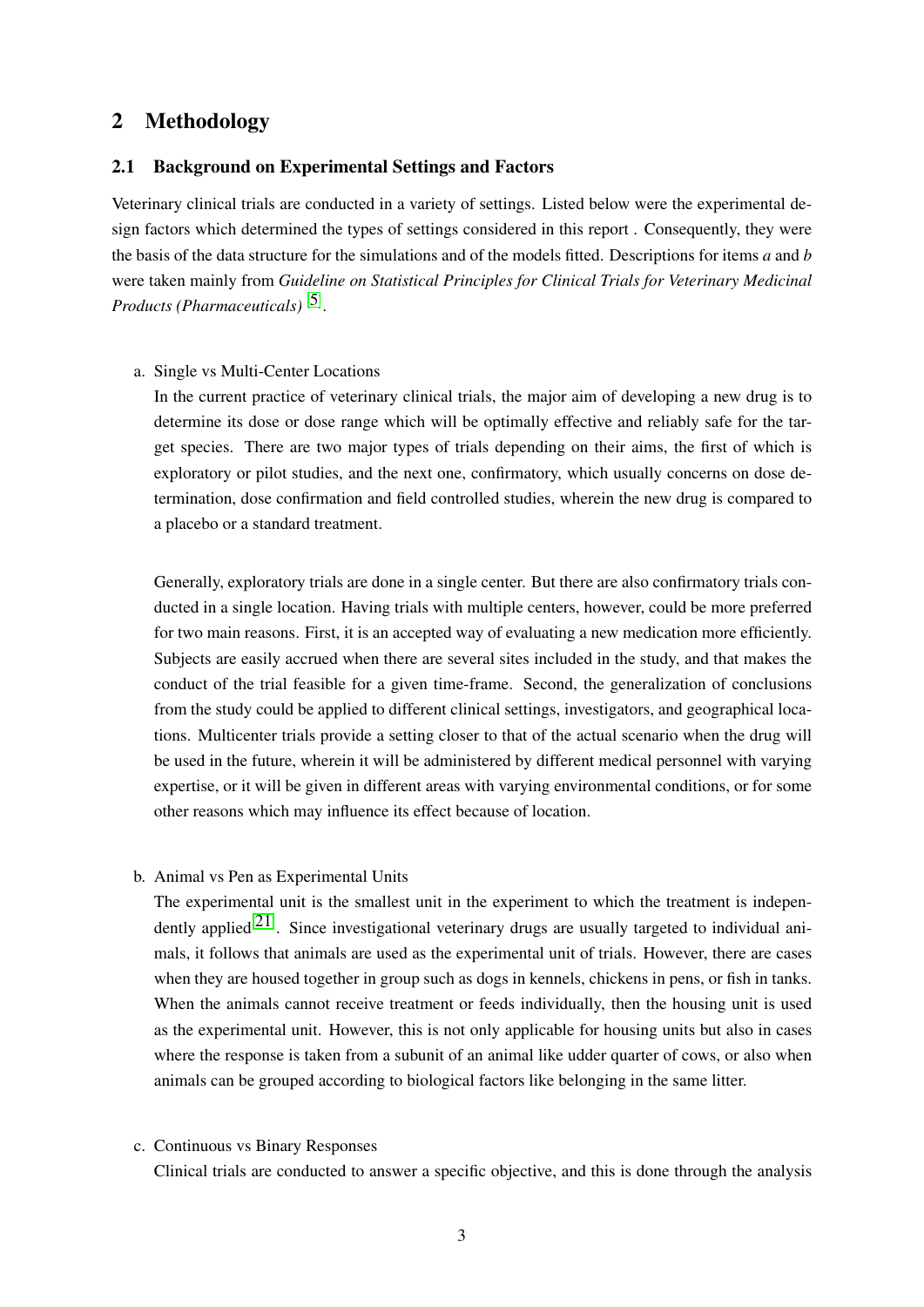## 2 Methodology

### 2.1 Background on Experimental Settings and Factors

Veterinary clinical trials are conducted in a variety of settings. Listed below were the experimental design factors which determined the types of settings considered in this report . Consequently, they were the basis of the data structure for the simulations and of the models fitted. Descriptions for items *a* and *b* were taken mainly from *Guideline on Statistical Principles for Clinical Trials for Veterinary Medicinal Products (Pharmaceuticals)* [5].

a. Single vs Multi-Center Locations

   In the current practice of veterinary clinical trials, the major aim of developing a new drug is to determine its dose or dose range which will be optimally effective and reliably safe for the target species. There are two major types of trials depending on their aims, the first of which is exploratory or pilot studies, and the next one, confirmatory, which usually concerns on dose determination, dose confirmation and field controlled studies, wherein the new drug is compared to a placebo or a standard treatment.

   Generally, exploratory trials are done in a single center. But there are also confirmatory trials conducted in a single location. Having trials with multiple centers, however, could be more preferred for two main reasons. First, it is an accepted way of evaluating a new medication more efficiently. Subjects are easily accrued when there are several sites included in the study, and that makes the conduct of the trial feasible for a given time-frame. Second, the generalization of conclusions from the study could be applied to different clinical settings, investigators, and geographical locations. Multicenter trials provide a setting closer to that of the actual scenario when the drug will be used in the future, wherein it will be administered by different medical personnel with varying expertise, or it will be given in different areas with varying environmental conditions, or for some other reasons which may influence its effect because of location.

b. Animal vs Pen as Experimental Units

   The experimental unit is the smallest unit in the experiment to which the treatment is independently applied [21]. Since investigational veterinary drugs are usually targeted to individual animals, it follows that animals are used as the experimental unit of trials. However, there are cases when they are housed together in group such as dogs in kennels, chickens in pens, or fish in tanks. When the animals cannot receive treatment or feeds individually, then the housing unit is used as the experimental unit. However, this is not only applicable for housing units but also in cases where the response is taken from a subunit of an animal like udder quarter of cows, or also when animals can be grouped according to biological factors like belonging in the same litter.

c. Continuous vs Binary Responses

   Clinical trials are conducted to answer a specific objective, and this is done through the analysis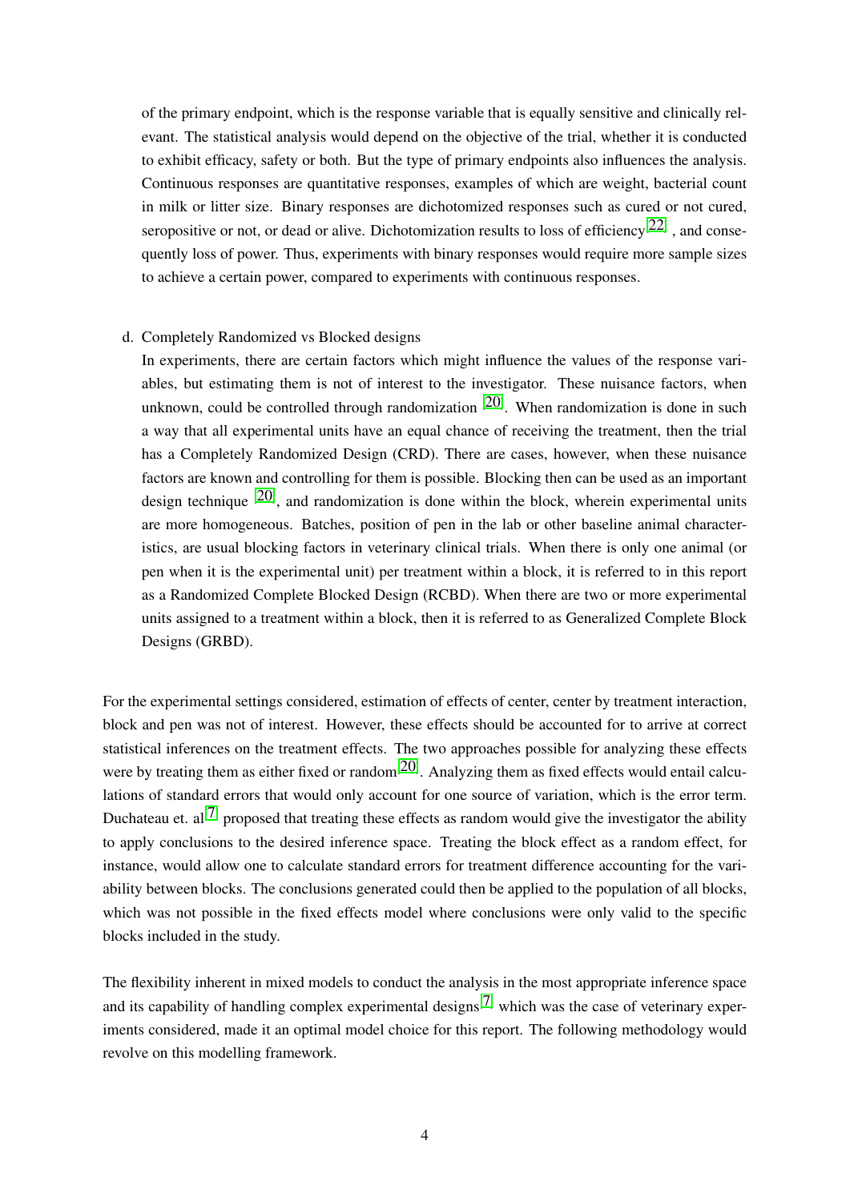of the primary endpoint, which is the response variable that is equally sensitive and clinically relevant. The statistical analysis would depend on the objective of the trial, whether it is conducted to exhibit efficacy, safety or both. But the type of primary endpoints also influences the analysis. Continuous responses are quantitative responses, examples of which are weight, bacterial count in milk or litter size. Binary responses are dichotomized responses such as cured or not cured, seropositive or not, or dead or alive. Dichotomization results to loss of efficiency [22] , and consequently loss of power. Thus, experiments with binary responses would require more sample sizes to achieve a certain power, compared to experiments with continuous responses.

d. Completely Randomized vs Blocked designs

   In experiments, there are certain factors which might influence the values of the response variables, but estimating them is not of interest to the investigator. These nuisance factors, when unknown, could be controlled through randomization [20]. When randomization is done in such a way that all experimental units have an equal chance of receiving the treatment, then the trial has a Completely Randomized Design (CRD). There are cases, however, when these nuisance factors are known and controlling for them is possible. Blocking then can be used as an important design technique [20], and randomization is done within the block, wherein experimental units are more homogeneous. Batches, position of pen in the lab or other baseline animal characteristics, are usual blocking factors in veterinary clinical trials. When there is only one animal (or pen when it is the experimental unit) per treatment within a block, it is referred to in this report as a Randomized Complete Blocked Design (RCBD). When there are two or more experimental units assigned to a treatment within a block, then it is referred to as Generalized Complete Block Designs (GRBD).

For the experimental settings considered, estimation of effects of center, center by treatment interaction, block and pen was not of interest. However, these effects should be accounted for to arrive at correct statistical inferences on the treatment effects. The two approaches possible for analyzing these effects were by treating them as either fixed or random [20] . Analyzing them as fixed effects would entail calculations of standard errors that would only account for one source of variation, which is the error term. Duchateau et. al [7] proposed that treating these effects as random would give the investigator the ability to apply conclusions to the desired inference space. Treating the block effect as a random effect, for instance, would allow one to calculate standard errors for treatment difference accounting for the variability between blocks. The conclusions generated could then be applied to the population of all blocks, which was not possible in the fixed effects model where conclusions were only valid to the specific blocks included in the study.

The flexibility inherent in mixed models to conduct the analysis in the most appropriate inference space and its capability of handling complex experimental designs [7] which was the case of veterinary experiments considered, made it an optimal model choice for this report. The following methodology would revolve on this modelling framework.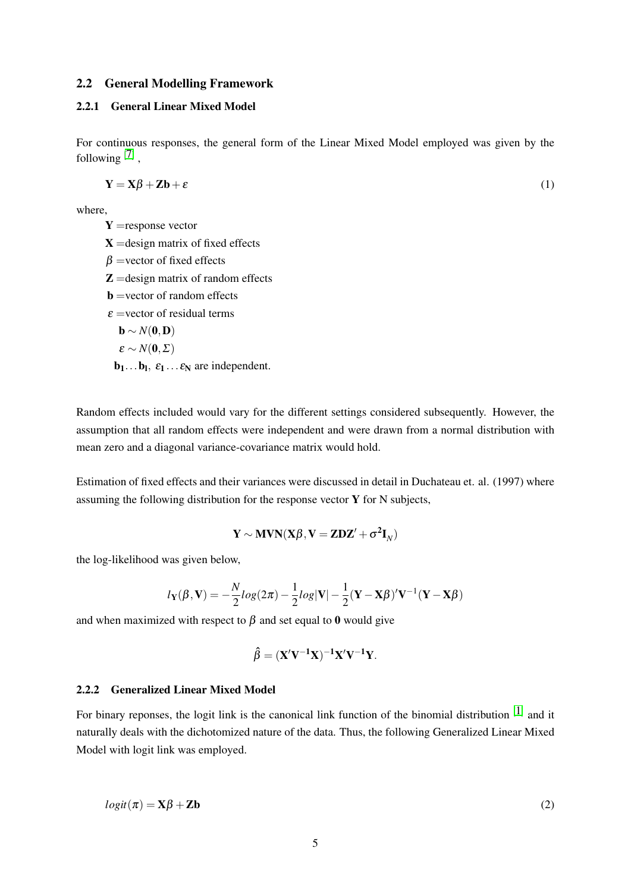### 2.2 General Modelling Framework

#### 2.2.1 General Linear Mixed Model

For continuous responses, the general form of the Linear Mixed Model employed was given by the following [7] ,

$$\mathbf{Y} = \mathbf{X}\beta + \mathbf{Z}\mathbf{b} + \varepsilon \tag{1}$$

where,

$\mathbf{Y}$ =response vector

$\mathbf{X}$ =design matrix of fixed effects

$\beta$ =vector of fixed effects

$\mathbf{Z}$ =design matrix of random effects

$\mathbf{b}$ =vector of random effects

$\varepsilon$ =vector of residual terms

$\mathbf{b} \sim N(\mathbf{0}, \mathbf{D})$

$\varepsilon \sim N(\mathbf{0}, \Sigma)$

$\mathbf{b_1} \ldots \mathbf{b_l}$, $\varepsilon_\mathbf{1} \ldots \varepsilon_\mathbf{N}$ are independent.

Random effects included would vary for the different settings considered subsequently. However, the assumption that all random effects were independent and were drawn from a normal distribution with mean zero and a diagonal variance-covariance matrix would hold.

Estimation of fixed effects and their variances were discussed in detail in Duchateau et. al. (1997) where assuming the following distribution for the response vector $\mathbf{Y}$ for N subjects,

$$\mathbf{Y} \sim \mathbf{MVN}(\mathbf{X}\beta, \mathbf{V} = \mathbf{Z}\mathbf{D}\mathbf{Z}' + \sigma^\mathbf{2}\mathbf{I}_N)$$

the log-likelihood was given below,

$$l_\mathbf{Y}(\beta, \mathbf{V}) = -\frac{N}{2}log(2\pi) - \frac{1}{2}log|\mathbf{V}| - \frac{1}{2}(\mathbf{Y} - \mathbf{X}\beta)'\mathbf{V}^{-1}(\mathbf{Y} - \mathbf{X}\beta)$$

and when maximized with respect to $\beta$ and set equal to $\mathbf{0}$ would give

$$\hat{\beta} = (\mathbf{X}'\mathbf{V}^{-\mathbf{1}}\mathbf{X})^{-\mathbf{1}}\mathbf{X}'\mathbf{V}^{-\mathbf{1}}\mathbf{Y}.$$

#### 2.2.2 Generalized Linear Mixed Model

For binary reponses, the logit link is the canonical link function of the binomial distribution [1] and it naturally deals with the dichotomized nature of the data. Thus, the following Generalized Linear Mixed Model with logit link was employed.

$$logit(\pi) = \mathbf{X}\beta + \mathbf{Z}\mathbf{b} \tag{2}$$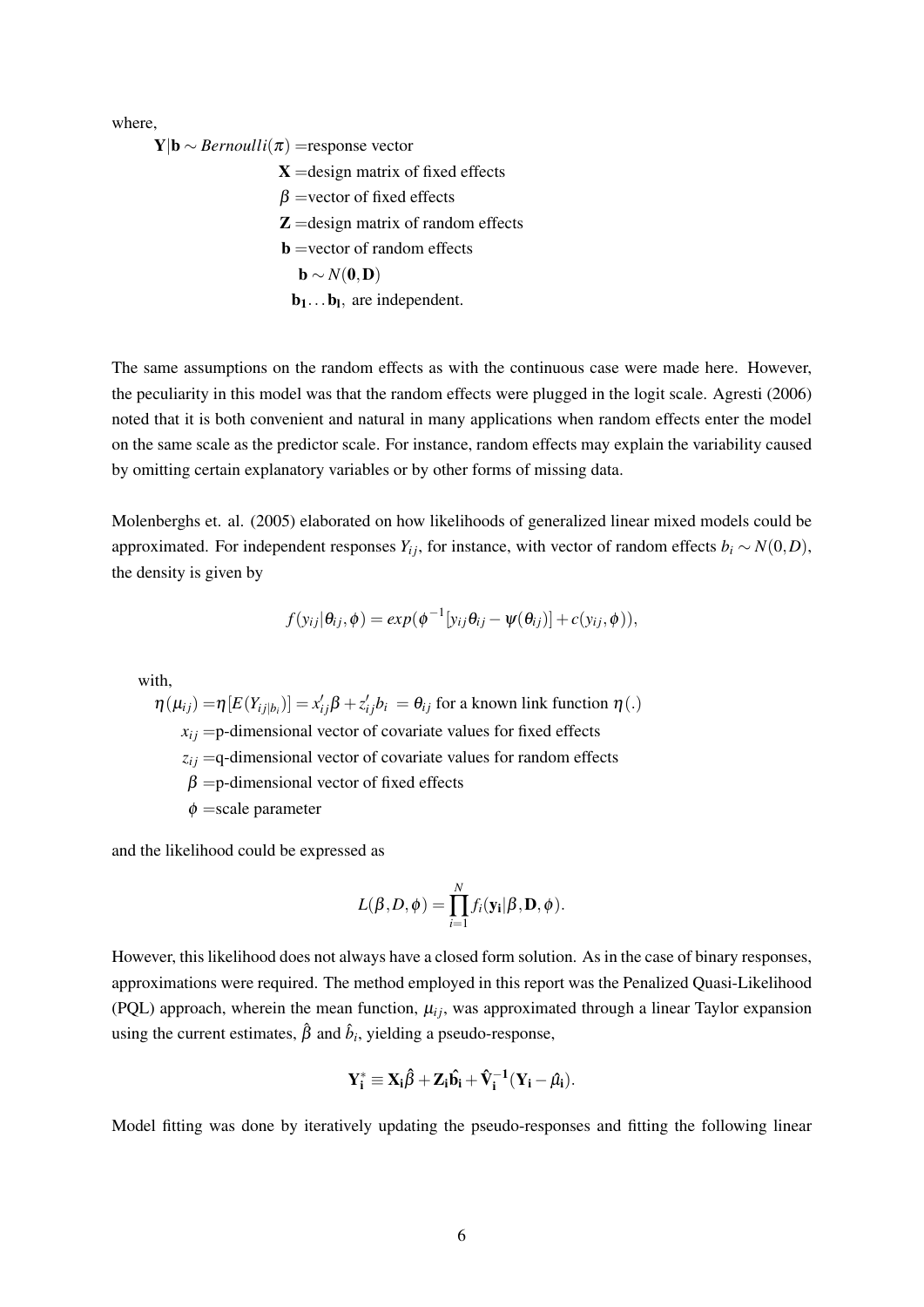where,

$\mathbf{Y}|\mathbf{b} \sim Bernoulli(\pi)$ =response vector

$\mathbf{X}$ =design matrix of fixed effects

$\beta$ =vector of fixed effects

$\mathbf{Z}$ =design matrix of random effects

$\mathbf{b}$ =vector of random effects

$\mathbf{b} \sim N(\mathbf{0}, \mathbf{D})$

$\mathbf{b_1} \ldots \mathbf{b_l}$, are independent.

The same assumptions on the random effects as with the continuous case were made here. However, the peculiarity in this model was that the random effects were plugged in the logit scale. Agresti (2006) noted that it is both convenient and natural in many applications when random effects enter the model on the same scale as the predictor scale. For instance, random effects may explain the variability caused by omitting certain explanatory variables or by other forms of missing data.

Molenberghs et. al. (2005) elaborated on how likelihoods of generalized linear mixed models could be approximated. For independent responses $Y_{ij}$, for instance, with vector of random effects $b_i \sim N(0, D)$, the density is given by

$$f(y_{ij}|\theta_{ij}, \phi) = exp(\phi^{-1}[y_{ij}\theta_{ij} - \psi(\theta_{ij})] + c(y_{ij}, \phi)),$$

with,

$\eta(\mu_{ij}) = \eta[E(Y_{ij|b_i})] = x'_{ij}\beta + z'_{ij}b_i = \theta_{ij}$ for a known link function $\eta(.)$

$x_{ij}$ =p-dimensional vector of covariate values for fixed effects

$z_{ij}$ =q-dimensional vector of covariate values for random effects

$\beta$ =p-dimensional vector of fixed effects

$\phi$ =scale parameter

and the likelihood could be expressed as

$$L(\beta, D, \phi) = \prod_{i=1}^{N} f_i(\mathbf{y_i}|\beta, \mathbf{D}, \phi).$$

However, this likelihood does not always have a closed form solution. As in the case of binary responses, approximations were required. The method employed in this report was the Penalized Quasi-Likelihood (PQL) approach, wherein the mean function, $\mu_{ij}$, was approximated through a linear Taylor expansion using the current estimates, $\hat{\beta}$ and $\hat{b}_i$, yielding a pseudo-response,

$$\mathbf{Y_i^*} \equiv \mathbf{X_i}\hat{\beta} + \mathbf{Z_i}\hat{\mathbf{b_i}} + \hat{\mathbf{V}}_{\mathbf{i}}^{-1}(\mathbf{Y_i} - \hat{\mu}_{\mathbf{i}}).$$

Model fitting was done by iteratively updating the pseudo-responses and fitting the following linear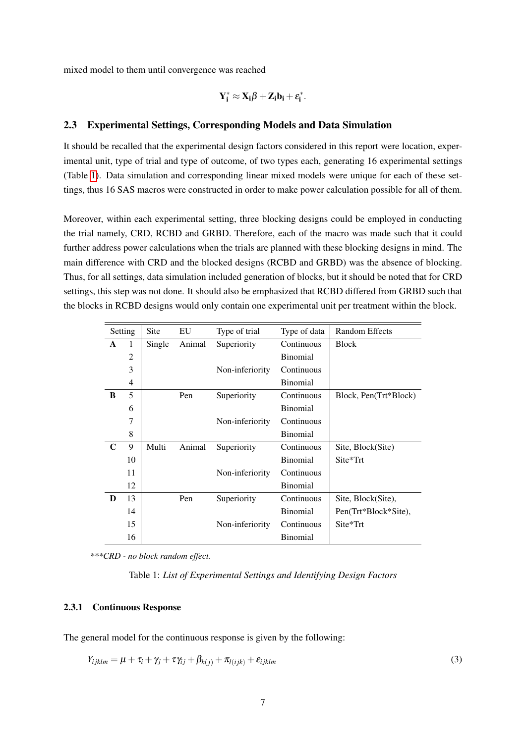mixed model to them until convergence was reached

$$\mathbf{Y_i^*} \approx \mathbf{X_i}\beta + \mathbf{Z_i b_i} + \varepsilon_i^*.$$

### 2.3 Experimental Settings, Corresponding Models and Data Simulation

It should be recalled that the experimental design factors considered in this report were location, experimental unit, type of trial and type of outcome, of two types each, generating 16 experimental settings (Table 1). Data simulation and corresponding linear mixed models were unique for each of these settings, thus 16 SAS macros were constructed in order to make power calculation possible for all of them.

Moreover, within each experimental setting, three blocking designs could be employed in conducting the trial namely, CRD, RCBD and GRBD. Therefore, each of the macro was made such that it could further address power calculations when the trials are planned with these blocking designs in mind. The main difference with CRD and the blocked designs (RCBD and GRBD) was the absence of blocking. Thus, for all settings, data simulation included generation of blocks, but it should be noted that for CRD settings, this step was not done. It should also be emphasized that RCBD differed from GRBD such that the blocks in RCBD designs would only contain one experimental unit per treatment within the block.

| Setting | | Site | EU | Type of trial | Type of data | Random Effects |
|---|---|---|---|---|---|---|
| **A** | 1 | Single | Animal | Superiority | Continuous | Block |
| | 2 | | | | Binomial | |
| | 3 | | | Non-inferiority | Continuous | |
| | 4 | | | | Binomial | |
| **B** | 5 | | Pen | Superiority | Continuous | Block, Pen(Trt*Block) |
| | 6 | | | | Binomial | |
| | 7 | | | Non-inferiority | Continuous | |
| | 8 | | | | Binomial | |
| **C** | 9 | Multi | Animal | Superiority | Continuous | Site, Block(Site) |
| | 10 | | | | Binomial | Site*Trt |
| | 11 | | | Non-inferiority | Continuous | |
| | 12 | | | | Binomial | |
| **D** | 13 | | Pen | Superiority | Continuous | Site, Block(Site), |
| | 14 | | | | Binomial | Pen(Trt*Block*Site), |
| | 15 | | | Non-inferiority | Continuous | Site*Trt |
| | 16 | | | | Binomial | |

*\*\*\*CRD - no block random effect.*

Table 1: *List of Experimental Settings and Identifying Design Factors*

#### 2.3.1 Continuous Response

The general model for the continuous response is given by the following:

$$Y_{ijklm} = \mu + \tau_i + \gamma_j + \tau\gamma_{ij} + \beta_{k(j)} + \pi_{l(ijk)} + \varepsilon_{ijklm} \tag{3}$$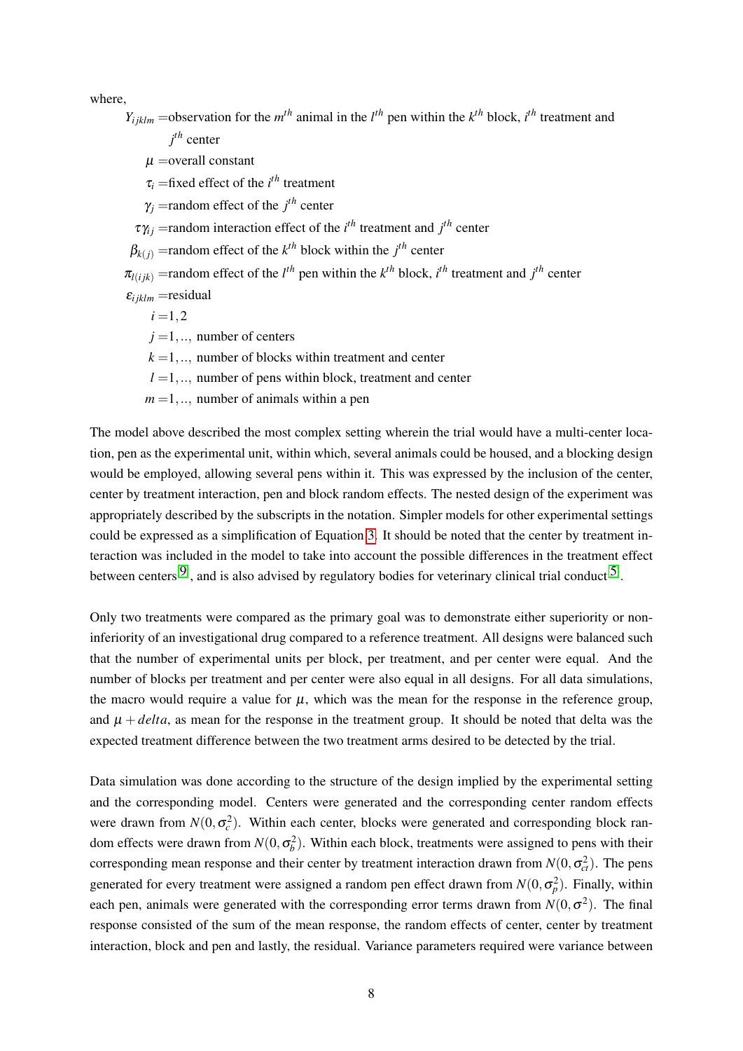where,

$Y_{ijklm}$ =observation for the $m^{th}$ animal in the $l^{th}$ pen within the $k^{th}$ block, $i^{th}$ treatment and $j^{th}$ center

$\mu$ =overall constant

$\tau_i$ =fixed effect of the $i^{th}$ treatment

$\gamma_j$ =random effect of the $j^{th}$ center

$\tau\gamma_{ij}$ =random interaction effect of the $i^{th}$ treatment and $j^{th}$ center

$\beta_{k(j)}$ =random effect of the $k^{th}$ block within the $j^{th}$ center

$\pi_{l(ijk)}$ =random effect of the $l^{th}$ pen within the $k^{th}$ block, $i^{th}$ treatment and $j^{th}$ center

$\varepsilon_{ijklm}$ =residual

$i$ =1, 2

$j$ =1, .., number of centers

$k$ =1, .., number of blocks within treatment and center

$l$ =1, .., number of pens within block, treatment and center

$m$ =1, .., number of animals within a pen

The model above described the most complex setting wherein the trial would have a multi-center location, pen as the experimental unit, within which, several animals could be housed, and a blocking design would be employed, allowing several pens within it. This was expressed by the inclusion of the center, center by treatment interaction, pen and block random effects. The nested design of the experiment was appropriately described by the subscripts in the notation. Simpler models for other experimental settings could be expressed as a simplification of Equation 3. It should be noted that the center by treatment interaction was included in the model to take into account the possible differences in the treatment effect between centers[9], and is also advised by regulatory bodies for veterinary clinical trial conduct[5].

Only two treatments were compared as the primary goal was to demonstrate either superiority or non-inferiority of an investigational drug compared to a reference treatment. All designs were balanced such that the number of experimental units per block, per treatment, and per center were equal. And the number of blocks per treatment and per center were also equal in all designs. For all data simulations, the macro would require a value for $\mu$, which was the mean for the response in the reference group, and $\mu + delta$, as mean for the response in the treatment group. It should be noted that delta was the expected treatment difference between the two treatment arms desired to be detected by the trial.

Data simulation was done according to the structure of the design implied by the experimental setting and the corresponding model. Centers were generated and the corresponding center random effects were drawn from $N(0, \sigma_c^2)$. Within each center, blocks were generated and corresponding block random effects were drawn from $N(0, \sigma_b^2)$. Within each block, treatments were assigned to pens with their corresponding mean response and their center by treatment interaction drawn from $N(0, \sigma_{ct}^2)$. The pens generated for every treatment were assigned a random pen effect drawn from $N(0, \sigma_p^2)$. Finally, within each pen, animals were generated with the corresponding error terms drawn from $N(0, \sigma^2)$. The final response consisted of the sum of the mean response, the random effects of center, center by treatment interaction, block and pen and lastly, the residual. Variance parameters required were variance between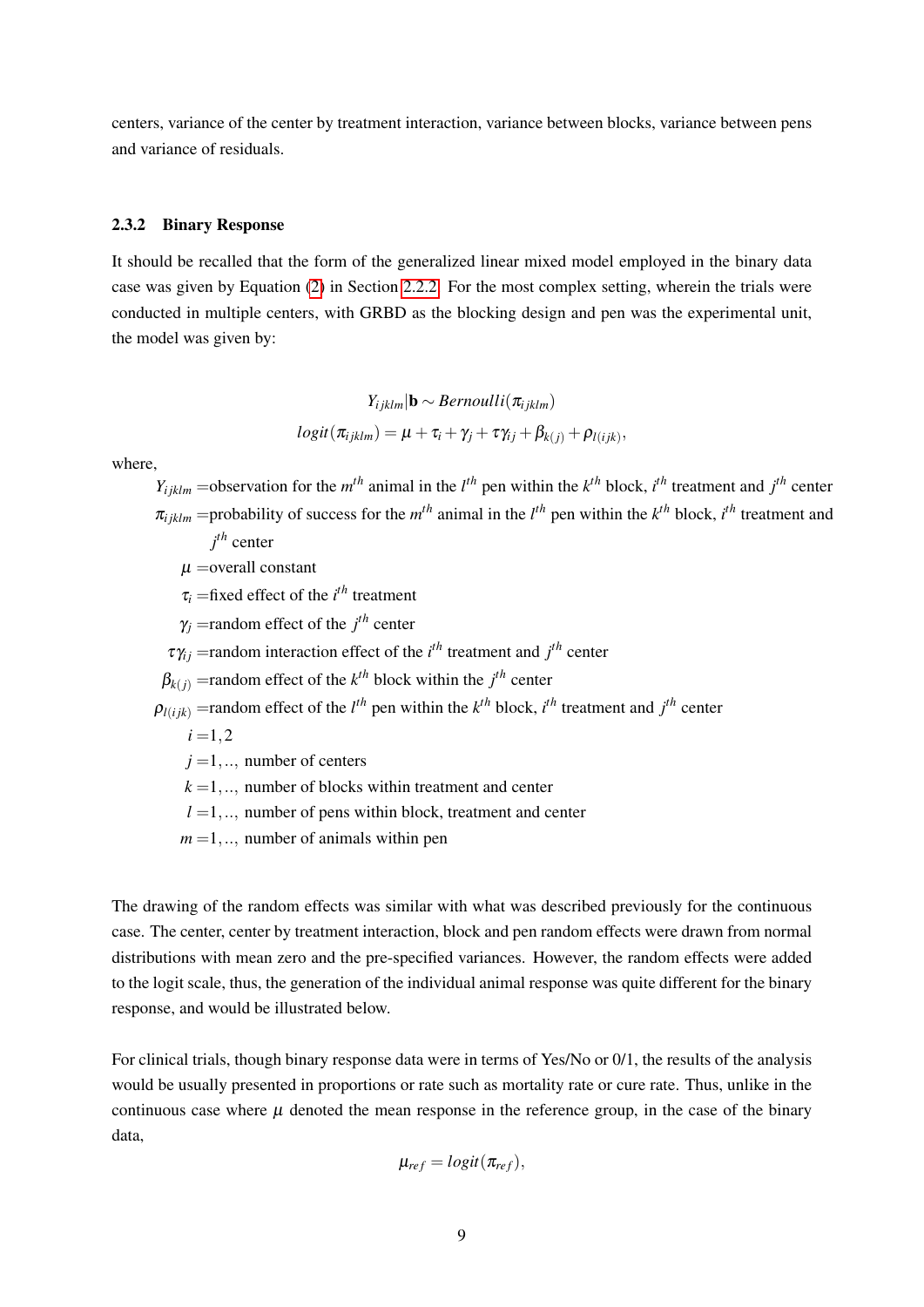centers, variance of the center by treatment interaction, variance between blocks, variance between pens and variance of residuals.

### 2.3.2 Binary Response

It should be recalled that the form of the generalized linear mixed model employed in the binary data case was given by Equation (2) in Section 2.2.2. For the most complex setting, wherein the trials were conducted in multiple centers, with GRBD as the blocking design and pen was the experimental unit, the model was given by:

$$Y_{ijklm}|\mathbf{b} \sim Bernoulli(\pi_{ijklm})$$
$$logit(\pi_{ijklm}) = \mu + \tau_i + \gamma_j + \tau\gamma_{ij} + \beta_{k(j)} + \rho_{l(ijk)},$$

where,

$Y_{ijklm}$ =observation for the $m^{th}$ animal in the $l^{th}$ pen within the $k^{th}$ block, $i^{th}$ treatment and $j^{th}$ center

$\pi_{ijklm}$ =probability of success for the $m^{th}$ animal in the $l^{th}$ pen within the $k^{th}$ block, $i^{th}$ treatment and $j^{th}$ center

$\mu$ =overall constant

$\tau_i$ =fixed effect of the $i^{th}$ treatment

$\gamma_j$ =random effect of the $j^{th}$ center

$\tau\gamma_{ij}$ =random interaction effect of the $i^{th}$ treatment and $j^{th}$ center

$\beta_{k(j)}$ =random effect of the $k^{th}$ block within the $j^{th}$ center

$\rho_{l(ijk)}$ =random effect of the $l^{th}$ pen within the $k^{th}$ block, $i^{th}$ treatment and $j^{th}$ center

$i$ =1, 2

$j$ =1,.., number of centers

$k$ =1,.., number of blocks within treatment and center

$l$ =1,.., number of pens within block, treatment and center

$m$ =1,.., number of animals within pen

The drawing of the random effects was similar with what was described previously for the continuous case. The center, center by treatment interaction, block and pen random effects were drawn from normal distributions with mean zero and the pre-specified variances. However, the random effects were added to the logit scale, thus, the generation of the individual animal response was quite different for the binary response, and would be illustrated below.

For clinical trials, though binary response data were in terms of Yes/No or 0/1, the results of the analysis would be usually presented in proportions or rate such as mortality rate or cure rate. Thus, unlike in the continuous case where $\mu$ denoted the mean response in the reference group, in the case of the binary data,

$$\mu_{ref} = logit(\pi_{ref}),$$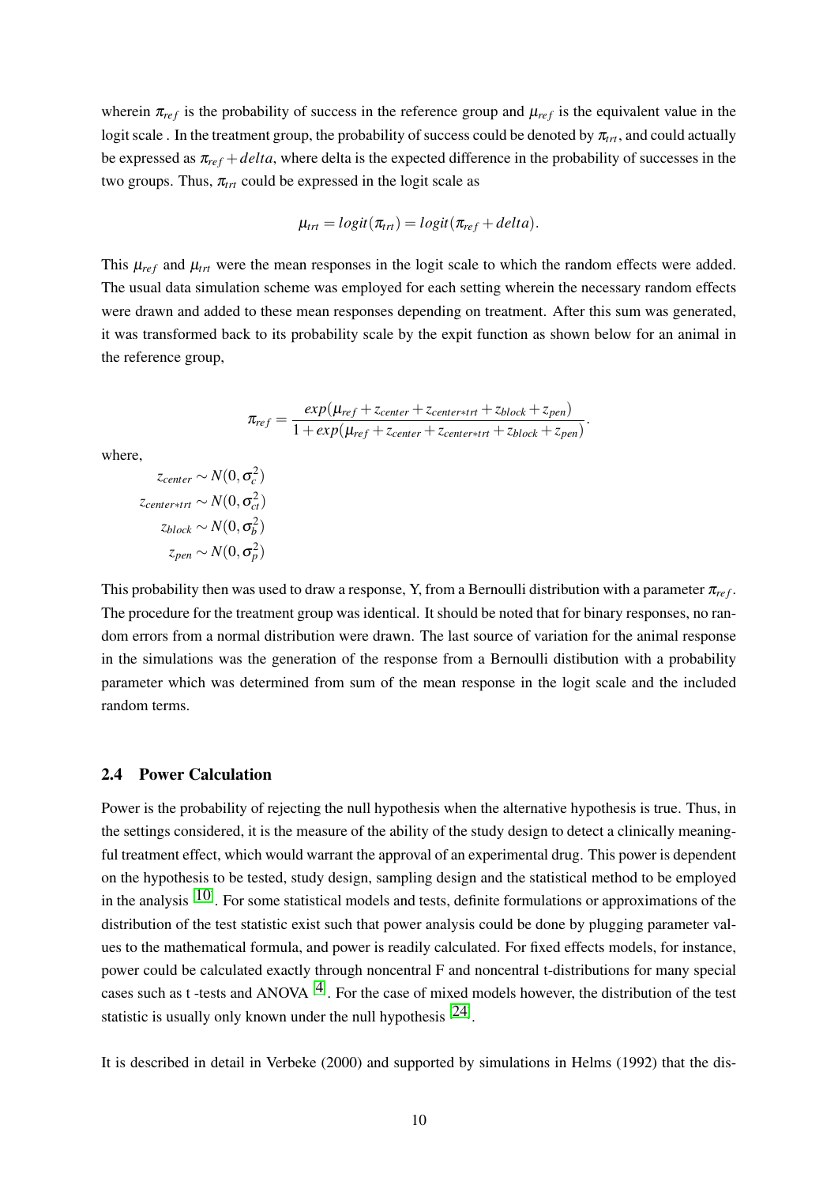wherein $\pi_{ref}$ is the probability of success in the reference group and $\mu_{ref}$ is the equivalent value in the logit scale . In the treatment group, the probability of success could be denoted by $\pi_{trt}$, and could actually be expressed as $\pi_{ref} + delta$, where delta is the expected difference in the probability of successes in the two groups. Thus, $\pi_{trt}$ could be expressed in the logit scale as

$$\mu_{trt} = logit(\pi_{trt}) = logit(\pi_{ref} + delta).$$

This $\mu_{ref}$ and $\mu_{trt}$ were the mean responses in the logit scale to which the random effects were added. The usual data simulation scheme was employed for each setting wherein the necessary random effects were drawn and added to these mean responses depending on treatment. After this sum was generated, it was transformed back to its probability scale by the expit function as shown below for an animal in the reference group,

$$\pi_{ref} = \frac{exp(\mu_{ref} + z_{center} + z_{center*trt} + z_{block} + z_{pen})}{1 + exp(\mu_{ref} + z_{center} + z_{center*trt} + z_{block} + z_{pen})}.$$

where,

$$z_{center} \sim N(0, \sigma_c^2)$$
$$z_{center*trt} \sim N(0, \sigma_{ct}^2)$$
$$z_{block} \sim N(0, \sigma_b^2)$$
$$z_{pen} \sim N(0, \sigma_p^2)$$

This probability then was used to draw a response, Y, from a Bernoulli distribution with a parameter $\pi_{ref}$. The procedure for the treatment group was identical. It should be noted that for binary responses, no random errors from a normal distribution were drawn. The last source of variation for the animal response in the simulations was the generation of the response from a Bernoulli distibution with a probability parameter which was determined from sum of the mean response in the logit scale and the included random terms.

### 2.4 Power Calculation

Power is the probability of rejecting the null hypothesis when the alternative hypothesis is true. Thus, in the settings considered, it is the measure of the ability of the study design to detect a clinically meaningful treatment effect, which would warrant the approval of an experimental drug. This power is dependent on the hypothesis to be tested, study design, sampling design and the statistical method to be employed in the analysis [10]. For some statistical models and tests, definite formulations or approximations of the distribution of the test statistic exist such that power analysis could be done by plugging parameter values to the mathematical formula, and power is readily calculated. For fixed effects models, for instance, power could be calculated exactly through noncentral F and noncentral t-distributions for many special cases such as t -tests and ANOVA [4]. For the case of mixed models however, the distribution of the test statistic is usually only known under the null hypothesis [24].

It is described in detail in Verbeke (2000) and supported by simulations in Helms (1992) that the dis-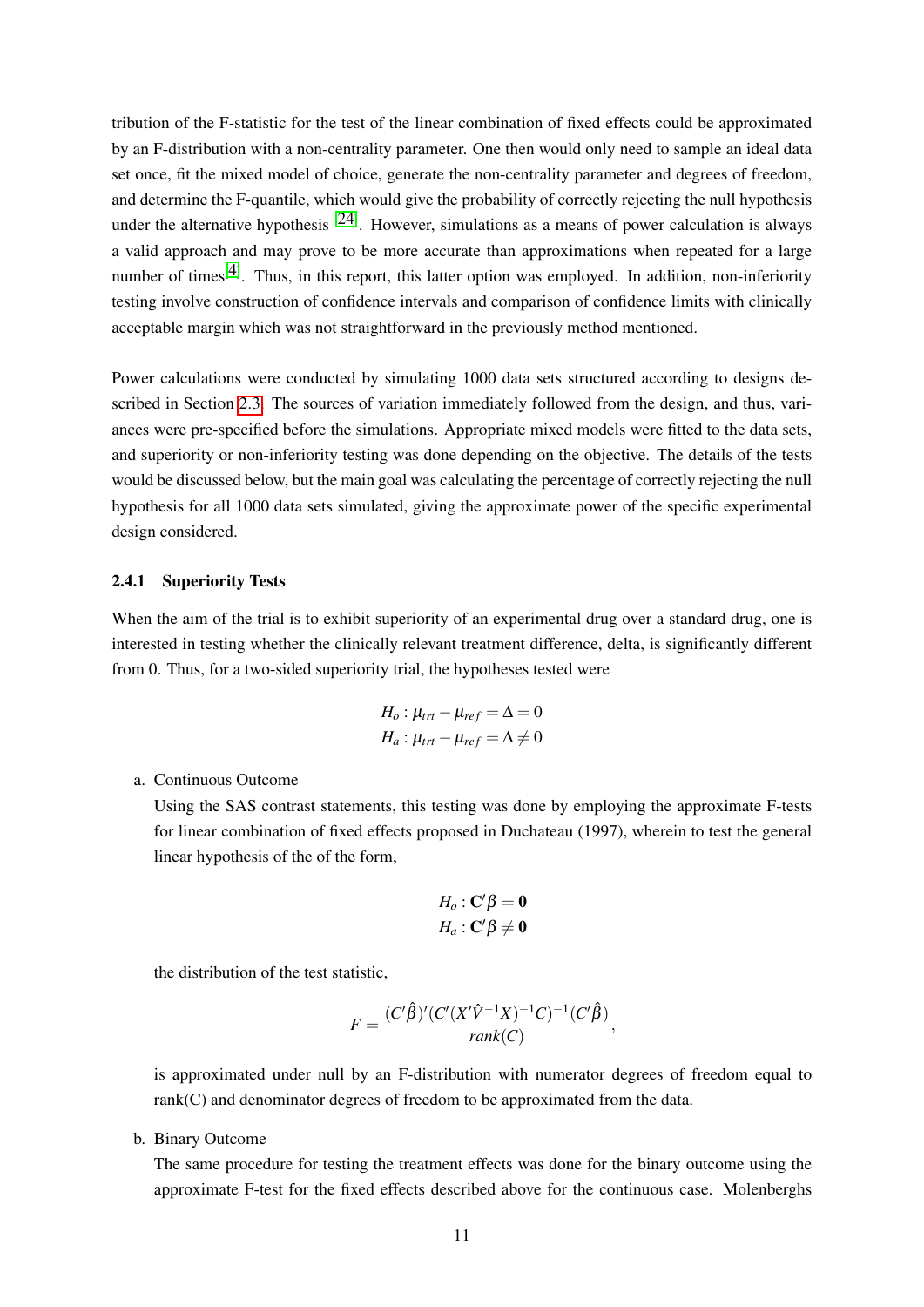tribution of the F-statistic for the test of the linear combination of fixed effects could be approximated by an F-distribution with a non-centrality parameter. One then would only need to sample an ideal data set once, fit the mixed model of choice, generate the non-centrality parameter and degrees of freedom, and determine the F-quantile, which would give the probability of correctly rejecting the null hypothesis under the alternative hypothesis [24]. However, simulations as a means of power calculation is always a valid approach and may prove to be more accurate than approximations when repeated for a large number of times[4]. Thus, in this report, this latter option was employed. In addition, non-inferiority testing involve construction of confidence intervals and comparison of confidence limits with clinically acceptable margin which was not straightforward in the previously method mentioned.

Power calculations were conducted by simulating 1000 data sets structured according to designs described in Section 2.3. The sources of variation immediately followed from the design, and thus, variances were pre-specified before the simulations. Appropriate mixed models were fitted to the data sets, and superiority or non-inferiority testing was done depending on the objective. The details of the tests would be discussed below, but the main goal was calculating the percentage of correctly rejecting the null hypothesis for all 1000 data sets simulated, giving the approximate power of the specific experimental design considered.

### 2.4.1 Superiority Tests

When the aim of the trial is to exhibit superiority of an experimental drug over a standard drug, one is interested in testing whether the clinically relevant treatment difference, delta, is significantly different from 0. Thus, for a two-sided superiority trial, the hypotheses tested were

$$H_o : \mu_{trt} - \mu_{ref} = \Delta = 0$$
$$H_a : \mu_{trt} - \mu_{ref} = \Delta \neq 0$$

a. Continuous Outcome

   Using the SAS contrast statements, this testing was done by employing the approximate F-tests for linear combination of fixed effects proposed in Duchateau (1997), wherein to test the general linear hypothesis of the of the form,

$$H_o : \mathbf{C}'\beta = \mathbf{0}$$
$$H_a : \mathbf{C}'\beta \neq \mathbf{0}$$

   the distribution of the test statistic,

$$F = \frac{(C'\hat{\beta})'(C'(X'\hat{V}^{-1}X)^{-1}C)^{-1}(C'\hat{\beta})}{rank(C)},$$

   is approximated under null by an F-distribution with numerator degrees of freedom equal to rank(C) and denominator degrees of freedom to be approximated from the data.

b. Binary Outcome

   The same procedure for testing the treatment effects was done for the binary outcome using the approximate F-test for the fixed effects described above for the continuous case. Molenberghs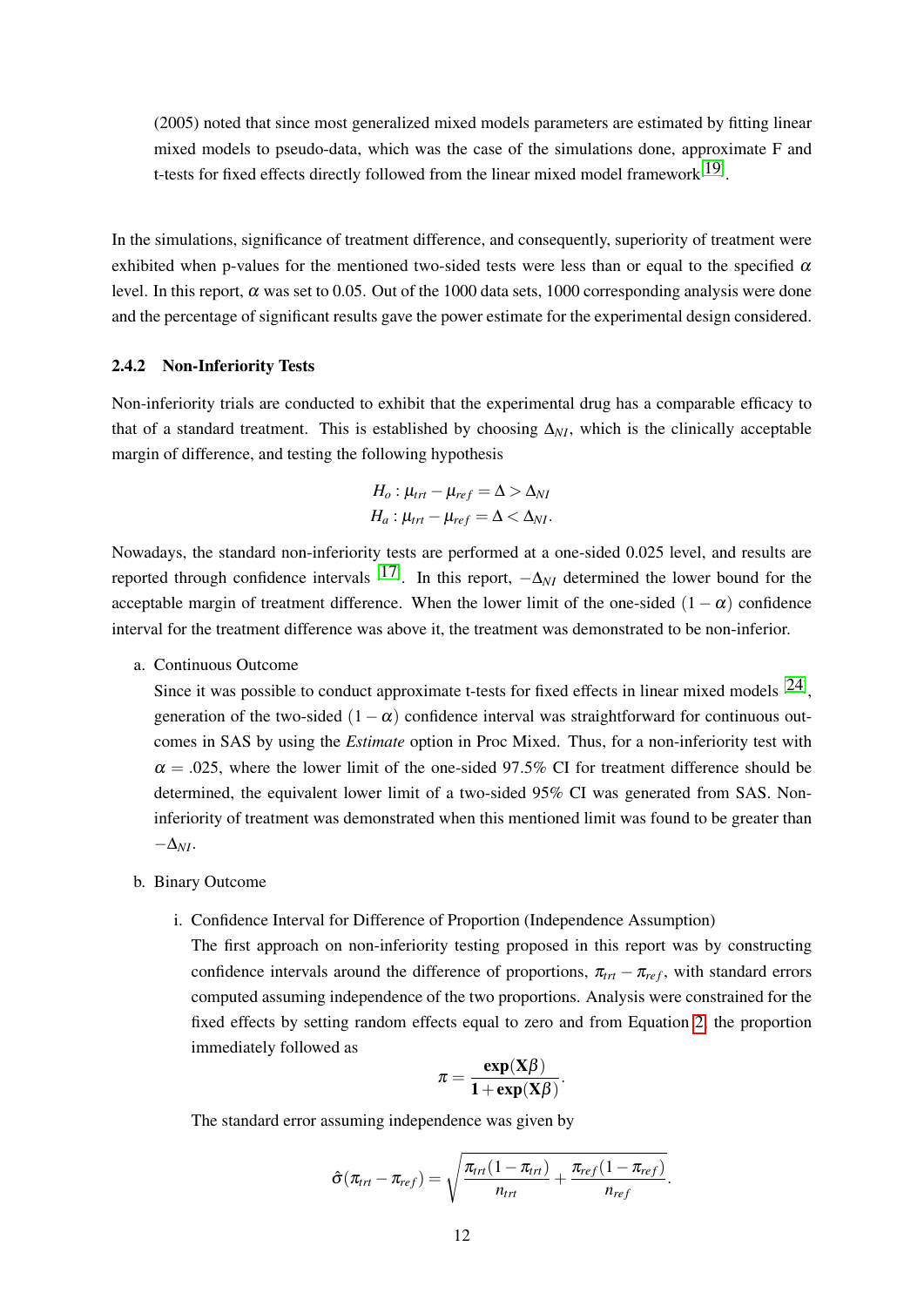(2005) noted that since most generalized mixed models parameters are estimated by fitting linear mixed models to pseudo-data, which was the case of the simulations done, approximate F and t-tests for fixed effects directly followed from the linear mixed model framework[19].

In the simulations, significance of treatment difference, and consequently, superiority of treatment were exhibited when p-values for the mentioned two-sided tests were less than or equal to the specified $\alpha$ level. In this report, $\alpha$ was set to 0.05. Out of the 1000 data sets, 1000 corresponding analysis were done and the percentage of significant results gave the power estimate for the experimental design considered.

### 2.4.2 Non-Inferiority Tests

Non-inferiority trials are conducted to exhibit that the experimental drug has a comparable efficacy to that of a standard treatment. This is established by choosing $\Delta_{NI}$, which is the clinically acceptable margin of difference, and testing the following hypothesis

$$H_o : \mu_{trt} - \mu_{ref} = \Delta > \Delta_{NI}$$
$$H_a : \mu_{trt} - \mu_{ref} = \Delta < \Delta_{NI}.$$

Nowadays, the standard non-inferiority tests are performed at a one-sided 0.025 level, and results are reported through confidence intervals [17]. In this report, $-\Delta_{NI}$ determined the lower bound for the acceptable margin of treatment difference. When the lower limit of the one-sided $(1-\alpha)$ confidence interval for the treatment difference was above it, the treatment was demonstrated to be non-inferior.

a. Continuous Outcome

   Since it was possible to conduct approximate t-tests for fixed effects in linear mixed models [24], generation of the two-sided $(1-\alpha)$ confidence interval was straightforward for continuous outcomes in SAS by using the *Estimate* option in Proc Mixed. Thus, for a non-inferiority test with $\alpha = .025$, where the lower limit of the one-sided 97.5% CI for treatment difference should be determined, the equivalent lower limit of a two-sided 95% CI was generated from SAS. Non-inferiority of treatment was demonstrated when this mentioned limit was found to be greater than $-\Delta_{NI}$.

b. Binary Outcome

   i. Confidence Interval for Difference of Proportion (Independence Assumption)

      The first approach on non-inferiority testing proposed in this report was by constructing confidence intervals around the difference of proportions, $\pi_{trt} - \pi_{ref}$, with standard errors computed assuming independence of the two proportions. Analysis were constrained for the fixed effects by setting random effects equal to zero and from Equation 2, the proportion immediately followed as

$$\pi = \frac{\mathbf{exp}(\mathbf{X}\beta)}{\mathbf{1} + \mathbf{exp}(\mathbf{X}\beta)}.$$

      The standard error assuming independence was given by

$$\hat{\sigma}(\pi_{trt} - \pi_{ref}) = \sqrt{\frac{\pi_{trt}(1-\pi_{trt})}{n_{trt}} + \frac{\pi_{ref}(1-\pi_{ref})}{n_{ref}}}.$$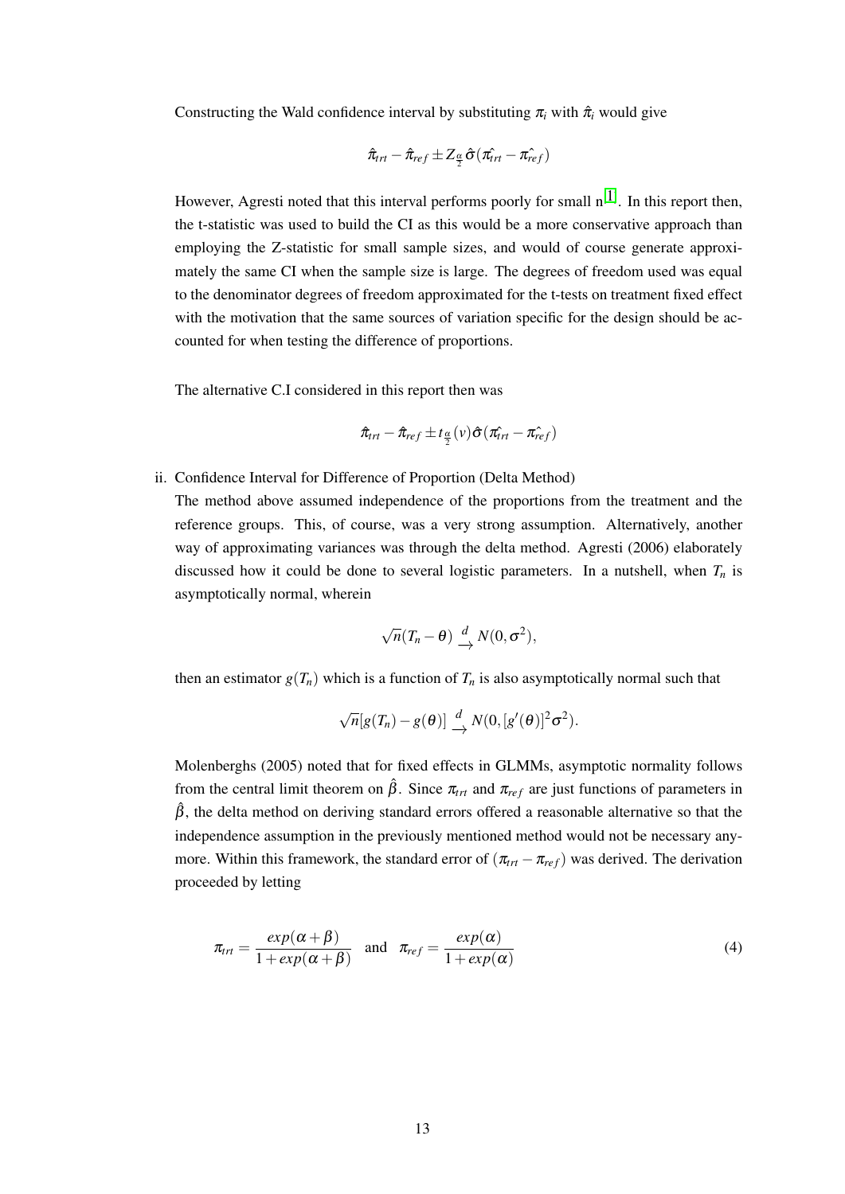Constructing the Wald confidence interval by substituting $\pi_i$ with $\hat{\pi}_i$ would give

$$\hat{\pi}_{trt} - \hat{\pi}_{ref} \pm Z_{\frac{\alpha}{2}} \hat{\sigma}(\hat{\pi_{trt}} - \hat{\pi_{ref}})$$

However, Agresti noted that this interval performs poorly for small n[1]. In this report then, the t-statistic was used to build the CI as this would be a more conservative approach than employing the Z-statistic for small sample sizes, and would of course generate approximately the same CI when the sample size is large. The degrees of freedom used was equal to the denominator degrees of freedom approximated for the t-tests on treatment fixed effect with the motivation that the same sources of variation specific for the design should be accounted for when testing the difference of proportions.

The alternative C.I considered in this report then was

$$\hat{\pi}_{trt} - \hat{\pi}_{ref} \pm t_{\frac{\alpha}{2}}(v) \hat{\sigma}(\hat{\pi_{trt}} - \hat{\pi_{ref}})$$

ii. Confidence Interval for Difference of Proportion (Delta Method)

The method above assumed independence of the proportions from the treatment and the reference groups. This, of course, was a very strong assumption. Alternatively, another way of approximating variances was through the delta method. Agresti (2006) elaborately discussed how it could be done to several logistic parameters. In a nutshell, when $T_n$ is asymptotically normal, wherein

$$\sqrt{n}(T_n - \theta) \xrightarrow{d} N(0, \sigma^2),$$

then an estimator $g(T_n)$ which is a function of $T_n$ is also asymptotically normal such that

$$\sqrt{n}[g(T_n) - g(\theta)] \xrightarrow{d} N(0, [g'(\theta)]^2 \sigma^2).$$

Molenberghs (2005) noted that for fixed effects in GLMMs, asymptotic normality follows from the central limit theorem on $\hat{\beta}$. Since $\pi_{trt}$ and $\pi_{ref}$ are just functions of parameters in $\hat{\beta}$, the delta method on deriving standard errors offered a reasonable alternative so that the independence assumption in the previously mentioned method would not be necessary anymore. Within this framework, the standard error of $(\pi_{trt} - \pi_{ref})$ was derived. The derivation proceeded by letting

$$\pi_{trt} = \frac{exp(\alpha + \beta)}{1 + exp(\alpha + \beta)} \quad \text{and} \quad \pi_{ref} = \frac{exp(\alpha)}{1 + exp(\alpha)} \tag{4}$$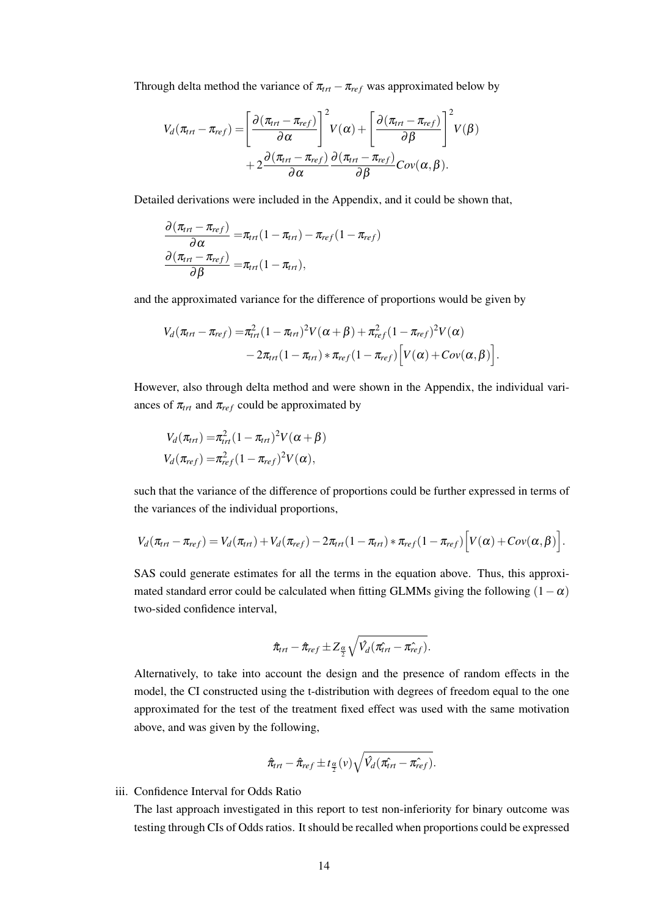Through delta method the variance of $\pi_{trt} - \pi_{ref}$ was approximated below by

$$V_d(\pi_{trt} - \pi_{ref}) = \left[\frac{\partial(\pi_{trt} - \pi_{ref})}{\partial \alpha}\right]^2 V(\alpha) + \left[\frac{\partial(\pi_{trt} - \pi_{ref})}{\partial \beta}\right]^2 V(\beta)$$
$$+ 2\frac{\partial(\pi_{trt} - \pi_{ref})}{\partial \alpha}\frac{\partial(\pi_{trt} - \pi_{ref})}{\partial \beta}Cov(\alpha, \beta).$$

Detailed derivations were included in the Appendix, and it could be shown that,

$$\frac{\partial(\pi_{trt} - \pi_{ref})}{\partial \alpha} = \pi_{trt}(1 - \pi_{trt}) - \pi_{ref}(1 - \pi_{ref})$$
$$\frac{\partial(\pi_{trt} - \pi_{ref})}{\partial \beta} = \pi_{trt}(1 - \pi_{trt}),$$

and the approximated variance for the difference of proportions would be given by

$$V_d(\pi_{trt} - \pi_{ref}) = \pi_{trt}^2(1 - \pi_{trt})^2 V(\alpha + \beta) + \pi_{ref}^2(1 - \pi_{ref})^2 V(\alpha)$$
$$- 2\pi_{trt}(1 - \pi_{trt}) * \pi_{ref}(1 - \pi_{ref})\Big[V(\alpha) + Cov(\alpha, \beta)\Big].$$

However, also through delta method and were shown in the Appendix, the individual variances of $\pi_{trt}$ and $\pi_{ref}$ could be approximated by

$$V_d(\pi_{trt}) = \pi_{trt}^2(1 - \pi_{trt})^2 V(\alpha + \beta)$$
$$V_d(\pi_{ref}) = \pi_{ref}^2(1 - \pi_{ref})^2 V(\alpha),$$

such that the variance of the difference of proportions could be further expressed in terms of the variances of the individual proportions,

$$V_d(\pi_{trt} - \pi_{ref}) = V_d(\pi_{trt}) + V_d(\pi_{ref}) - 2\pi_{trt}(1 - \pi_{trt}) * \pi_{ref}(1 - \pi_{ref})\Big[V(\alpha) + Cov(\alpha, \beta)\Big].$$

SAS could generate estimates for all the terms in the equation above. Thus, this approximated standard error could be calculated when fitting GLMMs giving the following $(1 - \alpha)$ two-sided confidence interval,

$$\hat{\pi}_{trt} - \hat{\pi}_{ref} \pm Z_{\frac{\alpha}{2}}\sqrt{\hat{V}_d(\hat{\pi_{trt}} - \hat{\pi_{ref}})}.$$

Alternatively, to take into account the design and the presence of random effects in the model, the CI constructed using the t-distribution with degrees of freedom equal to the one approximated for the test of the treatment fixed effect was used with the same motivation above, and was given by the following,

$$\hat{\pi}_{trt} - \hat{\pi}_{ref} \pm t_{\frac{\alpha}{2}}(v)\sqrt{\hat{V}_d(\hat{\pi_{trt}} - \hat{\pi_{ref}})}.$$

iii. Confidence Interval for Odds Ratio

The last approach investigated in this report to test non-inferiority for binary outcome was testing through CIs of Odds ratios. It should be recalled when proportions could be expressed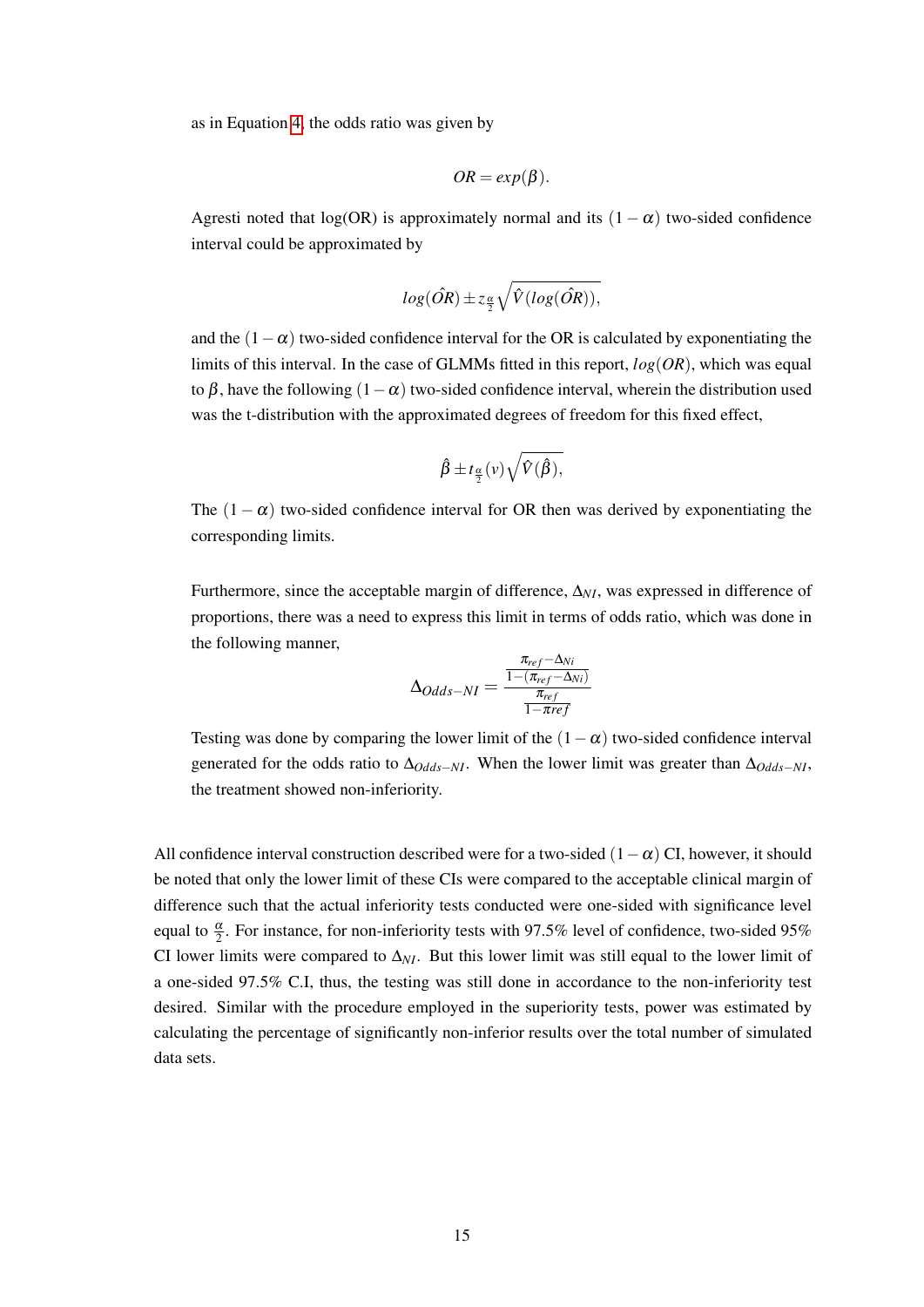as in Equation 4, the odds ratio was given by

$$OR = exp(\beta).$$

Agresti noted that log(OR) is approximately normal and its $(1-\alpha)$ two-sided confidence interval could be approximated by

$$log(\hat{OR}) \pm z_{\frac{\alpha}{2}} \sqrt{\hat{V}(log(\hat{OR})},$$

and the $(1-\alpha)$ two-sided confidence interval for the OR is calculated by exponentiating the limits of this interval. In the case of GLMMs fitted in this report, $log(OR)$, which was equal to $\beta$, have the following $(1-\alpha)$ two-sided confidence interval, wherein the distribution used was the t-distribution with the approximated degrees of freedom for this fixed effect,

$$\hat{\beta} \pm t_{\frac{\alpha}{2}}(v) \sqrt{\hat{V}(\hat{\beta})},$$

The $(1-\alpha)$ two-sided confidence interval for OR then was derived by exponentiating the corresponding limits.

Furthermore, since the acceptable margin of difference, $\Delta_{NI}$, was expressed in difference of proportions, there was a need to express this limit in terms of odds ratio, which was done in the following manner,

$$\Delta_{Odds-NI} = \frac{\frac{\pi_{ref} - \Delta_{Ni}}{1-(\pi_{ref} - \Delta_{Ni})}}{\frac{\pi_{ref}}{1-\pi ref}}$$

Testing was done by comparing the lower limit of the $(1-\alpha)$ two-sided confidence interval generated for the odds ratio to $\Delta_{Odds-NI}$. When the lower limit was greater than $\Delta_{Odds-NI}$, the treatment showed non-inferiority.

All confidence interval construction described were for a two-sided $(1-\alpha)$ CI, however, it should be noted that only the lower limit of these CIs were compared to the acceptable clinical margin of difference such that the actual inferiority tests conducted were one-sided with significance level equal to $\frac{\alpha}{2}$. For instance, for non-inferiority tests with 97.5% level of confidence, two-sided 95% CI lower limits were compared to $\Delta_{NI}$. But this lower limit was still equal to the lower limit of a one-sided 97.5% C.I, thus, the testing was still done in accordance to the non-inferiority test desired. Similar with the procedure employed in the superiority tests, power was estimated by calculating the percentage of significantly non-inferior results over the total number of simulated data sets.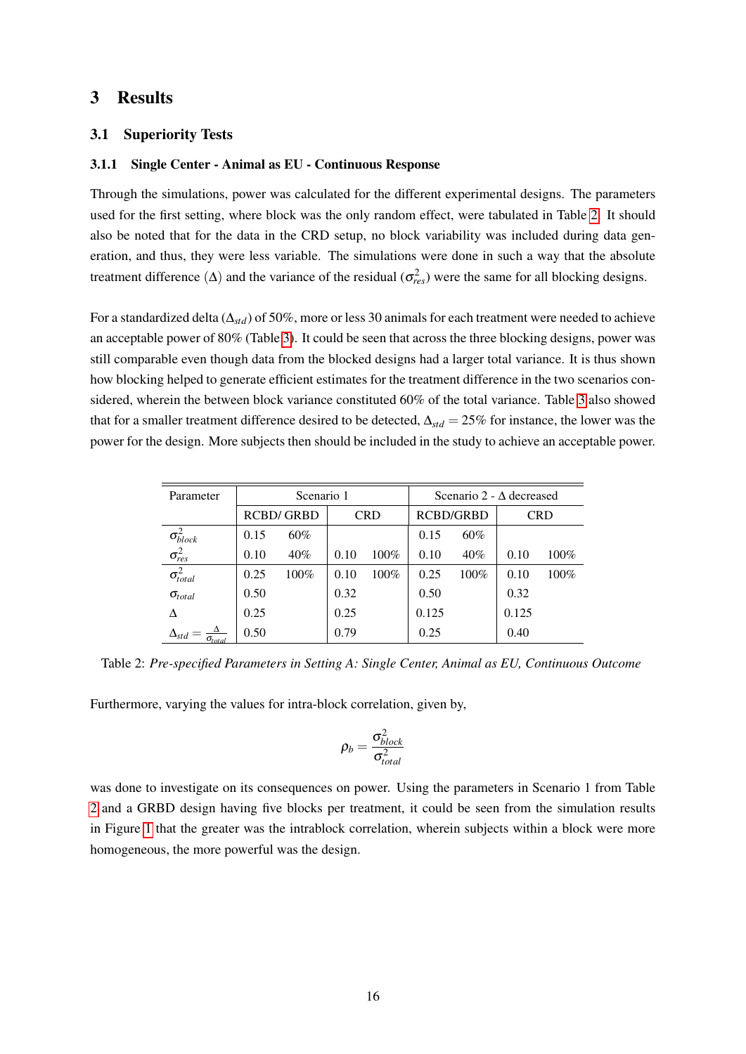# 3 Results

## 3.1 Superiority Tests

### 3.1.1 Single Center - Animal as EU - Continuous Response

Through the simulations, power was calculated for the different experimental designs. The parameters used for the first setting, where block was the only random effect, were tabulated in Table 2. It should also be noted that for the data in the CRD setup, no block variability was included during data generation, and thus, they were less variable. The simulations were done in such a way that the absolute treatment difference ($\Delta$) and the variance of the residual ($\sigma^2_{res}$) were the same for all blocking designs.

For a standardized delta ($\Delta_{std}$) of 50%, more or less 30 animals for each treatment were needed to achieve an acceptable power of 80% (Table 3). It could be seen that across the three blocking designs, power was still comparable even though data from the blocked designs had a larger total variance. It is thus shown how blocking helped to generate efficient estimates for the treatment difference in the two scenarios considered, wherein the between block variance constituted 60% of the total variance. Table 3 also showed that for a smaller treatment difference desired to be detected, $\Delta_{std} = 25\%$ for instance, the lower was the power for the design. More subjects then should be included in the study to achieve an acceptable power.

| Parameter | Scenario 1 | | | | Scenario 2 - $\Delta$ decreased | | | |
|---|---|---|---|---|---|---|---|---|
| | RCBD/ GRBD | | CRD | | RCBD/GRBD | | CRD | |
| $\sigma^2_{block}$ | 0.15 | 60% | | | 0.15 | 60% | | |
| $\sigma^2_{res}$ | 0.10 | 40% | 0.10 | 100% | 0.10 | 40% | 0.10 | 100% |
| $\sigma^2_{total}$ | 0.25 | 100% | 0.10 | 100% | 0.25 | 100% | 0.10 | 100% |
| $\sigma_{total}$ | 0.50 | | 0.32 | | 0.50 | | 0.32 | |
| $\Delta$ | 0.25 | | 0.25 | | 0.125 | | 0.125 | |
| $\Delta_{std} = \frac{\Delta}{\sigma_{total}}$ | 0.50 | | 0.79 | | 0.25 | | 0.40 | |

Table 2: *Pre-specified Parameters in Setting A: Single Center, Animal as EU, Continuous Outcome*

Furthermore, varying the values for intra-block correlation, given by,

$$\rho_b = \frac{\sigma^2_{block}}{\sigma^2_{total}}$$

was done to investigate on its consequences on power. Using the parameters in Scenario 1 from Table 2 and a GRBD design having five blocks per treatment, it could be seen from the simulation results in Figure 1 that the greater was the intrablock correlation, wherein subjects within a block were more homogeneous, the more powerful was the design.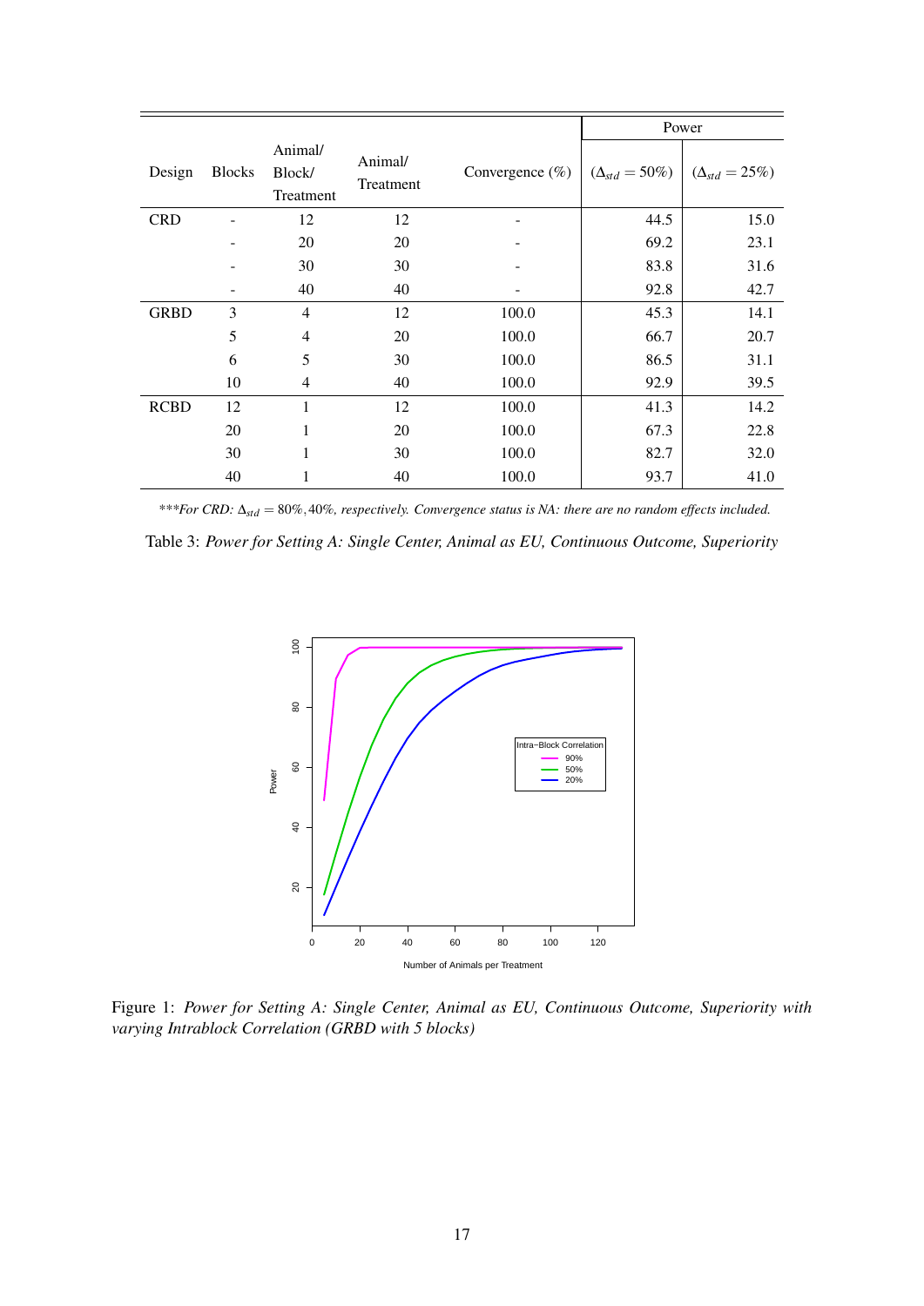| Design | Blocks | Animal/ Block/ Treatment | Animal/ Treatment | Convergence (%) | Power | |
|---|---|---|---|---|---|---|
| | | | | | ($\Delta_{std} = 50\%$) | ($\Delta_{std} = 25\%$) |
| CRD | - | 12 | 12 | - | 44.5 | 15.0 |
| | - | 20 | 20 | - | 69.2 | 23.1 |
| | - | 30 | 30 | - | 83.8 | 31.6 |
| | - | 40 | 40 | - | 92.8 | 42.7 |
| GRBD | 3 | 4 | 12 | 100.0 | 45.3 | 14.1 |
| | 5 | 4 | 20 | 100.0 | 66.7 | 20.7 |
| | 6 | 5 | 30 | 100.0 | 86.5 | 31.1 |
| | 10 | 4 | 40 | 100.0 | 92.9 | 39.5 |
| RCBD | 12 | 1 | 12 | 100.0 | 41.3 | 14.2 |
| | 20 | 1 | 20 | 100.0 | 67.3 | 22.8 |
| | 30 | 1 | 30 | 100.0 | 82.7 | 32.0 |
| | 40 | 1 | 40 | 100.0 | 93.7 | 41.0 |

****For CRD:* $\Delta_{std} = 80\%, 40\%$*, respectively. Convergence status is NA: there are no random effects included.*

Table 3: *Power for Setting A: Single Center, Animal as EU, Continuous Outcome, Superiority*

Figure 1: *Power for Setting A: Single Center, Animal as EU, Continuous Outcome, Superiority with varying Intrablock Correlation (GRBD with 5 blocks)*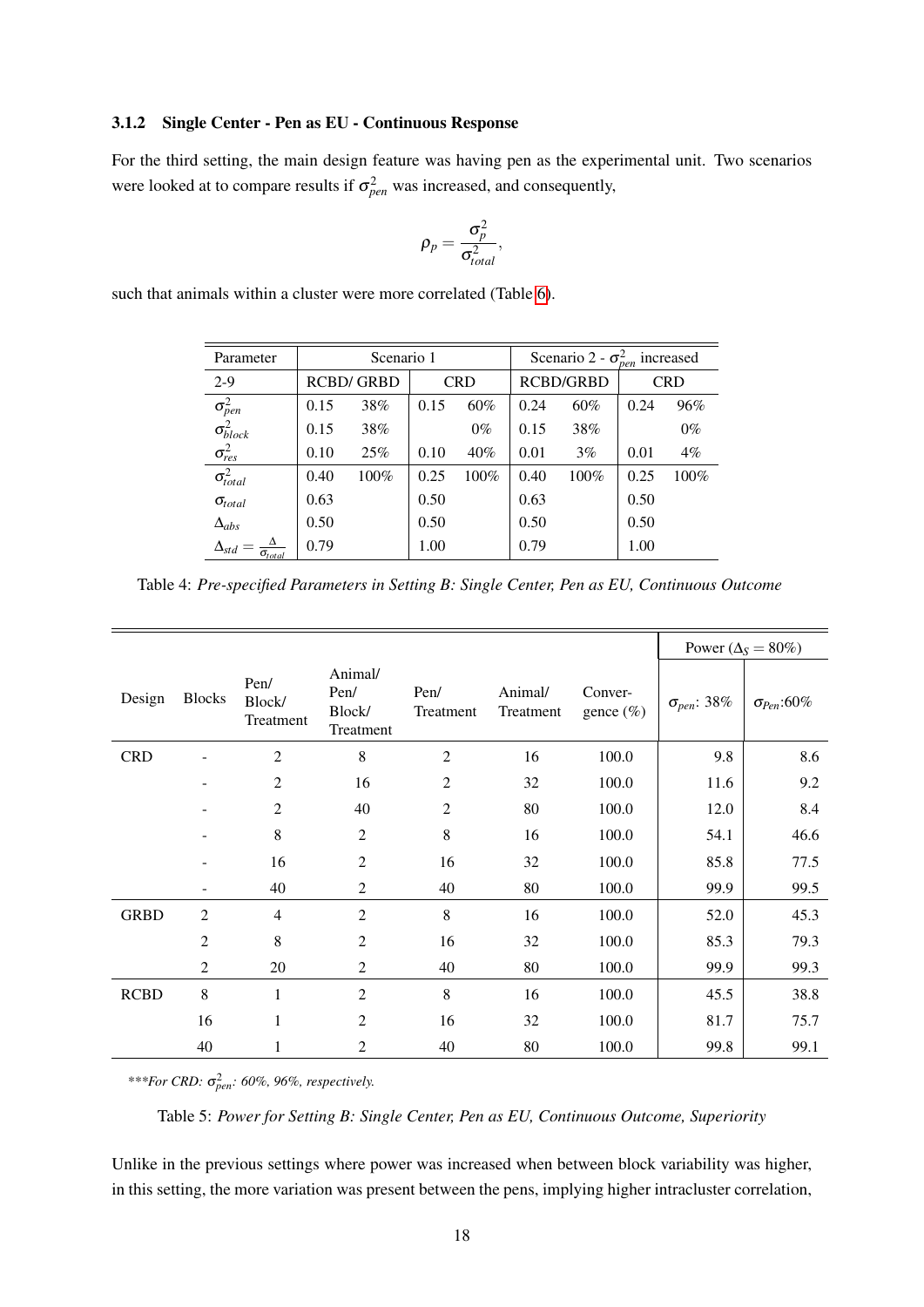### 3.1.2 Single Center - Pen as EU - Continuous Response

For the third setting, the main design feature was having pen as the experimental unit. Two scenarios were looked at to compare results if $\sigma^2_{pen}$ was increased, and consequently,

$$\rho_p = \frac{\sigma^2_p}{\sigma^2_{total}},$$

such that animals within a cluster were more correlated (Table 6).

| Parameter | Scenario 1 | | | | Scenario 2 - $\sigma^2_{pen}$ increased | | | |
|---|---|---|---|---|---|---|---|---|
| 2-9 | RCBD/ GRBD | | CRD | | RCBD/GRBD | | CRD | |
| $\sigma^2_{pen}$ | 0.15 | 38% | 0.15 | 60% | 0.24 | 60% | 0.24 | 96% |
| $\sigma^2_{block}$ | 0.15 | 38% | | 0% | 0.15 | 38% | | 0% |
| $\sigma^2_{res}$ | 0.10 | 25% | 0.10 | 40% | 0.01 | 3% | 0.01 | 4% |
| $\sigma^2_{total}$ | 0.40 | 100% | 0.25 | 100% | 0.40 | 100% | 0.25 | 100% |
| $\sigma_{total}$ | 0.63 | | 0.50 | | 0.63 | | 0.50 | |
| $\Delta_{abs}$ | 0.50 | | 0.50 | | 0.50 | | 0.50 | |
| $\Delta_{std} = \frac{\Delta}{\sigma_{total}}$ | 0.79 | | 1.00 | | 0.79 | | 1.00 | |

Table 4: *Pre-specified Parameters in Setting B: Single Center, Pen as EU, Continuous Outcome*

| Design | Blocks | Pen/ Block/ Treatment | Animal/ Pen/ Block/ Treatment | Pen/ Treatment | Animal/ Treatment | Conver-gence (%) | Power ($\Delta_S = 80\%$) $\sigma_{pen}$: 38% | Power ($\Delta_S = 80\%$) $\sigma_{Pen}$:60% |
|---|---|---|---|---|---|---|---|---|
| CRD | - | 2 | 8 | 2 | 16 | 100.0 | 9.8 | 8.6 |
| | - | 2 | 16 | 2 | 32 | 100.0 | 11.6 | 9.2 |
| | - | 2 | 40 | 2 | 80 | 100.0 | 12.0 | 8.4 |
| | - | 8 | 2 | 8 | 16 | 100.0 | 54.1 | 46.6 |
| | - | 16 | 2 | 16 | 32 | 100.0 | 85.8 | 77.5 |
| | - | 40 | 2 | 40 | 80 | 100.0 | 99.9 | 99.5 |
| GRBD | 2 | 4 | 2 | 8 | 16 | 100.0 | 52.0 | 45.3 |
| | 2 | 8 | 2 | 16 | 32 | 100.0 | 85.3 | 79.3 |
| | 2 | 20 | 2 | 40 | 80 | 100.0 | 99.9 | 99.3 |
| RCBD | 8 | 1 | 2 | 8 | 16 | 100.0 | 45.5 | 38.8 |
| | 16 | 1 | 2 | 16 | 32 | 100.0 | 81.7 | 75.7 |
| | 40 | 1 | 2 | 40 | 80 | 100.0 | 99.8 | 99.1 |

****For CRD: $\sigma^2_{pen}$: 60%, 96%, respectively.*

Table 5: *Power for Setting B: Single Center, Pen as EU, Continuous Outcome, Superiority*

Unlike in the previous settings where power was increased when between block variability was higher, in this setting, the more variation was present between the pens, implying higher intracluster correlation,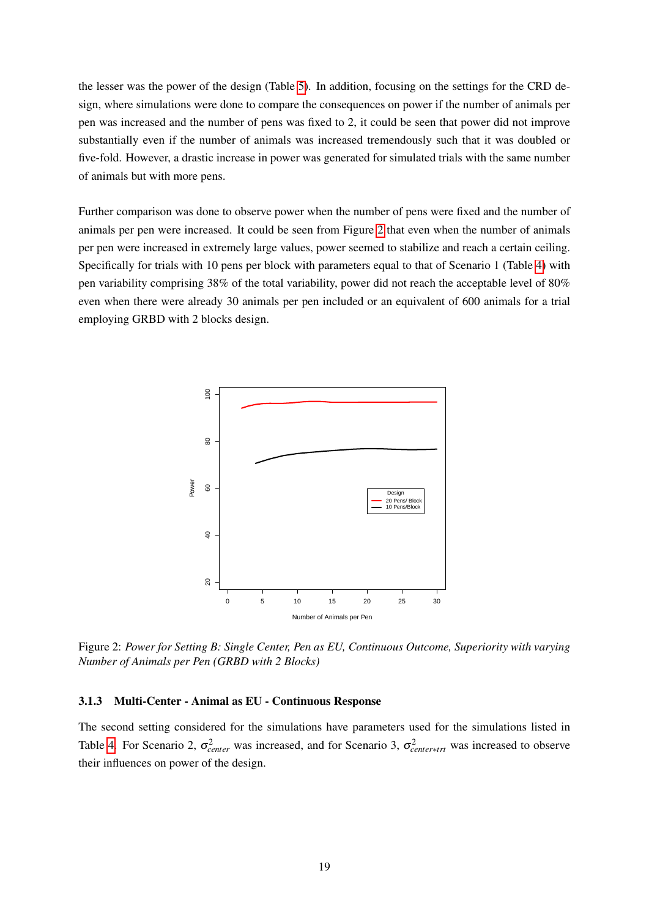the lesser was the power of the design (Table 5). In addition, focusing on the settings for the CRD design, where simulations were done to compare the consequences on power if the number of animals per pen was increased and the number of pens was fixed to 2, it could be seen that power did not improve substantially even if the number of animals was increased tremendously such that it was doubled or five-fold. However, a drastic increase in power was generated for simulated trials with the same number of animals but with more pens.

Further comparison was done to observe power when the number of pens were fixed and the number of animals per pen were increased. It could be seen from Figure 2 that even when the number of animals per pen were increased in extremely large values, power seemed to stabilize and reach a certain ceiling. Specifically for trials with 10 pens per block with parameters equal to that of Scenario 1 (Table 4) with pen variability comprising 38% of the total variability, power did not reach the acceptable level of 80% even when there were already 30 animals per pen included or an equivalent of 600 animals for a trial employing GRBD with 2 blocks design.

Figure 2: *Power for Setting B: Single Center, Pen as EU, Continuous Outcome, Superiority with varying Number of Animals per Pen (GRBD with 2 Blocks)*

### 3.1.3 Multi-Center - Animal as EU - Continuous Response

The second setting considered for the simulations have parameters used for the simulations listed in Table 4. For Scenario 2, $\sigma^2_{center}$ was increased, and for Scenario 3, $\sigma^2_{center*trt}$ was increased to observe their influences on power of the design.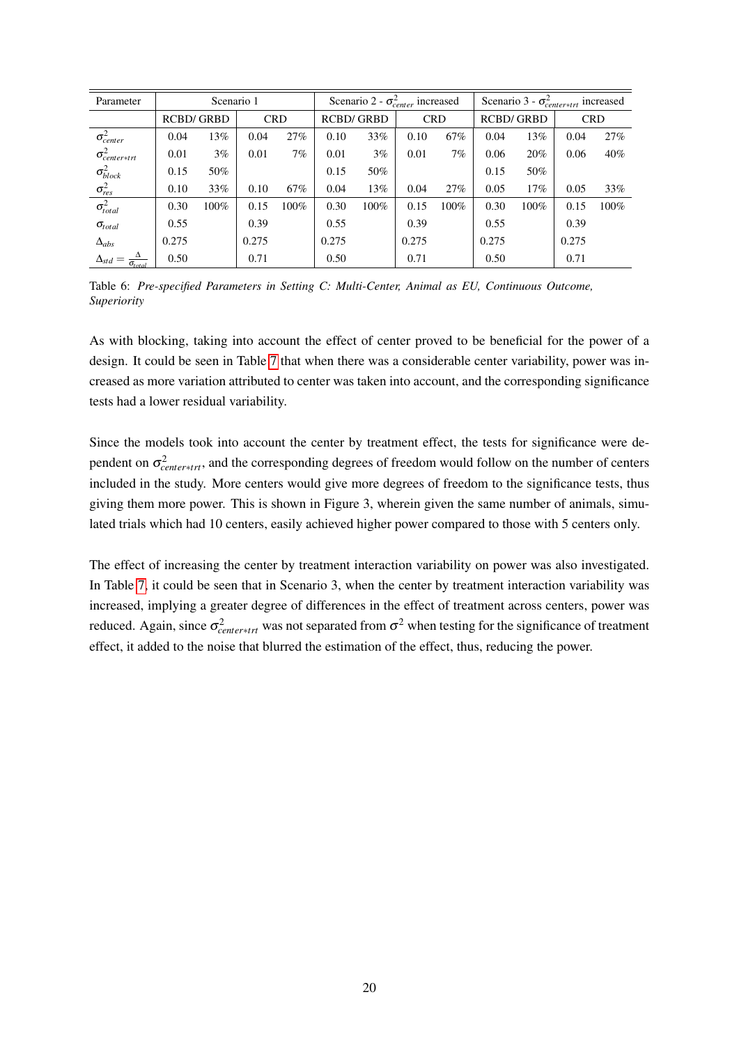| Parameter | Scenario 1 | | | | Scenario 2 - $\sigma^2_{center}$ increased | | | | Scenario 3 - $\sigma^2_{center*trt}$ increased | | | |
|---|---|---|---|---|---|---|---|---|---|---|---|---|
| | RCBD/ GRBD | | CRD | | RCBD/ GRBD | | CRD | | RCBD/ GRBD | | CRD | |
| $\sigma^2_{center}$ | 0.04 | 13% | 0.04 | 27% | 0.10 | 33% | 0.10 | 67% | 0.04 | 13% | 0.04 | 27% |
| $\sigma^2_{center*trt}$ | 0.01 | 3% | 0.01 | 7% | 0.01 | 3% | 0.01 | 7% | 0.06 | 20% | 0.06 | 40% |
| $\sigma^2_{block}$ | 0.15 | 50% | | | 0.15 | 50% | | | 0.15 | 50% | | |
| $\sigma^2_{res}$ | 0.10 | 33% | 0.10 | 67% | 0.04 | 13% | 0.04 | 27% | 0.05 | 17% | 0.05 | 33% |
| $\sigma^2_{total}$ | 0.30 | 100% | 0.15 | 100% | 0.30 | 100% | 0.15 | 100% | 0.30 | 100% | 0.15 | 100% |
| $\sigma_{total}$ | 0.55 | | 0.39 | | 0.55 | | 0.39 | | 0.55 | | 0.39 | |
| $\Delta_{abs}$ | 0.275 | | 0.275 | | 0.275 | | 0.275 | | 0.275 | | 0.275 | |
| $\Delta_{std} = \frac{\Delta}{\sigma_{total}}$ | 0.50 | | 0.71 | | 0.50 | | 0.71 | | 0.50 | | 0.71 | |

Table 6: *Pre-specified Parameters in Setting C: Multi-Center, Animal as EU, Continuous Outcome, Superiority*

As with blocking, taking into account the effect of center proved to be beneficial for the power of a design. It could be seen in Table 7 that when there was a considerable center variability, power was increased as more variation attributed to center was taken into account, and the corresponding significance tests had a lower residual variability.

Since the models took into account the center by treatment effect, the tests for significance were dependent on $\sigma^2_{center*trt}$, and the corresponding degrees of freedom would follow on the number of centers included in the study. More centers would give more degrees of freedom to the significance tests, thus giving them more power. This is shown in Figure 3, wherein given the same number of animals, simulated trials which had 10 centers, easily achieved higher power compared to those with 5 centers only.

The effect of increasing the center by treatment interaction variability on power was also investigated. In Table 7, it could be seen that in Scenario 3, when the center by treatment interaction variability was increased, implying a greater degree of differences in the effect of treatment across centers, power was reduced. Again, since $\sigma^2_{center*trt}$ was not separated from $\sigma^2$ when testing for the significance of treatment effect, it added to the noise that blurred the estimation of the effect, thus, reducing the power.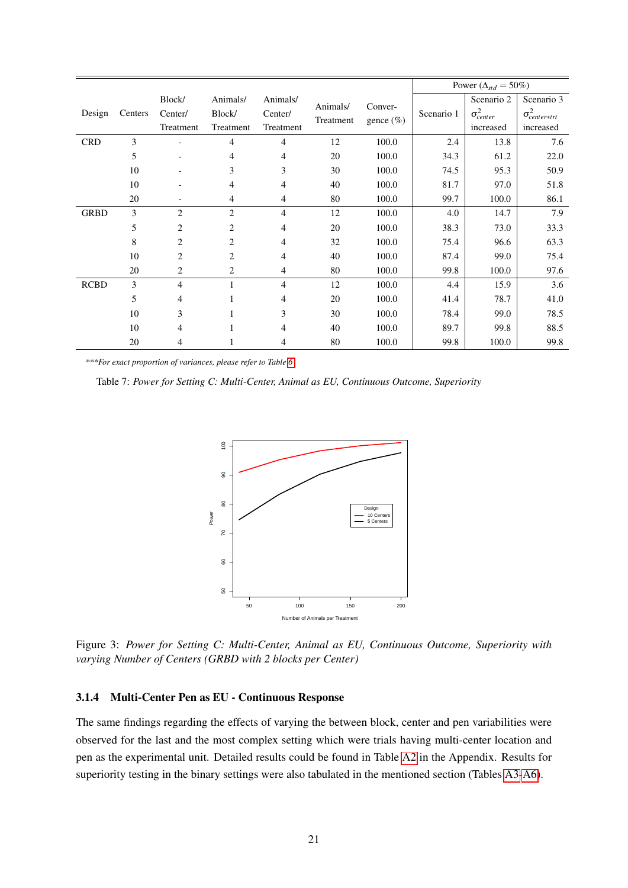| Design | Centers | Block/ Center/ Treatment | Animals/ Block/ Treatment | Animals/ Center/ Treatment | Animals/ Treatment | Convergence (%) | Power ($\Delta_{std} = 50\%$) | | |
|---|---|---|---|---|---|---|---|---|---|
| | | | | | | | Scenario 1 | Scenario 2 $\sigma^2_{center}$ increased | Scenario 3 $\sigma^2_{center*trt}$ increased |
| CRD | 3 | - | 4 | 4 | 12 | 100.0 | 2.4 | 13.8 | 7.6 |
| | 5 | - | 4 | 4 | 20 | 100.0 | 34.3 | 61.2 | 22.0 |
| | 10 | - | 3 | 3 | 30 | 100.0 | 74.5 | 95.3 | 50.9 |
| | 10 | - | 4 | 4 | 40 | 100.0 | 81.7 | 97.0 | 51.8 |
| | 20 | - | 4 | 4 | 80 | 100.0 | 99.7 | 100.0 | 86.1 |
| GRBD | 3 | 2 | 2 | 4 | 12 | 100.0 | 4.0 | 14.7 | 7.9 |
| | 5 | 2 | 2 | 4 | 20 | 100.0 | 38.3 | 73.0 | 33.3 |
| | 8 | 2 | 2 | 4 | 32 | 100.0 | 75.4 | 96.6 | 63.3 |
| | 10 | 2 | 2 | 4 | 40 | 100.0 | 87.4 | 99.0 | 75.4 |
| | 20 | 2 | 2 | 4 | 80 | 100.0 | 99.8 | 100.0 | 97.6 |
| RCBD | 3 | 4 | 1 | 4 | 12 | 100.0 | 4.4 | 15.9 | 3.6 |
| | 5 | 4 | 1 | 4 | 20 | 100.0 | 41.4 | 78.7 | 41.0 |
| | 10 | 3 | 1 | 3 | 30 | 100.0 | 78.4 | 99.0 | 78.5 |
| | 10 | 4 | 1 | 4 | 40 | 100.0 | 89.7 | 99.8 | 88.5 |
| | 20 | 4 | 1 | 4 | 80 | 100.0 | 99.8 | 100.0 | 99.8 |

****For exact proportion of variances, please refer to Table 6*

Table 7: *Power for Setting C: Multi-Center, Animal as EU, Continuous Outcome, Superiority*

Figure 3: *Power for Setting C: Multi-Center, Animal as EU, Continuous Outcome, Superiority with varying Number of Centers (GRBD with 2 blocks per Center)*

### 3.1.4 Multi-Center Pen as EU - Continuous Response

The same findings regarding the effects of varying the between block, center and pen variabilities were observed for the last and the most complex setting which were trials having multi-center location and pen as the experimental unit. Detailed results could be found in Table A2 in the Appendix. Results for superiority testing in the binary settings were also tabulated in the mentioned section (Tables A3-A6).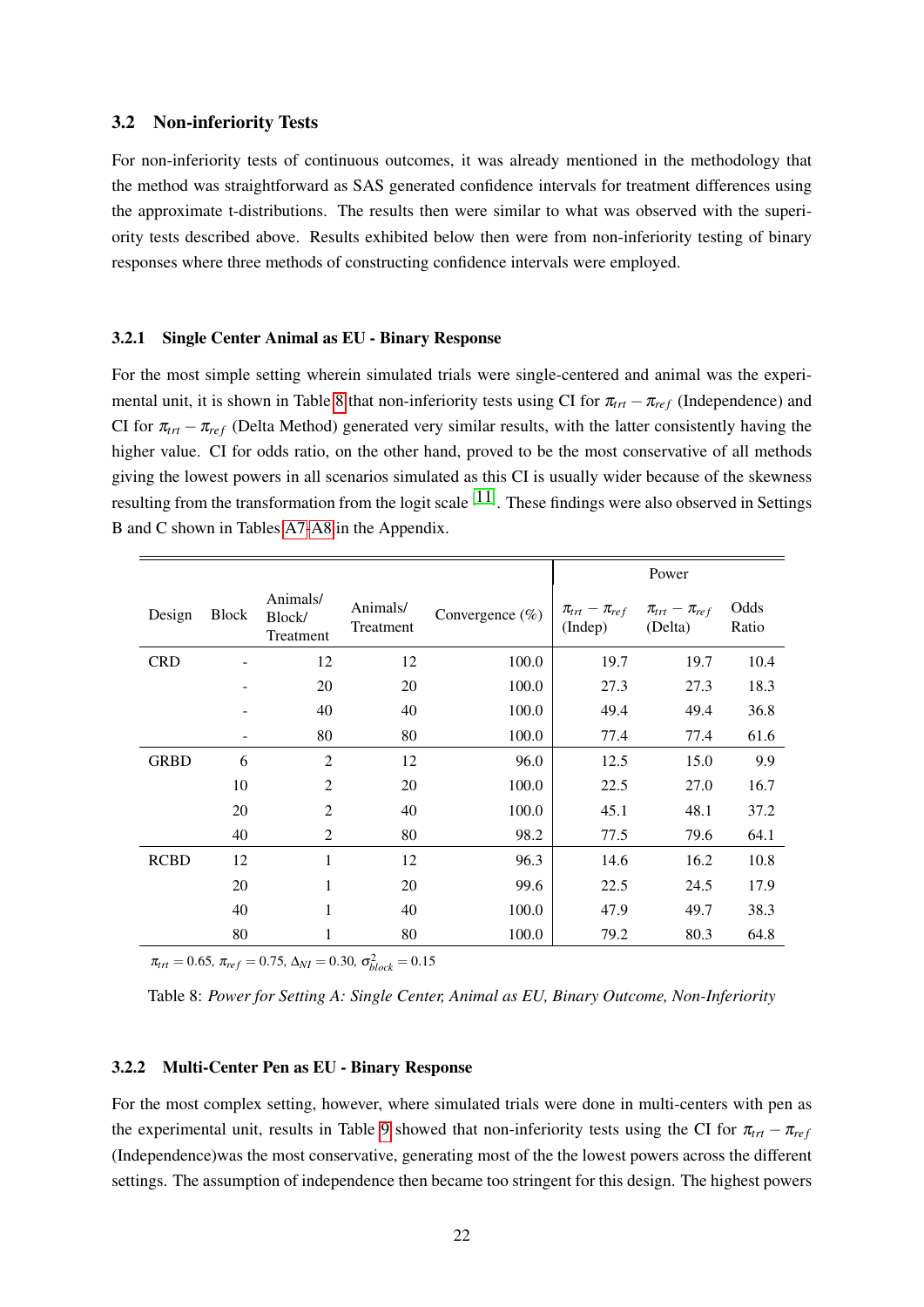### 3.2 Non-inferiority Tests

For non-inferiority tests of continuous outcomes, it was already mentioned in the methodology that the method was straightforward as SAS generated confidence intervals for treatment differences using the approximate t-distributions. The results then were similar to what was observed with the superiority tests described above. Results exhibited below then were from non-inferiority testing of binary responses where three methods of constructing confidence intervals were employed.

#### 3.2.1 Single Center Animal as EU - Binary Response

For the most simple setting wherein simulated trials were single-centered and animal was the experimental unit, it is shown in Table 8 that non-inferiority tests using CI for $\pi_{trt} - \pi_{ref}$ (Independence) and CI for $\pi_{trt} - \pi_{ref}$ (Delta Method) generated very similar results, with the latter consistently having the higher value. CI for odds ratio, on the other hand, proved to be the most conservative of all methods giving the lowest powers in all scenarios simulated as this CI is usually wider because of the skewness resulting from the transformation from the logit scale [11]. These findings were also observed in Settings B and C shown in Tables A7-A8 in the Appendix.

| | | | | | Power | | |
|---|---|---|---|---|---|---|---|
| Design | Block | Animals/ Block/ Treatment | Animals/ Treatment | Convergence (%) | $\pi_{trt} - \pi_{ref}$ (Indep) | $\pi_{trt} - \pi_{ref}$ (Delta) | Odds Ratio |
| CRD | - | 12 | 12 | 100.0 | 19.7 | 19.7 | 10.4 |
| | - | 20 | 20 | 100.0 | 27.3 | 27.3 | 18.3 |
| | - | 40 | 40 | 100.0 | 49.4 | 49.4 | 36.8 |
| | - | 80 | 80 | 100.0 | 77.4 | 77.4 | 61.6 |
| GRBD | 6 | 2 | 12 | 96.0 | 12.5 | 15.0 | 9.9 |
| | 10 | 2 | 20 | 100.0 | 22.5 | 27.0 | 16.7 |
| | 20 | 2 | 40 | 100.0 | 45.1 | 48.1 | 37.2 |
| | 40 | 2 | 80 | 98.2 | 77.5 | 79.6 | 64.1 |
| RCBD | 12 | 1 | 12 | 96.3 | 14.6 | 16.2 | 10.8 |
| | 20 | 1 | 20 | 99.6 | 22.5 | 24.5 | 17.9 |
| | 40 | 1 | 40 | 100.0 | 47.9 | 49.7 | 38.3 |
| | 80 | 1 | 80 | 100.0 | 79.2 | 80.3 | 64.8 |

$\pi_{trt} = 0.65$, $\pi_{ref} = 0.75$, $\Delta_{NI} = 0.30$, $\sigma^2_{block} = 0.15$

Table 8: *Power for Setting A: Single Center, Animal as EU, Binary Outcome, Non-Inferiority*

#### 3.2.2 Multi-Center Pen as EU - Binary Response

For the most complex setting, however, where simulated trials were done in multi-centers with pen as the experimental unit, results in Table 9 showed that non-inferiority tests using the CI for $\pi_{trt} - \pi_{ref}$ (Independence)was the most conservative, generating most of the the lowest powers across the different settings. The assumption of independence then became too stringent for this design. The highest powers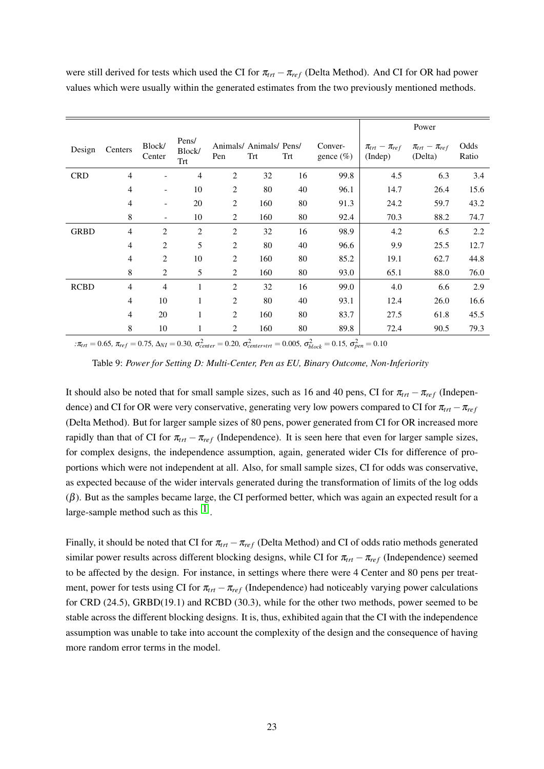were still derived for tests which used the CI for $\pi_{trt} - \pi_{ref}$ (Delta Method). And CI for OR had power values which were usually within the generated estimates from the two previously mentioned methods.

| Design | Centers | Block/ Center | Pens/ Block/ Trt | Animals/ Pen | Animals/ Trt | Pens/ Trt | Convergence (%) | Power | | |
|---|---|---|---|---|---|---|---|---|---|---|
| | | | | | | | | $\pi_{trt} - \pi_{ref}$ (Indep) | $\pi_{trt} - \pi_{ref}$ (Delta) | Odds Ratio |
| CRD | 4 | - | 4 | 2 | 32 | 16 | 99.8 | 4.5 | 6.3 | 3.4 |
| | 4 | - | 10 | 2 | 80 | 40 | 96.1 | 14.7 | 26.4 | 15.6 |
| | 4 | - | 20 | 2 | 160 | 80 | 91.3 | 24.2 | 59.7 | 43.2 |
| | 8 | - | 10 | 2 | 160 | 80 | 92.4 | 70.3 | 88.2 | 74.7 |
| GRBD | 4 | 2 | 2 | 2 | 32 | 16 | 98.9 | 4.2 | 6.5 | 2.2 |
| | 4 | 2 | 5 | 2 | 80 | 40 | 96.6 | 9.9 | 25.5 | 12.7 |
| | 4 | 2 | 10 | 2 | 160 | 80 | 85.2 | 19.1 | 62.7 | 44.8 |
| | 8 | 2 | 5 | 2 | 160 | 80 | 93.0 | 65.1 | 88.0 | 76.0 |
| RCBD | 4 | 4 | 1 | 2 | 32 | 16 | 99.0 | 4.0 | 6.6 | 2.9 |
| | 4 | 10 | 1 | 2 | 80 | 40 | 93.1 | 12.4 | 26.0 | 16.6 |
| | 4 | 20 | 1 | 2 | 160 | 80 | 83.7 | 27.5 | 61.8 | 45.5 |
| | 8 | 10 | 1 | 2 | 160 | 80 | 89.8 | 72.4 | 90.5 | 79.3 |

:$\pi_{trt} = 0.65$, $\pi_{ref} = 0.75$, $\Delta_{NI} = 0.30$, $\sigma^2_{center} = 0.20$, $\sigma^2_{center*trt} = 0.005$, $\sigma^2_{block} = 0.15$, $\sigma^2_{pen} = 0.10$

Table 9: *Power for Setting D: Multi-Center, Pen as EU, Binary Outcome, Non-Inferiority*

It should also be noted that for small sample sizes, such as 16 and 40 pens, CI for $\pi_{trt} - \pi_{ref}$ (Independence) and CI for OR were very conservative, generating very low powers compared to CI for $\pi_{trt} - \pi_{ref}$ (Delta Method). But for larger sample sizes of 80 pens, power generated from CI for OR increased more rapidly than that of CI for $\pi_{trt} - \pi_{ref}$ (Independence). It is seen here that even for larger sample sizes, for complex designs, the independence assumption, again, generated wider CIs for difference of proportions which were not independent at all. Also, for small sample sizes, CI for odds was conservative, as expected because of the wider intervals generated during the transformation of limits of the log odds ($\beta$). But as the samples became large, the CI performed better, which was again an expected result for a large-sample method such as this [1].

Finally, it should be noted that CI for $\pi_{trt} - \pi_{ref}$ (Delta Method) and CI of odds ratio methods generated similar power results across different blocking designs, while CI for $\pi_{trt} - \pi_{ref}$ (Independence) seemed to be affected by the design. For instance, in settings where there were 4 Center and 80 pens per treatment, power for tests using CI for $\pi_{trt} - \pi_{ref}$ (Independence) had noticeably varying power calculations for CRD (24.5), GRBD(19.1) and RCBD (30.3), while for the other two methods, power seemed to be stable across the different blocking designs. It is, thus, exhibited again that the CI with the independence assumption was unable to take into account the complexity of the design and the consequence of having more random error terms in the model.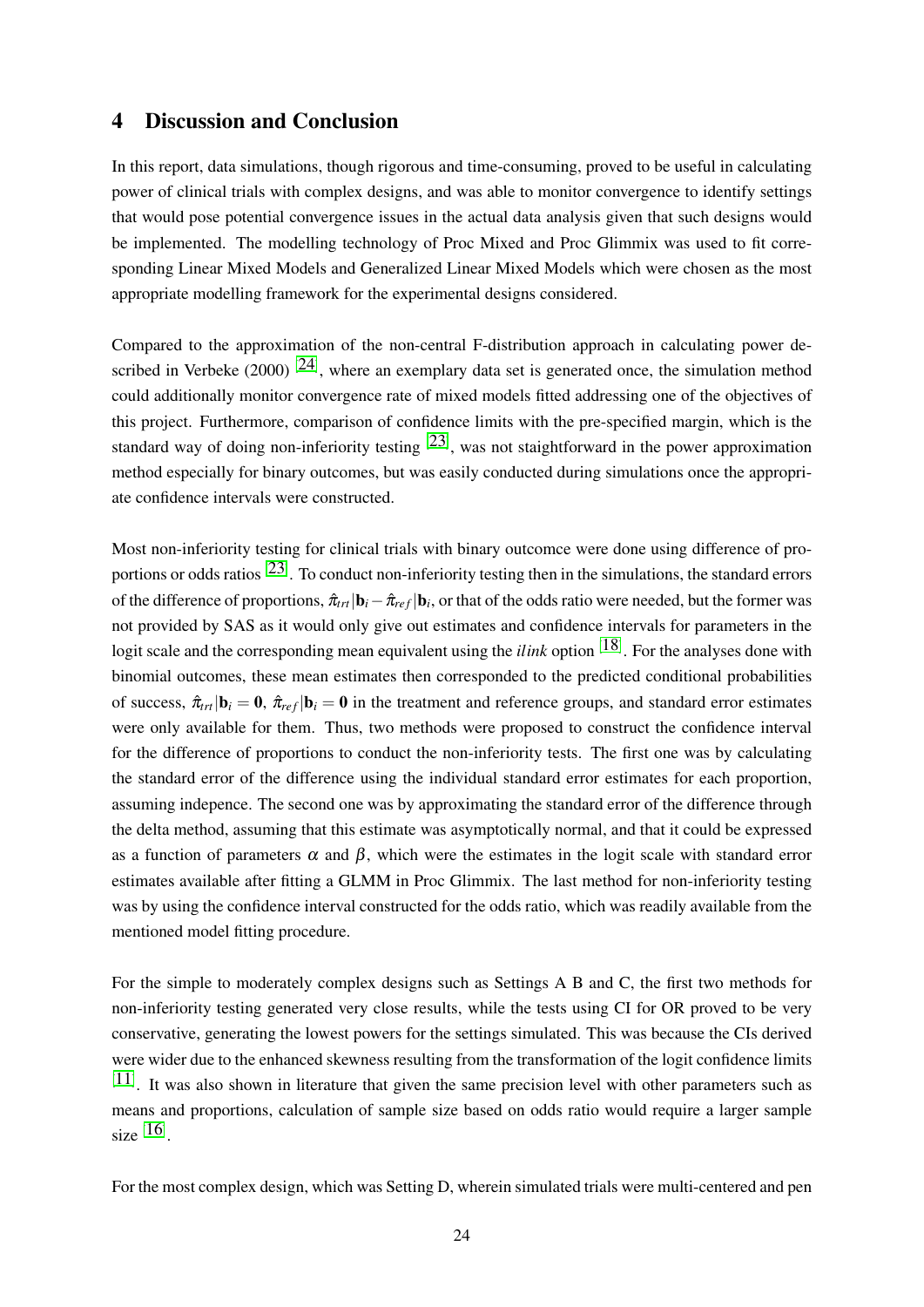# 4 Discussion and Conclusion

In this report, data simulations, though rigorous and time-consuming, proved to be useful in calculating power of clinical trials with complex designs, and was able to monitor convergence to identify settings that would pose potential convergence issues in the actual data analysis given that such designs would be implemented. The modelling technology of Proc Mixed and Proc Glimmix was used to fit corresponding Linear Mixed Models and Generalized Linear Mixed Models which were chosen as the most appropriate modelling framework for the experimental designs considered.

Compared to the approximation of the non-central F-distribution approach in calculating power described in Verbeke (2000) [24], where an exemplary data set is generated once, the simulation method could additionally monitor convergence rate of mixed models fitted addressing one of the objectives of this project. Furthermore, comparison of confidence limits with the pre-specified margin, which is the standard way of doing non-inferiority testing [23], was not staightforward in the power approximation method especially for binary outcomes, but was easily conducted during simulations once the appropriate confidence intervals were constructed.

Most non-inferiority testing for clinical trials with binary outcomce were done using difference of proportions or odds ratios [23]. To conduct non-inferiority testing then in the simulations, the standard errors of the difference of proportions, $\hat{\pi}_{trt}|\mathbf{b}_i - \hat{\pi}_{ref}|\mathbf{b}_i$, or that of the odds ratio were needed, but the former was not provided by SAS as it would only give out estimates and confidence intervals for parameters in the logit scale and the corresponding mean equivalent using the *ilink* option [18]. For the analyses done with binomial outcomes, these mean estimates then corresponded to the predicted conditional probabilities of success, $\hat{\pi}_{trt}|\mathbf{b}_i = \mathbf{0}$, $\hat{\pi}_{ref}|\mathbf{b}_i = \mathbf{0}$ in the treatment and reference groups, and standard error estimates were only available for them. Thus, two methods were proposed to construct the confidence interval for the difference of proportions to conduct the non-inferiority tests. The first one was by calculating the standard error of the difference using the individual standard error estimates for each proportion, assuming indepence. The second one was by approximating the standard error of the difference through the delta method, assuming that this estimate was asymptotically normal, and that it could be expressed as a function of parameters $\alpha$ and $\beta$, which were the estimates in the logit scale with standard error estimates available after fitting a GLMM in Proc Glimmix. The last method for non-inferiority testing was by using the confidence interval constructed for the odds ratio, which was readily available from the mentioned model fitting procedure.

For the simple to moderately complex designs such as Settings A B and C, the first two methods for non-inferiority testing generated very close results, while the tests using CI for OR proved to be very conservative, generating the lowest powers for the settings simulated. This was because the CIs derived were wider due to the enhanced skewness resulting from the transformation of the logit confidence limits [11]. It was also shown in literature that given the same precision level with other parameters such as means and proportions, calculation of sample size based on odds ratio would require a larger sample size [16].

For the most complex design, which was Setting D, wherein simulated trials were multi-centered and pen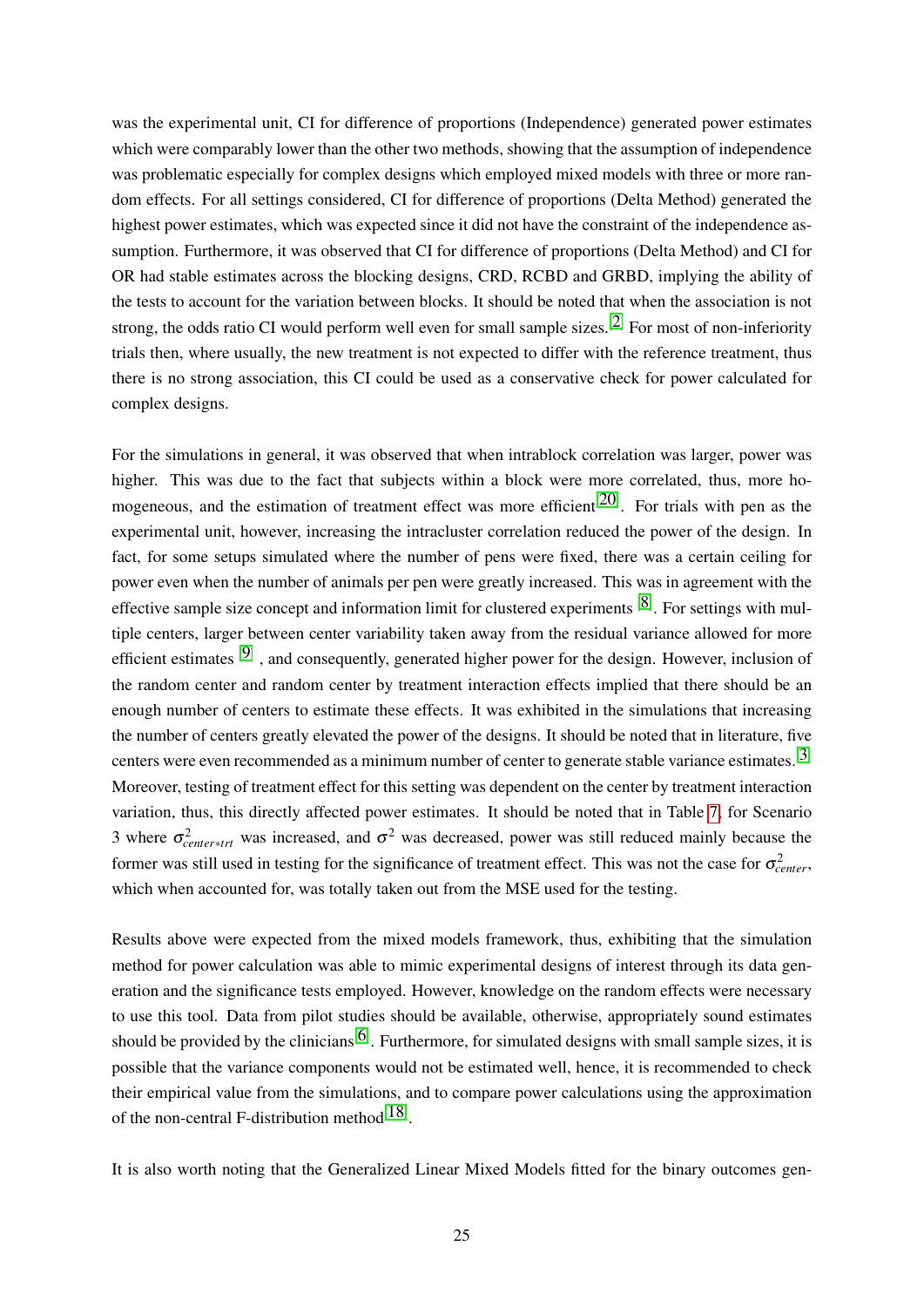was the experimental unit, CI for difference of proportions (Independence) generated power estimates which were comparably lower than the other two methods, showing that the assumption of independence was problematic especially for complex designs which employed mixed models with three or more random effects. For all settings considered, CI for difference of proportions (Delta Method) generated the highest power estimates, which was expected since it did not have the constraint of the independence assumption. Furthermore, it was observed that CI for difference of proportions (Delta Method) and CI for OR had stable estimates across the blocking designs, CRD, RCBD and GRBD, implying the ability of the tests to account for the variation between blocks. It should be noted that when the association is not strong, the odds ratio CI would perform well even for small sample sizes.[2] For most of non-inferiority trials then, where usually, the new treatment is not expected to differ with the reference treatment, thus there is no strong association, this CI could be used as a conservative check for power calculated for complex designs.

For the simulations in general, it was observed that when intrablock correlation was larger, power was higher. This was due to the fact that subjects within a block were more correlated, thus, more homogeneous, and the estimation of treatment effect was more efficient[20]. For trials with pen as the experimental unit, however, increasing the intracluster correlation reduced the power of the design. In fact, for some setups simulated where the number of pens were fixed, there was a certain ceiling for power even when the number of animals per pen were greatly increased. This was in agreement with the effective sample size concept and information limit for clustered experiments [8]. For settings with multiple centers, larger between center variability taken away from the residual variance allowed for more efficient estimates [9] , and consequently, generated higher power for the design. However, inclusion of the random center and random center by treatment interaction effects implied that there should be an enough number of centers to estimate these effects. It was exhibited in the simulations that increasing the number of centers greatly elevated the power of the designs. It should be noted that in literature, five centers were even recommended as a minimum number of center to generate stable variance estimates.[3] Moreover, testing of treatment effect for this setting was dependent on the center by treatment interaction variation, thus, this directly affected power estimates. It should be noted that in Table 7, for Scenario 3 where $\sigma^2_{center*trt}$ was increased, and $\sigma^2$ was decreased, power was still reduced mainly because the former was still used in testing for the significance of treatment effect. This was not the case for $\sigma^2_{center}$, which when accounted for, was totally taken out from the MSE used for the testing.

Results above were expected from the mixed models framework, thus, exhibiting that the simulation method for power calculation was able to mimic experimental designs of interest through its data generation and the significance tests employed. However, knowledge on the random effects were necessary to use this tool. Data from pilot studies should be available, otherwise, appropriately sound estimates should be provided by the clinicians[6]. Furthermore, for simulated designs with small sample sizes, it is possible that the variance components would not be estimated well, hence, it is recommended to check their empirical value from the simulations, and to compare power calculations using the approximation of the non-central F-distribution method[18].

It is also worth noting that the Generalized Linear Mixed Models fitted for the binary outcomes gen-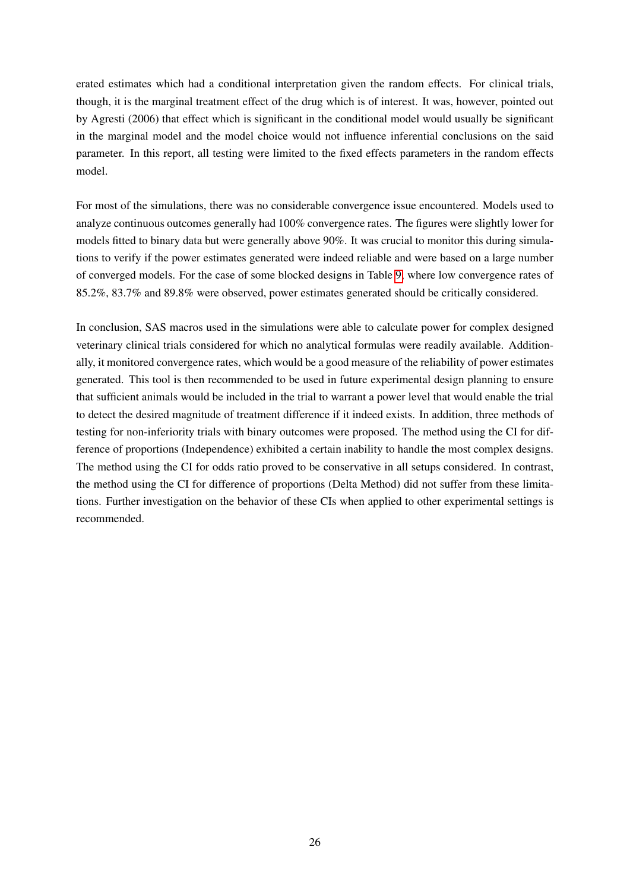erated estimates which had a conditional interpretation given the random effects. For clinical trials, though, it is the marginal treatment effect of the drug which is of interest. It was, however, pointed out by Agresti (2006) that effect which is significant in the conditional model would usually be significant in the marginal model and the model choice would not influence inferential conclusions on the said parameter. In this report, all testing were limited to the fixed effects parameters in the random effects model.

For most of the simulations, there was no considerable convergence issue encountered. Models used to analyze continuous outcomes generally had 100% convergence rates. The figures were slightly lower for models fitted to binary data but were generally above 90%. It was crucial to monitor this during simulations to verify if the power estimates generated were indeed reliable and were based on a large number of converged models. For the case of some blocked designs in Table 9, where low convergence rates of 85.2%, 83.7% and 89.8% were observed, power estimates generated should be critically considered.

In conclusion, SAS macros used in the simulations were able to calculate power for complex designed veterinary clinical trials considered for which no analytical formulas were readily available. Additionally, it monitored convergence rates, which would be a good measure of the reliability of power estimates generated. This tool is then recommended to be used in future experimental design planning to ensure that sufficient animals would be included in the trial to warrant a power level that would enable the trial to detect the desired magnitude of treatment difference if it indeed exists. In addition, three methods of testing for non-inferiority trials with binary outcomes were proposed. The method using the CI for difference of proportions (Independence) exhibited a certain inability to handle the most complex designs. The method using the CI for odds ratio proved to be conservative in all setups considered. In contrast, the method using the CI for difference of proportions (Delta Method) did not suffer from these limitations. Further investigation on the behavior of these CIs when applied to other experimental settings is recommended.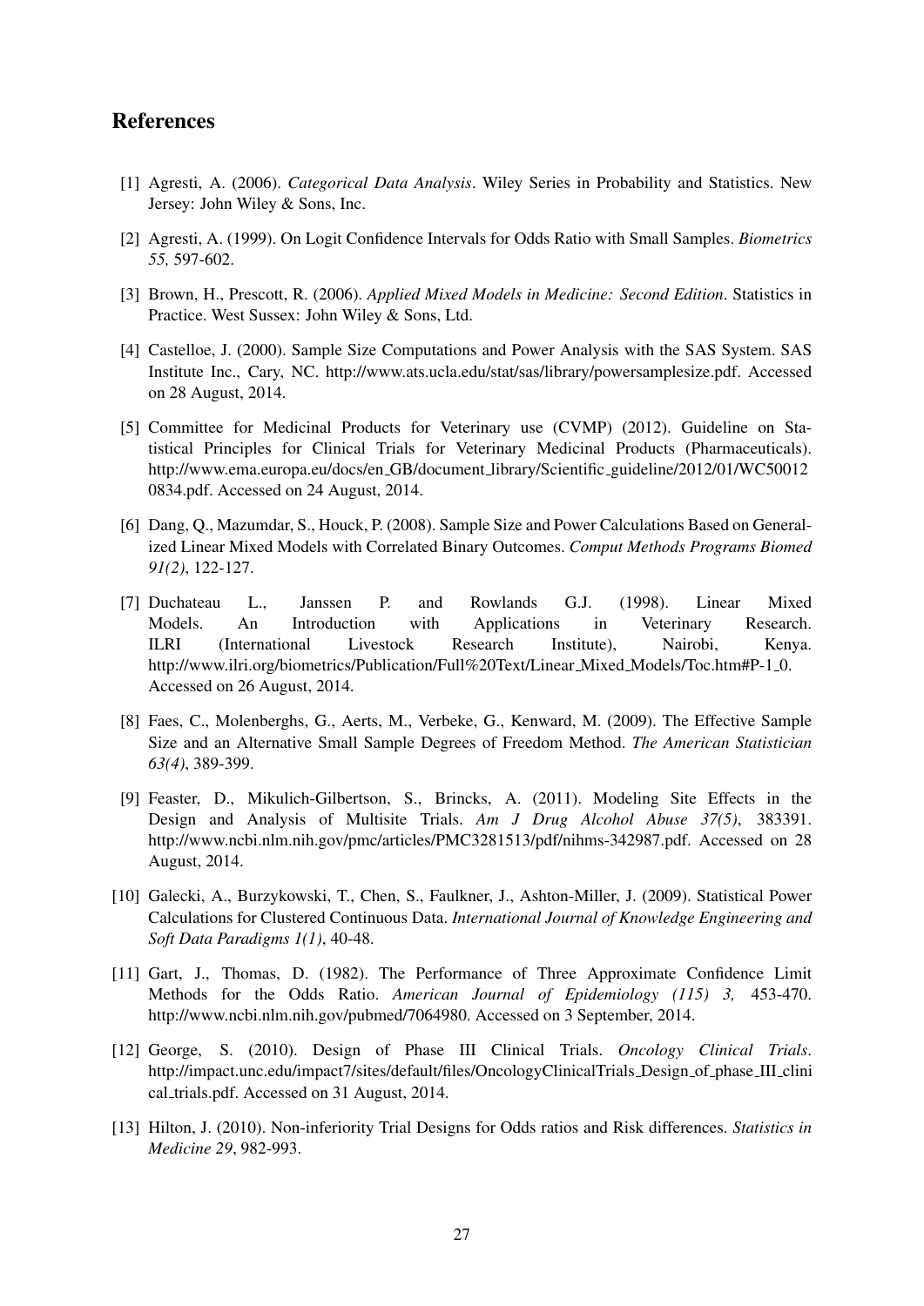## References

[1] Agresti, A. (2006). *Categorical Data Analysis*. Wiley Series in Probability and Statistics. New Jersey: John Wiley & Sons, Inc.

[2] Agresti, A. (1999). On Logit Confidence Intervals for Odds Ratio with Small Samples. *Biometrics 55,* 597-602.

[3] Brown, H., Prescott, R. (2006). *Applied Mixed Models in Medicine: Second Edition*. Statistics in Practice. West Sussex: John Wiley & Sons, Ltd.

[4] Castelloe, J. (2000). Sample Size Computations and Power Analysis with the SAS System. SAS Institute Inc., Cary, NC. http://www.ats.ucla.edu/stat/sas/library/powersamplesize.pdf. Accessed on 28 August, 2014.

[5] Committee for Medicinal Products for Veterinary use (CVMP) (2012). Guideline on Statistical Principles for Clinical Trials for Veterinary Medicinal Products (Pharmaceuticals). http://www.ema.europa.eu/docs/en_GB/document_library/Scientific_guideline/2012/01/WC500120834.pdf. Accessed on 24 August, 2014.

[6] Dang, Q., Mazumdar, S., Houck, P. (2008). Sample Size and Power Calculations Based on Generalized Linear Mixed Models with Correlated Binary Outcomes. *Comput Methods Programs Biomed 91(2)*, 122-127.

[7] Duchateau L., Janssen P. and Rowlands G.J. (1998). Linear Mixed Models. An Introduction with Applications in Veterinary Research. ILRI (International Livestock Research Institute), Nairobi, Kenya. http://www.ilri.org/biometrics/Publication/Full%20Text/Linear_Mixed_Models/Toc.htm#P-1_0. Accessed on 26 August, 2014.

[8] Faes, C., Molenberghs, G., Aerts, M., Verbeke, G., Kenward, M. (2009). The Effective Sample Size and an Alternative Small Sample Degrees of Freedom Method. *The American Statistician 63(4)*, 389-399.

[9] Feaster, D., Mikulich-Gilbertson, S., Brincks, A. (2011). Modeling Site Effects in the Design and Analysis of Multisite Trials. *Am J Drug Alcohol Abuse 37(5)*, 383391. http://www.ncbi.nlm.nih.gov/pmc/articles/PMC3281513/pdf/nihms-342987.pdf. Accessed on 28 August, 2014.

[10] Galecki, A., Burzykowski, T., Chen, S., Faulkner, J., Ashton-Miller, J. (2009). Statistical Power Calculations for Clustered Continuous Data. *International Journal of Knowledge Engineering and Soft Data Paradigms 1(1)*, 40-48.

[11] Gart, J., Thomas, D. (1982). The Performance of Three Approximate Confidence Limit Methods for the Odds Ratio. *American Journal of Epidemiology (115) 3,* 453-470. http://www.ncbi.nlm.nih.gov/pubmed/7064980. Accessed on 3 September, 2014.

[12] George, S. (2010). Design of Phase III Clinical Trials. *Oncology Clinical Trials*. http://impact.unc.edu/impact7/sites/default/files/OncologyClinicalTrials_Design_of_phase_III_clinical_trials.pdf. Accessed on 31 August, 2014.

[13] Hilton, J. (2010). Non-inferiority Trial Designs for Odds ratios and Risk differences. *Statistics in Medicine 29*, 982-993.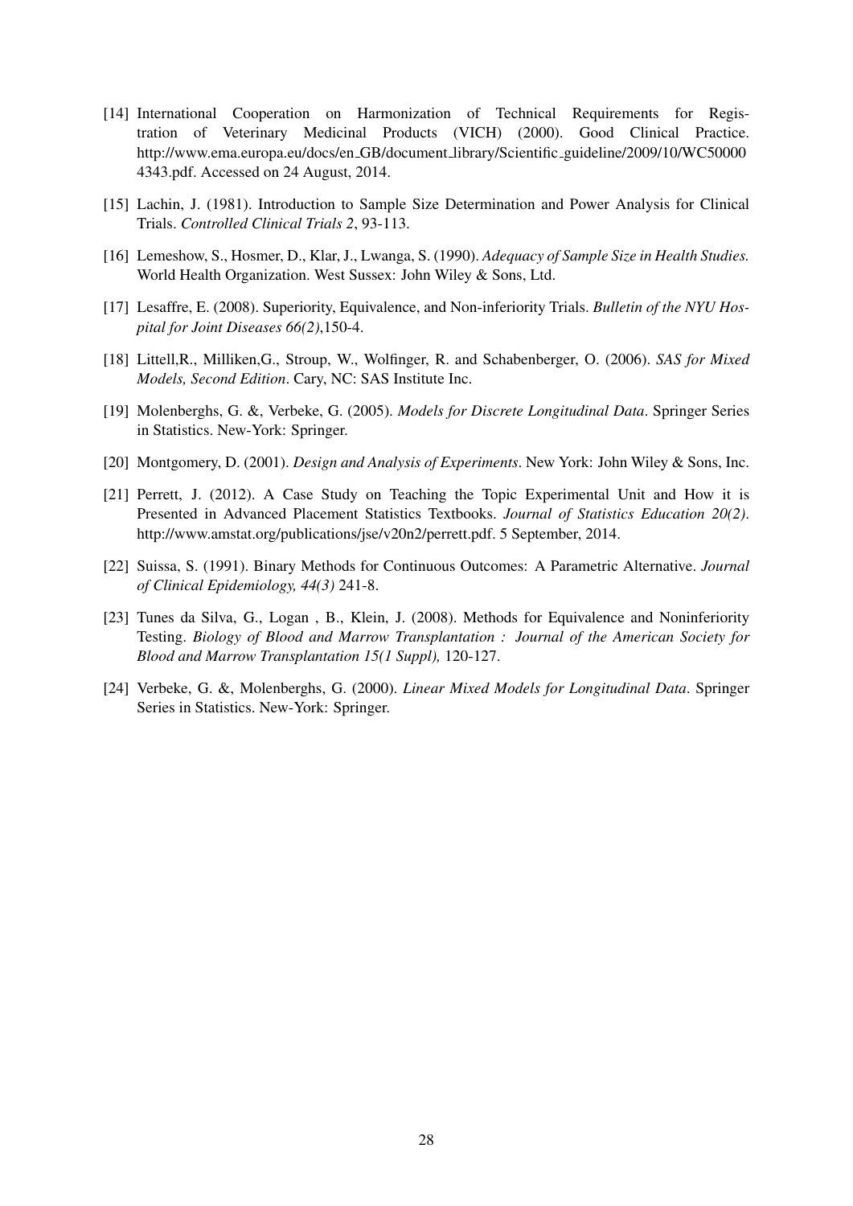[14] International Cooperation on Harmonization of Technical Requirements for Registration of Veterinary Medicinal Products (VICH) (2000). Good Clinical Practice. http://www.ema.europa.eu/docs/en_GB/document_library/Scientific_guideline/2009/10/WC500004343.pdf. Accessed on 24 August, 2014.

[15] Lachin, J. (1981). Introduction to Sample Size Determination and Power Analysis for Clinical Trials. *Controlled Clinical Trials 2*, 93-113.

[16] Lemeshow, S., Hosmer, D., Klar, J., Lwanga, S. (1990). *Adequacy of Sample Size in Health Studies.* World Health Organization. West Sussex: John Wiley & Sons, Ltd.

[17] Lesaffre, E. (2008). Superiority, Equivalence, and Non-inferiority Trials. *Bulletin of the NYU Hospital for Joint Diseases 66(2)*,150-4.

[18] Littell,R., Milliken,G., Stroup, W., Wolfinger, R. and Schabenberger, O. (2006). *SAS for Mixed Models, Second Edition*. Cary, NC: SAS Institute Inc.

[19] Molenberghs, G. &, Verbeke, G. (2005). *Models for Discrete Longitudinal Data*. Springer Series in Statistics. New-York: Springer.

[20] Montgomery, D. (2001). *Design and Analysis of Experiments*. New York: John Wiley & Sons, Inc.

[21] Perrett, J. (2012). A Case Study on Teaching the Topic Experimental Unit and How it is Presented in Advanced Placement Statistics Textbooks. *Journal of Statistics Education 20(2)*. http://www.amstat.org/publications/jse/v20n2/perrett.pdf. 5 September, 2014.

[22] Suissa, S. (1991). Binary Methods for Continuous Outcomes: A Parametric Alternative. *Journal of Clinical Epidemiology, 44(3)* 241-8.

[23] Tunes da Silva, G., Logan , B., Klein, J. (2008). Methods for Equivalence and Noninferiority Testing. *Biology of Blood and Marrow Transplantation : Journal of the American Society for Blood and Marrow Transplantation 15(1 Suppl),* 120-127.

[24] Verbeke, G. &, Molenberghs, G. (2000). *Linear Mixed Models for Longitudinal Data*. Springer Series in Statistics. New-York: Springer.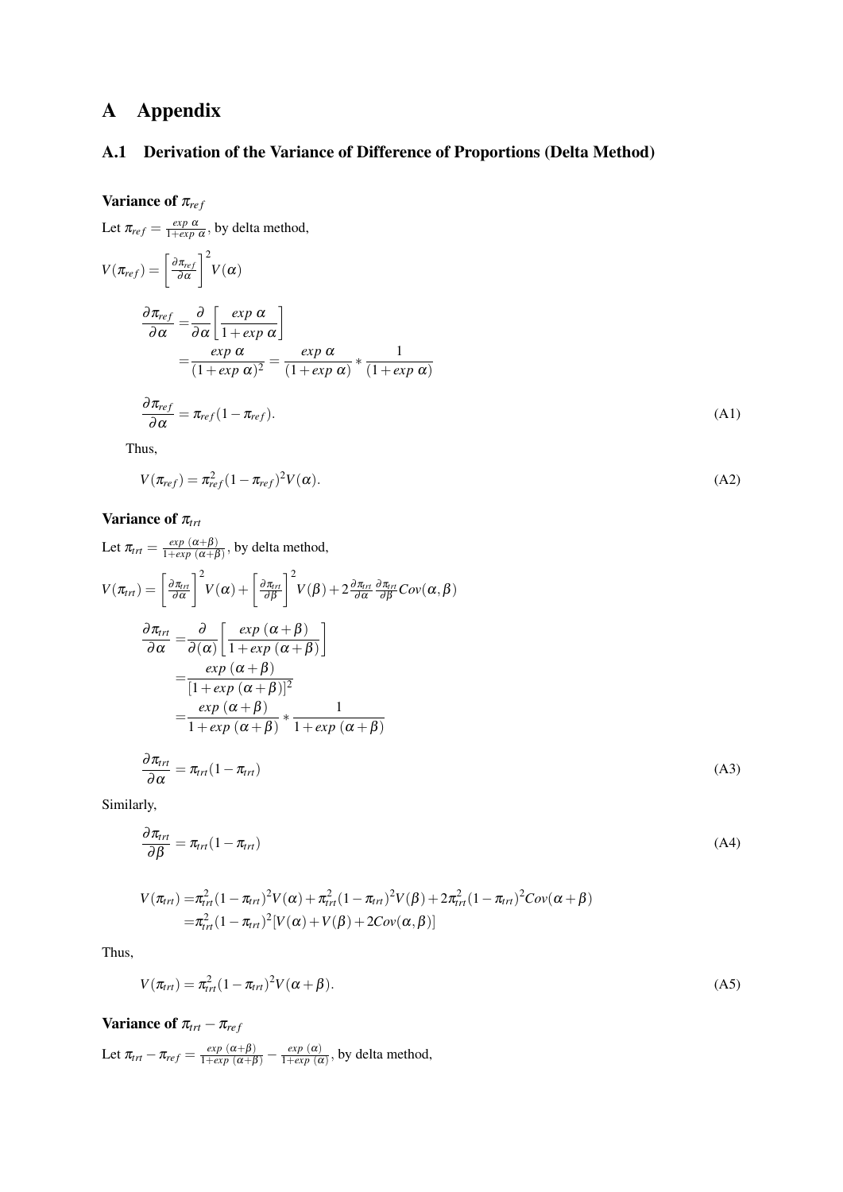# A Appendix

## A.1 Derivation of the Variance of Difference of Proportions (Delta Method)

### Variance of $\pi_{ref}$

Let $\pi_{ref} = \frac{exp\ \alpha}{1+exp\ \alpha}$, by delta method,

$V(\pi_{ref}) = \left[\frac{\partial \pi_{ref}}{\partial \alpha}\right]^2 V(\alpha)$

$$
\begin{aligned}
\frac{\partial \pi_{ref}}{\partial \alpha} =& \frac{\partial}{\partial \alpha}\left[\frac{exp\ \alpha}{1+exp\ \alpha}\right] \\
=& \frac{exp\ \alpha}{(1+exp\ \alpha)^2} = \frac{exp\ \alpha}{(1+exp\ \alpha)} * \frac{1}{(1+exp\ \alpha)}
\end{aligned}
$$

$$
\frac{\partial \pi_{ref}}{\partial \alpha} = \pi_{ref}(1-\pi_{ref}). \tag{A1}
$$

Thus,

$$
V(\pi_{ref}) = \pi_{ref}^2(1-\pi_{ref})^2 V(\alpha). \tag{A2}
$$

### Variance of $\pi_{trt}$

Let $\pi_{trt} = \frac{exp\ (\alpha+\beta)}{1+exp\ (\alpha+\beta)}$, by delta method,

$V(\pi_{trt}) = \left[\frac{\partial \pi_{trt}}{\partial \alpha}\right]^2 V(\alpha) + \left[\frac{\partial \pi_{trt}}{\partial \beta}\right]^2 V(\beta) + 2\frac{\partial \pi_{trt}}{\partial \alpha}\frac{\partial \pi_{trt}}{\partial \beta} Cov(\alpha, \beta)$

$$
\begin{aligned}
\frac{\partial \pi_{trt}}{\partial \alpha} =& \frac{\partial}{\partial(\alpha)}\left[\frac{exp\ (\alpha+\beta)}{1+exp\ (\alpha+\beta)}\right] \\
=& \frac{exp\ (\alpha+\beta)}{[1+exp\ (\alpha+\beta)]^2} \\
=& \frac{exp\ (\alpha+\beta)}{1+exp\ (\alpha+\beta)} * \frac{1}{1+exp\ (\alpha+\beta)}
\end{aligned}
$$

$$
\frac{\partial \pi_{trt}}{\partial \alpha} = \pi_{trt}(1-\pi_{trt}) \tag{A3}
$$

Similarly,

$$
\frac{\partial \pi_{trt}}{\partial \beta} = \pi_{trt}(1-\pi_{trt}) \tag{A4}
$$

$$
\begin{aligned}
V(\pi_{trt}) =& \pi_{trt}^2(1-\pi_{trt})^2 V(\alpha) + \pi_{trt}^2(1-\pi_{trt})^2 V(\beta) + 2\pi_{trt}^2(1-\pi_{trt})^2 Cov(\alpha+\beta) \\
=& \pi_{trt}^2(1-\pi_{trt})^2[V(\alpha) + V(\beta) + 2Cov(\alpha, \beta)]
\end{aligned}
$$

Thus,

$$
V(\pi_{trt}) = \pi_{trt}^2(1-\pi_{trt})^2 V(\alpha+\beta). \tag{A5}
$$

### Variance of $\pi_{trt} - \pi_{ref}$

Let $\pi_{trt} - \pi_{ref} = \frac{exp\ (\alpha+\beta)}{1+exp\ (\alpha+\beta)} - \frac{exp\ (\alpha)}{1+exp\ (\alpha)}$, by delta method,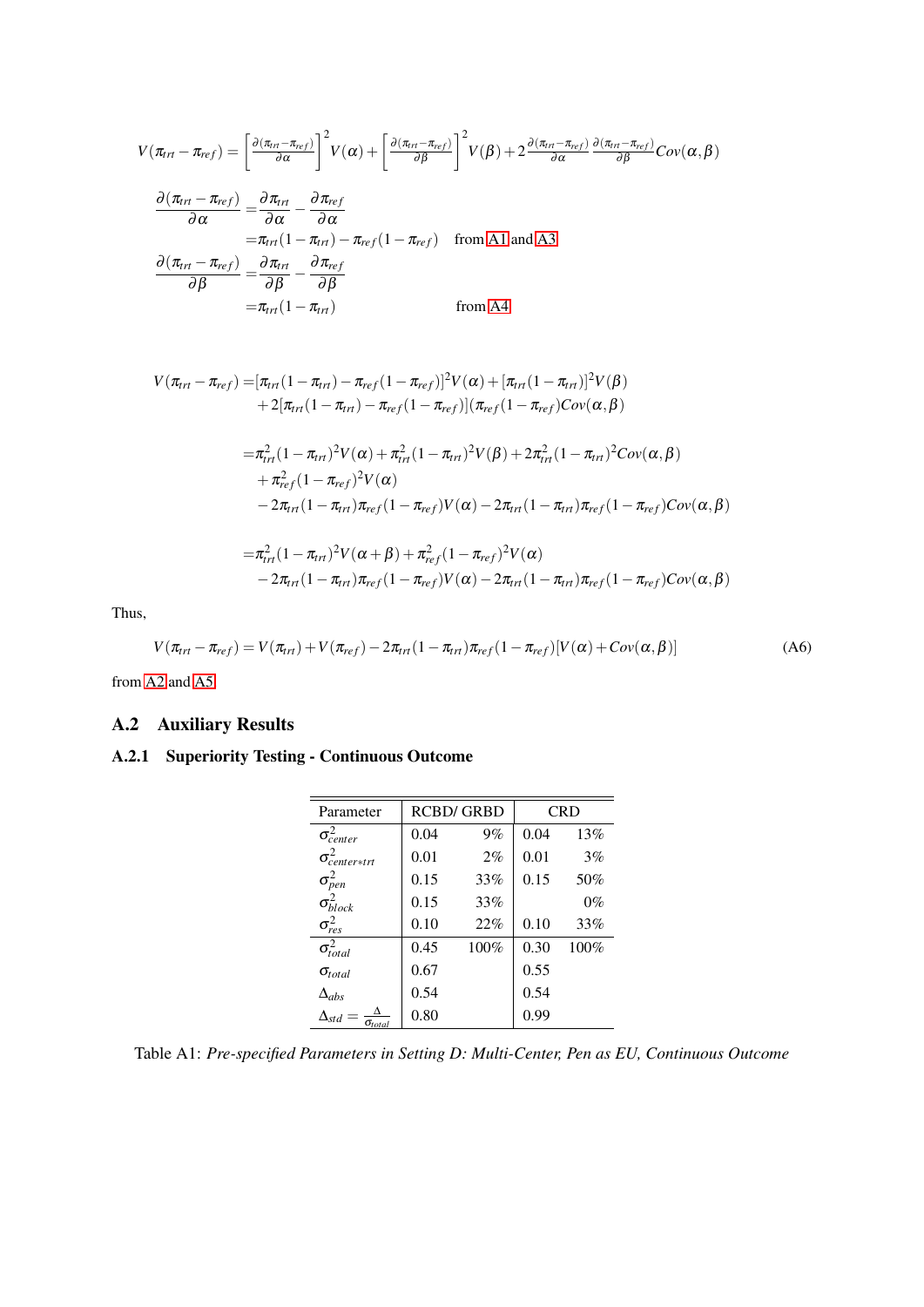$$V(\pi_{trt} - \pi_{ref}) = \left[\frac{\partial(\pi_{trt} - \pi_{ref})}{\partial\alpha}\right]^2 V(\alpha) + \left[\frac{\partial(\pi_{trt} - \pi_{ref})}{\partial\beta}\right]^2 V(\beta) + 2\frac{\partial(\pi_{trt} - \pi_{ref})}{\partial\alpha}\frac{\partial(\pi_{trt} - \pi_{ref})}{\partial\beta}Cov(\alpha,\beta)$$

$$\begin{aligned}
\frac{\partial(\pi_{trt} - \pi_{ref})}{\partial\alpha} &= \frac{\partial\pi_{trt}}{\partial\alpha} - \frac{\partial\pi_{ref}}{\partial\alpha} \\
&= \pi_{trt}(1-\pi_{trt}) - \pi_{ref}(1-\pi_{ref}) \quad \text{from A1 and A3} \\
\frac{\partial(\pi_{trt} - \pi_{ref})}{\partial\beta} &= \frac{\partial\pi_{trt}}{\partial\beta} - \frac{\partial\pi_{ref}}{\partial\beta} \\
&= \pi_{trt}(1-\pi_{trt}) \quad \text{from A4}
\end{aligned}$$

$$\begin{aligned}
V(\pi_{trt} - \pi_{ref}) =& [\pi_{trt}(1-\pi_{trt}) - \pi_{ref}(1-\pi_{ref})]^2 V(\alpha) + [\pi_{trt}(1-\pi_{trt})]^2 V(\beta) \\
&+ 2[\pi_{trt}(1-\pi_{trt}) - \pi_{ref}(1-\pi_{ref})](\pi_{ref}(1-\pi_{ref})Cov(\alpha,\beta) \\
\\
=& \pi_{trt}^2(1-\pi_{trt})^2 V(\alpha) + \pi_{trt}^2(1-\pi_{trt})^2 V(\beta) + 2\pi_{trt}^2(1-\pi_{trt})^2 Cov(\alpha,\beta) \\
&+ \pi_{ref}^2(1-\pi_{ref})^2 V(\alpha) \\
&- 2\pi_{trt}(1-\pi_{trt})\pi_{ref}(1-\pi_{ref})V(\alpha) - 2\pi_{trt}(1-\pi_{trt})\pi_{ref}(1-\pi_{ref})Cov(\alpha,\beta) \\
\\
=& \pi_{trt}^2(1-\pi_{trt})^2 V(\alpha+\beta) + \pi_{ref}^2(1-\pi_{ref})^2 V(\alpha) \\
&- 2\pi_{trt}(1-\pi_{trt})\pi_{ref}(1-\pi_{ref})V(\alpha) - 2\pi_{trt}(1-\pi_{trt})\pi_{ref}(1-\pi_{ref})Cov(\alpha,\beta)
\end{aligned}$$

Thus,

$$V(\pi_{trt} - \pi_{ref}) = V(\pi_{trt}) + V(\pi_{ref}) - 2\pi_{trt}(1-\pi_{trt})\pi_{ref}(1-\pi_{ref})[V(\alpha) + Cov(\alpha,\beta)] \tag{A6}$$

from A2 and A5

## A.2 Auxiliary Results

### A.2.1 Superiority Testing - Continuous Outcome

| Parameter | RCBD/ GRBD | | CRD | |
|---|---|---|---|---|
| $\sigma^2_{center}$ | 0.04 | 9% | 0.04 | 13% |
| $\sigma^2_{center*trt}$ | 0.01 | 2% | 0.01 | 3% |
| $\sigma^2_{pen}$ | 0.15 | 33% | 0.15 | 50% |
| $\sigma^2_{block}$ | 0.15 | 33% | | 0% |
| $\sigma^2_{res}$ | 0.10 | 22% | 0.10 | 33% |
| $\sigma^2_{total}$ | 0.45 | 100% | 0.30 | 100% |
| $\sigma_{total}$ | 0.67 | | 0.55 | |
| $\Delta_{abs}$ | 0.54 | | 0.54 | |
| $\Delta_{std} = \frac{\Delta}{\sigma_{total}}$ | 0.80 | | 0.99 | |

Table A1: *Pre-specified Parameters in Setting D: Multi-Center, Pen as EU, Continuous Outcome*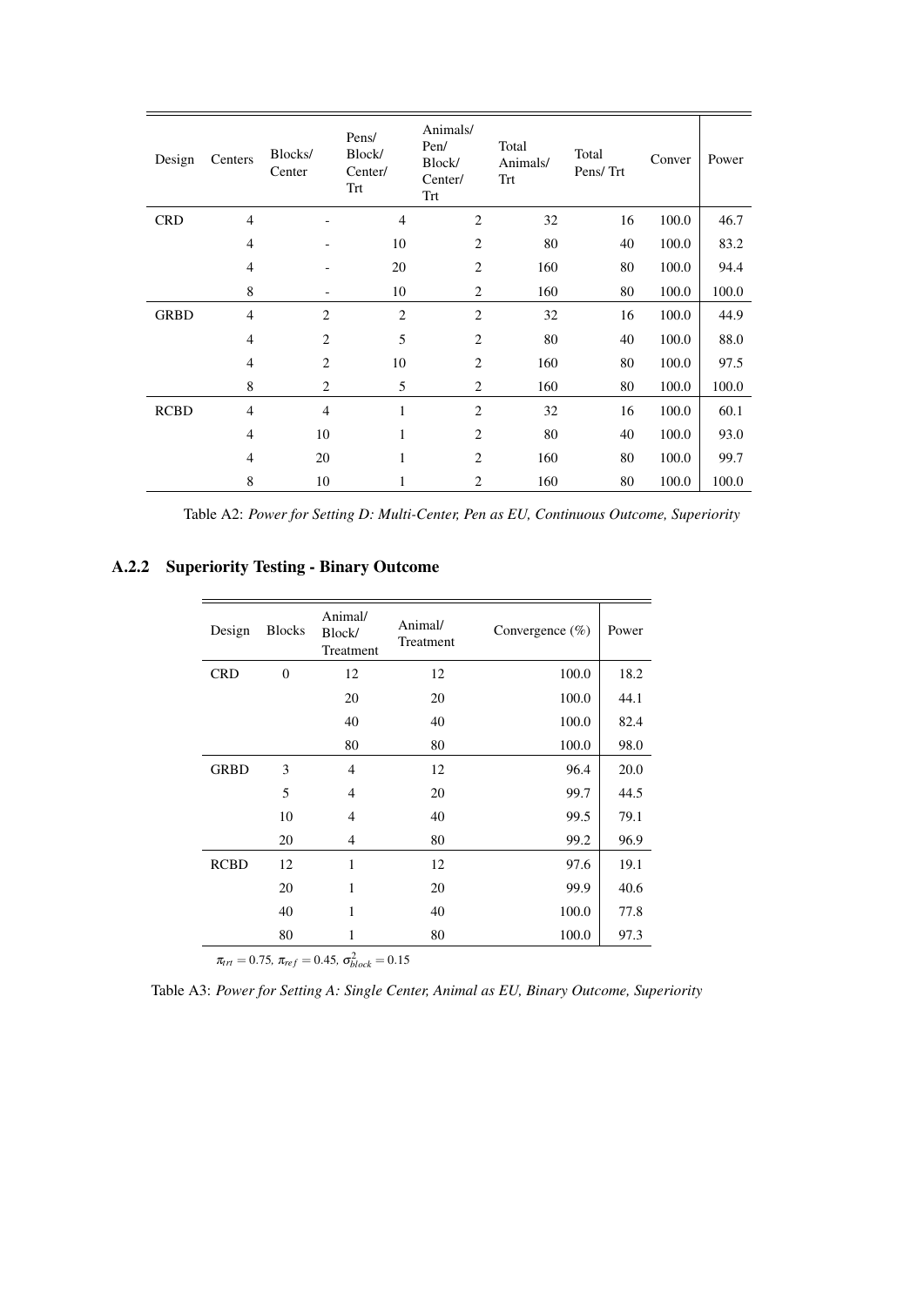| Design | Centers | Blocks/ Center | Pens/ Block/ Center/ Trt | Animals/ Pen/ Block/ Center/ Trt | Total Animals/ Trt | Total Pens/ Trt | Conver | Power |
|---|---|---|---|---|---|---|---|---|
| CRD | 4 | - | 4 | 2 | 32 | 16 | 100.0 | 46.7 |
| | 4 | - | 10 | 2 | 80 | 40 | 100.0 | 83.2 |
| | 4 | - | 20 | 2 | 160 | 80 | 100.0 | 94.4 |
| | 8 | - | 10 | 2 | 160 | 80 | 100.0 | 100.0 |
| GRBD | 4 | 2 | 2 | 2 | 32 | 16 | 100.0 | 44.9 |
| | 4 | 2 | 5 | 2 | 80 | 40 | 100.0 | 88.0 |
| | 4 | 2 | 10 | 2 | 160 | 80 | 100.0 | 97.5 |
| | 8 | 2 | 5 | 2 | 160 | 80 | 100.0 | 100.0 |
| RCBD | 4 | 4 | 1 | 2 | 32 | 16 | 100.0 | 60.1 |
| | 4 | 10 | 1 | 2 | 80 | 40 | 100.0 | 93.0 |
| | 4 | 20 | 1 | 2 | 160 | 80 | 100.0 | 99.7 |
| | 8 | 10 | 1 | 2 | 160 | 80 | 100.0 | 100.0 |

Table A2: *Power for Setting D: Multi-Center, Pen as EU, Continuous Outcome, Superiority*

### A.2.2 Superiority Testing - Binary Outcome

| Design | Blocks | Animal/ Block/ Treatment | Animal/ Treatment | Convergence (%) | Power |
|---|---|---|---|---|---|
| CRD | 0 | 12 | 12 | 100.0 | 18.2 |
| | | 20 | 20 | 100.0 | 44.1 |
| | | 40 | 40 | 100.0 | 82.4 |
| | | 80 | 80 | 100.0 | 98.0 |
| GRBD | 3 | 4 | 12 | 96.4 | 20.0 |
| | 5 | 4 | 20 | 99.7 | 44.5 |
| | 10 | 4 | 40 | 99.5 | 79.1 |
| | 20 | 4 | 80 | 99.2 | 96.9 |
| RCBD | 12 | 1 | 12 | 97.6 | 19.1 |
| | 20 | 1 | 20 | 99.9 | 40.6 |
| | 40 | 1 | 40 | 100.0 | 77.8 |
| | 80 | 1 | 80 | 100.0 | 97.3 |

$\pi_{trt} = 0.75$, $\pi_{ref} = 0.45$, $\sigma^2_{block} = 0.15$

Table A3: *Power for Setting A: Single Center, Animal as EU, Binary Outcome, Superiority*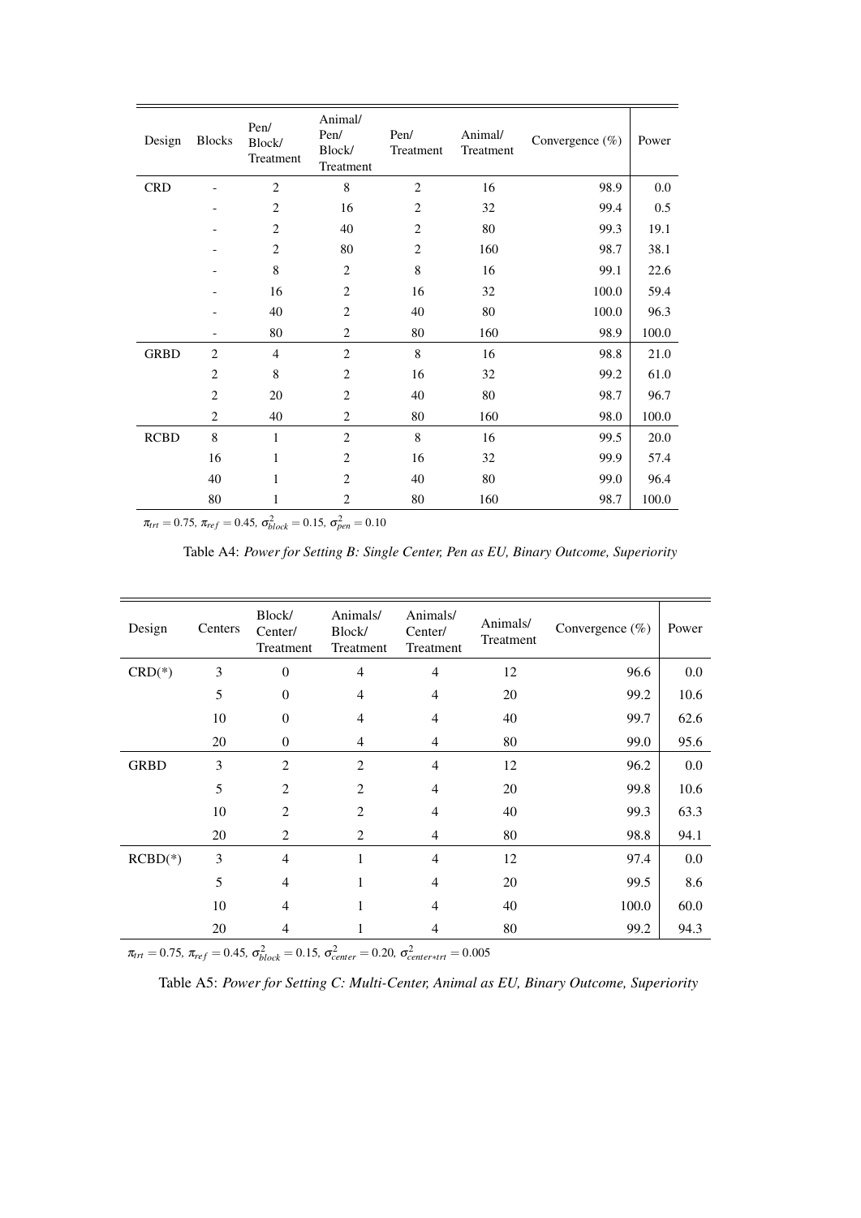| Design | Blocks | Pen/ Block/ Treatment | Animal/ Pen/ Block/ Treatment | Pen/ Treatment | Animal/ Treatment | Convergence (%) | Power |
|---|---|---|---|---|---|---|---|
| CRD | - | 2 | 8 | 2 | 16 | 98.9 | 0.0 |
| | - | 2 | 16 | 2 | 32 | 99.4 | 0.5 |
| | - | 2 | 40 | 2 | 80 | 99.3 | 19.1 |
| | - | 2 | 80 | 2 | 160 | 98.7 | 38.1 |
| | - | 8 | 2 | 8 | 16 | 99.1 | 22.6 |
| | - | 16 | 2 | 16 | 32 | 100.0 | 59.4 |
| | - | 40 | 2 | 40 | 80 | 100.0 | 96.3 |
| | - | 80 | 2 | 80 | 160 | 98.9 | 100.0 |
| GRBD | 2 | 4 | 2 | 8 | 16 | 98.8 | 21.0 |
| | 2 | 8 | 2 | 16 | 32 | 99.2 | 61.0 |
| | 2 | 20 | 2 | 40 | 80 | 98.7 | 96.7 |
| | 2 | 40 | 2 | 80 | 160 | 98.0 | 100.0 |
| RCBD | 8 | 1 | 2 | 8 | 16 | 99.5 | 20.0 |
| | 16 | 1 | 2 | 16 | 32 | 99.9 | 57.4 |
| | 40 | 1 | 2 | 40 | 80 | 99.0 | 96.4 |
| | 80 | 1 | 2 | 80 | 160 | 98.7 | 100.0 |

$\pi_{trt} = 0.75$, $\pi_{ref} = 0.45$, $\sigma^2_{block} = 0.15$, $\sigma^2_{pen} = 0.10$

Table A4: *Power for Setting B: Single Center, Pen as EU, Binary Outcome, Superiority*

| Design | Centers | Block/ Center/ Treatment | Animals/ Block/ Treatment | Animals/ Center/ Treatment | Animals/ Treatment | Convergence (%) | Power |
|---|---|---|---|---|---|---|---|
| CRD(*) | 3 | 0 | 4 | 4 | 12 | 96.6 | 0.0 |
| | 5 | 0 | 4 | 4 | 20 | 99.2 | 10.6 |
| | 10 | 0 | 4 | 4 | 40 | 99.7 | 62.6 |
| | 20 | 0 | 4 | 4 | 80 | 99.0 | 95.6 |
| GRBD | 3 | 2 | 2 | 4 | 12 | 96.2 | 0.0 |
| | 5 | 2 | 2 | 4 | 20 | 99.8 | 10.6 |
| | 10 | 2 | 2 | 4 | 40 | 99.3 | 63.3 |
| | 20 | 2 | 2 | 4 | 80 | 98.8 | 94.1 |
| RCBD(*) | 3 | 4 | 1 | 4 | 12 | 97.4 | 0.0 |
| | 5 | 4 | 1 | 4 | 20 | 99.5 | 8.6 |
| | 10 | 4 | 1 | 4 | 40 | 100.0 | 60.0 |
| | 20 | 4 | 1 | 4 | 80 | 99.2 | 94.3 |

$\pi_{trt} = 0.75$, $\pi_{ref} = 0.45$, $\sigma^2_{block} = 0.15$, $\sigma^2_{center} = 0.20$, $\sigma^2_{center*trt} = 0.005$

Table A5: *Power for Setting C: Multi-Center, Animal as EU, Binary Outcome, Superiority*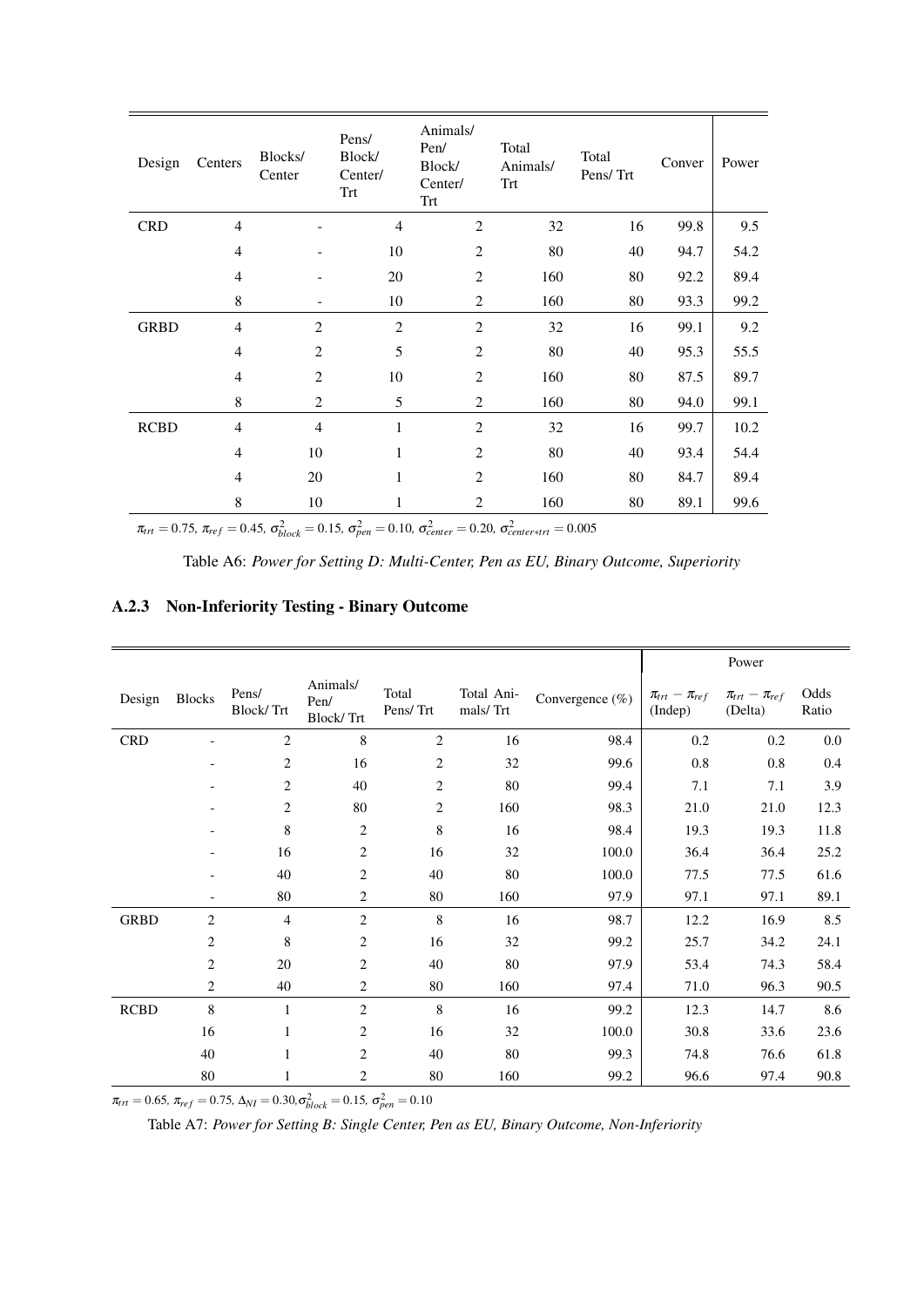| Design | Centers | Blocks/ Center | Pens/ Block/ Center/ Trt | Animals/ Pen/ Block/ Center/ Trt | Total Animals/ Trt | Total Pens/ Trt | Conver | Power |
|---|---|---|---|---|---|---|---|---|
| CRD | 4 | - | 4 | 2 | 32 | 16 | 99.8 | 9.5 |
| | 4 | - | 10 | 2 | 80 | 40 | 94.7 | 54.2 |
| | 4 | - | 20 | 2 | 160 | 80 | 92.2 | 89.4 |
| | 8 | - | 10 | 2 | 160 | 80 | 93.3 | 99.2 |
| GRBD | 4 | 2 | 2 | 2 | 32 | 16 | 99.1 | 9.2 |
| | 4 | 2 | 5 | 2 | 80 | 40 | 95.3 | 55.5 |
| | 4 | 2 | 10 | 2 | 160 | 80 | 87.5 | 89.7 |
| | 8 | 2 | 5 | 2 | 160 | 80 | 94.0 | 99.1 |
| RCBD | 4 | 4 | 1 | 2 | 32 | 16 | 99.7 | 10.2 |
| | 4 | 10 | 1 | 2 | 80 | 40 | 93.4 | 54.4 |
| | 4 | 20 | 1 | 2 | 160 | 80 | 84.7 | 89.4 |
| | 8 | 10 | 1 | 2 | 160 | 80 | 89.1 | 99.6 |

$\pi_{trt} = 0.75$, $\pi_{ref} = 0.45$, $\sigma^2_{block} = 0.15$, $\sigma^2_{pen} = 0.10$, $\sigma^2_{center} = 0.20$, $\sigma^2_{center*trt} = 0.005$

Table A6: *Power for Setting D: Multi-Center, Pen as EU, Binary Outcome, Superiority*

### A.2.3 Non-Inferiority Testing - Binary Outcome

| | | | | | | | Power | | |
|---|---|---|---|---|---|---|---|---|---|
| Design | Blocks | Pens/ Block/ Trt | Animals/ Pen/ Block/ Trt | Total Pens/ Trt | Total Animals/ Trt | Convergence (%) | $\pi_{trt} - \pi_{ref}$ (Indep) | $\pi_{trt} - \pi_{ref}$ (Delta) | Odds Ratio |
| CRD | - | 2 | 8 | 2 | 16 | 98.4 | 0.2 | 0.2 | 0.0 |
| | - | 2 | 16 | 2 | 32 | 99.6 | 0.8 | 0.8 | 0.4 |
| | - | 2 | 40 | 2 | 80 | 99.4 | 7.1 | 7.1 | 3.9 |
| | - | 2 | 80 | 2 | 160 | 98.3 | 21.0 | 21.0 | 12.3 |
| | - | 8 | 2 | 8 | 16 | 98.4 | 19.3 | 19.3 | 11.8 |
| | - | 16 | 2 | 16 | 32 | 100.0 | 36.4 | 36.4 | 25.2 |
| | - | 40 | 2 | 40 | 80 | 100.0 | 77.5 | 77.5 | 61.6 |
| | - | 80 | 2 | 80 | 160 | 97.9 | 97.1 | 97.1 | 89.1 |
| GRBD | 2 | 4 | 2 | 8 | 16 | 98.7 | 12.2 | 16.9 | 8.5 |
| | 2 | 8 | 2 | 16 | 32 | 99.2 | 25.7 | 34.2 | 24.1 |
| | 2 | 20 | 2 | 40 | 80 | 97.9 | 53.4 | 74.3 | 58.4 |
| | 2 | 40 | 2 | 80 | 160 | 97.4 | 71.0 | 96.3 | 90.5 |
| RCBD | 8 | 1 | 2 | 8 | 16 | 99.2 | 12.3 | 14.7 | 8.6 |
| | 16 | 1 | 2 | 16 | 32 | 100.0 | 30.8 | 33.6 | 23.6 |
| | 40 | 1 | 2 | 40 | 80 | 99.3 | 74.8 | 76.6 | 61.8 |
| | 80 | 1 | 2 | 80 | 160 | 99.2 | 96.6 | 97.4 | 90.8 |

$\pi_{trt} = 0.65$, $\pi_{ref} = 0.75$, $\Delta_{NI} = 0.30$, $\sigma^2_{block} = 0.15$, $\sigma^2_{pen} = 0.10$

Table A7: *Power for Setting B: Single Center, Pen as EU, Binary Outcome, Non-Inferiority*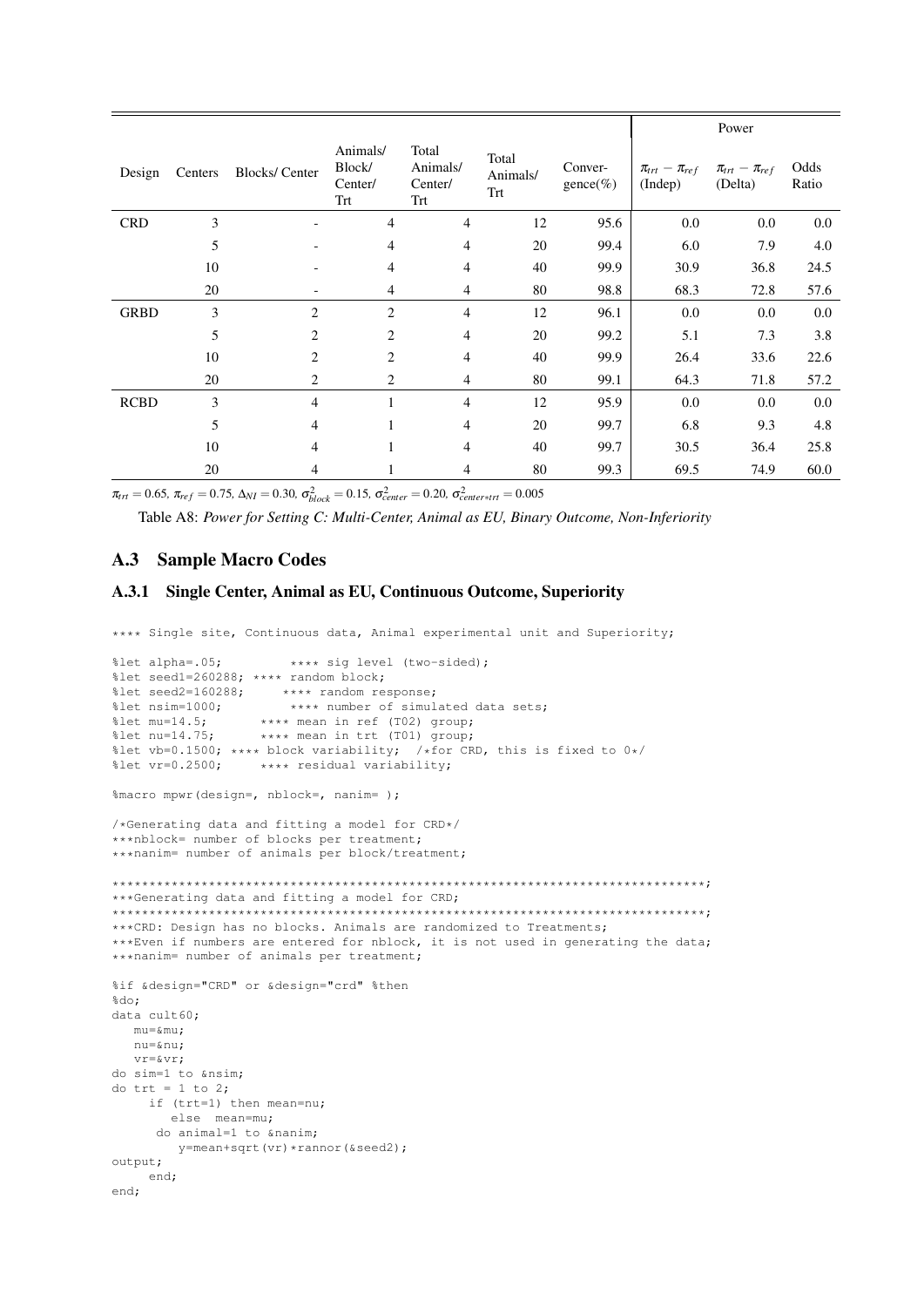| Design | Centers | Blocks/ Center | Animals/ Block/ Center/ Trt | Total Animals/ Center/ Trt | Total Animals/ Trt | Conver-gence(%) | Power | | |
|---|---|---|---|---|---|---|---|---|---|
| | | | | | | | $\pi_{trt} - \pi_{ref}$ (Indep) | $\pi_{trt} - \pi_{ref}$ (Delta) | Odds Ratio |
| CRD | 3 | - | 4 | 4 | 12 | 95.6 | 0.0 | 0.0 | 0.0 |
| | 5 | - | 4 | 4 | 20 | 99.4 | 6.0 | 7.9 | 4.0 |
| | 10 | - | 4 | 4 | 40 | 99.9 | 30.9 | 36.8 | 24.5 |
| | 20 | - | 4 | 4 | 80 | 98.8 | 68.3 | 72.8 | 57.6 |
| GRBD | 3 | 2 | 2 | 4 | 12 | 96.1 | 0.0 | 0.0 | 0.0 |
| | 5 | 2 | 2 | 4 | 20 | 99.2 | 5.1 | 7.3 | 3.8 |
| | 10 | 2 | 2 | 4 | 40 | 99.9 | 26.4 | 33.6 | 22.6 |
| | 20 | 2 | 2 | 4 | 80 | 99.1 | 64.3 | 71.8 | 57.2 |
| RCBD | 3 | 4 | 1 | 4 | 12 | 95.9 | 0.0 | 0.0 | 0.0 |
| | 5 | 4 | 1 | 4 | 20 | 99.7 | 6.8 | 9.3 | 4.8 |
| | 10 | 4 | 1 | 4 | 40 | 99.7 | 30.5 | 36.4 | 25.8 |
| | 20 | 4 | 1 | 4 | 80 | 99.3 | 69.5 | 74.9 | 60.0 |

$\pi_{trt} = 0.65$, $\pi_{ref} = 0.75$, $\Delta_{NI} = 0.30$, $\sigma^2_{block} = 0.15$, $\sigma^2_{center} = 0.20$, $\sigma^2_{center*trt} = 0.005$

Table A8: *Power for Setting C: Multi-Center, Animal as EU, Binary Outcome, Non-Inferiority*

## A.3 Sample Macro Codes

### A.3.1 Single Center, Animal as EU, Continuous Outcome, Superiority

```
**** Single site, Continuous data, Animal experimental unit and Superiority;

%let alpha=.05;          **** sig level (two-sided);
%let seed1=260288; **** random block;
%let seed2=160288;      **** random response;
%let nsim=1000;          **** number of simulated data sets;
%let mu=14.5;        **** mean in ref (T02) group;
%let nu=14.75;       **** mean in trt (T01) group;
%let vb=0.1500; **** block variability;  /*for CRD, this is fixed to 0*/
%let vr=0.2500;      **** residual variability;

%macro mpwr(design=, nblock=, nanim= );

/*Generating data and fitting a model for CRD*/
***nblock= number of blocks per treatment;
***nanim= number of animals per block/treatment;

*******************************************************************************;
***Generating data and fitting a model for CRD;
*******************************************************************************;
***CRD: Design has no blocks. Animals are randomized to Treatments;
***Even if numbers are entered for nblock, it is not used in generating the data;
***nanim= number of animals per treatment;

%if &design="CRD" or &design="crd" %then
%do;
data cult60;
   mu=&mu;
   nu=&nu;
   vr=&vr;
do sim=1 to &nsim;
do trt = 1 to 2;
     if (trt=1) then mean=nu;
        else  mean=mu;
      do animal=1 to &nanim;
         y=mean+sqrt(vr)*rannor(&seed2);
output;
     end;
end;
```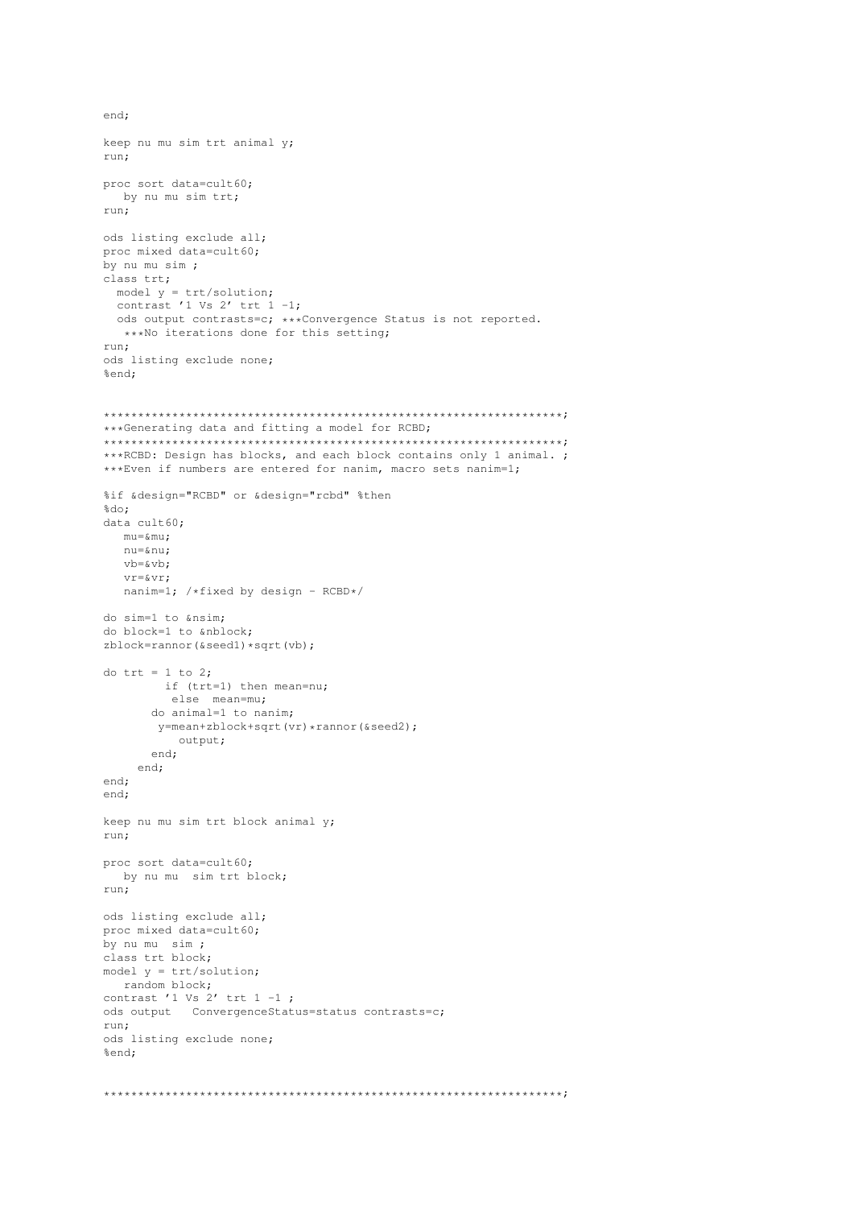```
end;

keep nu mu sim trt animal y;
run;

proc sort data=cult60;
   by nu mu sim trt;
run;

ods listing exclude all;
proc mixed data=cult60;
by nu mu sim ;
class trt;
  model y = trt/solution;
  contrast '1 Vs 2' trt 1 -1;
  ods output contrasts=c; ***Convergence Status is not reported.
   ***No iterations done for this setting;
run;
ods listing exclude none;
%end;


*******************************************************************;
***Generating data and fitting a model for RCBD;
*******************************************************************;
***RCBD: Design has blocks, and each block contains only 1 animal. ;
***Even if numbers are entered for nanim, macro sets nanim=1;

%if &design="RCBD" or &design="rcbd" %then
%do;
data cult60;
   mu=&mu;
   nu=&nu;
   vb=&vb;
   vr=&vr;
   nanim=1; /*fixed by design - RCBD*/

do sim=1 to &nsim;
do block=1 to &nblock;
zblock=rannor(&seed1)*sqrt(vb);

do trt = 1 to 2;
         if (trt=1) then mean=nu;
          else  mean=mu;
       do animal=1 to nanim;
        y=mean+zblock+sqrt(vr)*rannor(&seed2);
          output;
       end;
     end;
end;
end;

keep nu mu sim trt block animal y;
run;

proc sort data=cult60;
   by nu mu  sim trt block;
run;

ods listing exclude all;
proc mixed data=cult60;
by nu mu  sim ;
class trt block;
model y = trt/solution;
   random block;
contrast '1 Vs 2' trt 1 -1 ;
ods output   ConvergenceStatus=status contrasts=c;
run;
ods listing exclude none;
%end;


*******************************************************************;
```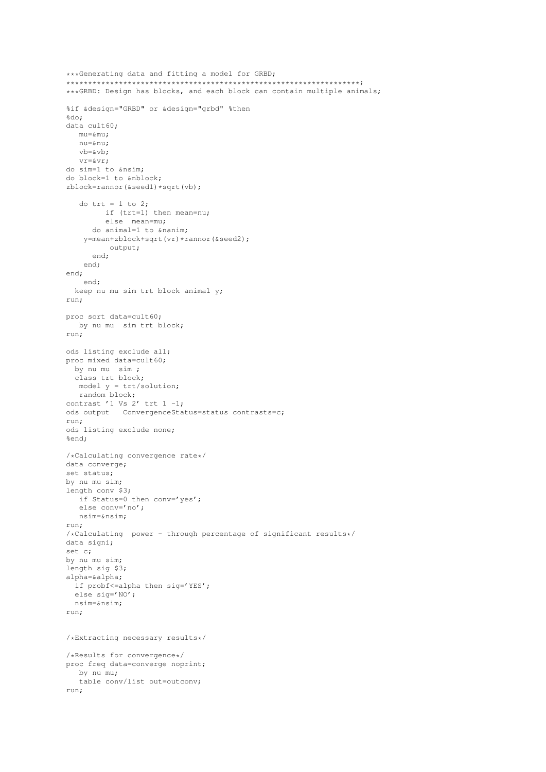```
***Generating data and fitting a model for GRBD;
******************************************************************;
***GRBD: Design has blocks, and each block can contain multiple animals;

%if &design="GRBD" or &design="grbd" %then
%do;
data cult60;
   mu=&mu;
   nu=&nu;
   vb=&vb;
   vr=&vr;
do sim=1 to &nsim;
do block=1 to &nblock;
zblock=rannor(&seed1)*sqrt(vb);

   do trt = 1 to 2;
         if (trt=1) then mean=nu;
         else  mean=mu;
      do animal=1 to &nanim;
    y=mean+zblock+sqrt(vr)*rannor(&seed2);
          output;
      end;
    end;
end;
    end;
  keep nu mu sim trt block animal y;
run;

proc sort data=cult60;
   by nu mu  sim trt block;
run;

ods listing exclude all;
proc mixed data=cult60;
  by nu mu  sim ;
  class trt block;
   model y = trt/solution;
   random block;
contrast '1 Vs 2' trt 1 -1;
ods output   ConvergenceStatus=status contrasts=c;
run;
ods listing exclude none;
%end;

/*Calculating convergence rate*/
data converge;
set status;
by nu mu sim;
length conv $3;
   if Status=0 then conv='yes';
   else conv='no';
   nsim=&nsim;
run;
/*Calculating  power - through percentage of significant results*/
data signi;
set c;
by nu mu sim;
length sig $3;
alpha=&alpha;
  if probf<=alpha then sig='YES';
  else sig='NO';
  nsim=&nsim;
run;


/*Extracting necessary results*/

/*Results for convergence*/
proc freq data=converge noprint;
   by nu mu;
   table conv/list out=outconv;
run;
```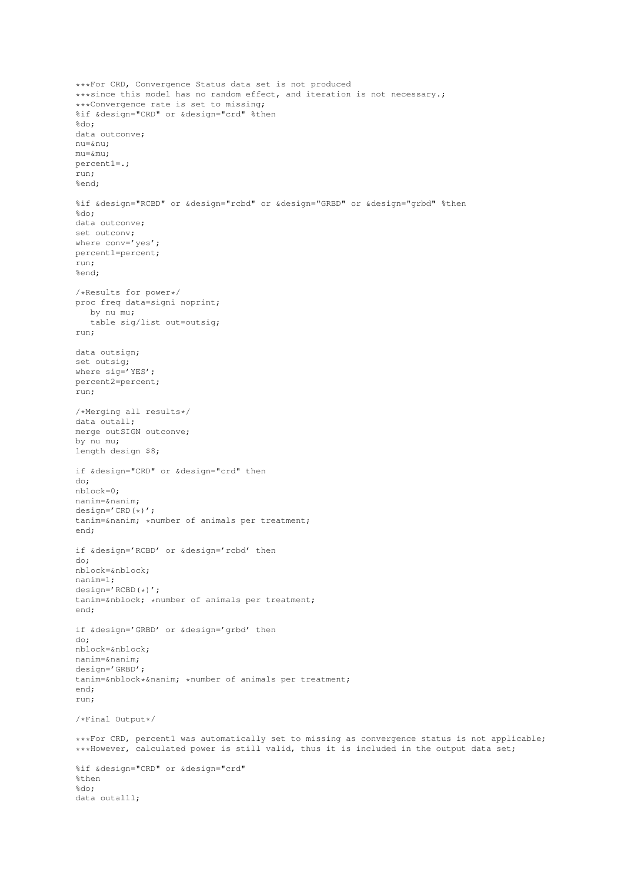```
***For CRD, Convergence Status data set is not produced
***since this model has no random effect, and iteration is not necessary.;
***Convergence rate is set to missing;
%if &design="CRD" or &design="crd" %then
%do;
data outconve;
nu=&nu;
mu=&mu;
percent1=.;
run;
%end;

%if &design="RCBD" or &design="rcbd" or &design="GRBD" or &design="grbd" %then
%do;
data outconve;
set outconv;
where conv='yes';
percent1=percent;
run;
%end;

/*Results for power*/
proc freq data=signi noprint;
   by nu mu;
   table sig/list out=outsig;
run;

data outsign;
set outsig;
where sig='YES';
percent2=percent;
run;

/*Merging all results*/
data outall;
merge outSIGN outconve;
by nu mu;
length design $8;

if &design="CRD" or &design="crd" then
do;
nblock=0;
nanim=&nanim;
design='CRD(*)';
tanim=&nanim; *number of animals per treatment;
end;

if &design='RCBD' or &design='rcbd' then
do;
nblock=&nblock;
nanim=1;
design='RCBD(*)';
tanim=&nblock; *number of animals per treatment;
end;

if &design='GRBD' or &design='grbd' then
do;
nblock=&nblock;
nanim=&nanim;
design='GRBD';
tanim=&nblock*&nanim; *number of animals per treatment;
end;
run;

/*Final Output*/

***For CRD, percent1 was automatically set to missing as convergence status is not applicable;
***However, calculated power is still valid, thus it is included in the output data set;

%if &design="CRD" or &design="crd"
%then
%do;
data outalll;
```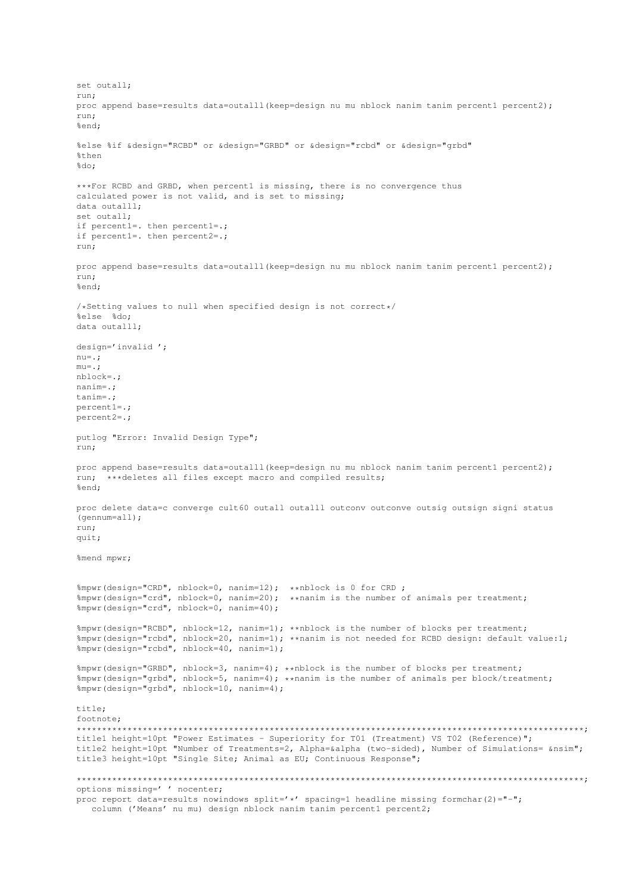```
set outall;
run;
proc append base=results data=outalll(keep=design nu mu nblock nanim tanim percent1 percent2);
run;
%end;

%else %if &design="RCBD" or &design="GRBD" or &design="rcbd" or &design="grbd"
%then
%do;

***For RCBD and GRBD, when percent1 is missing, there is no convergence thus
calculated power is not valid, and is set to missing;
data outalll;
set outall;
if percent1=. then percent1=.;
if percent1=. then percent2=.;
run;

proc append base=results data=outalll(keep=design nu mu nblock nanim tanim percent1 percent2);
run;
%end;

/*Setting values to null when specified design is not correct*/
%else  %do;
data outalll;

design='invalid ';
nu=.;
mu=.;
nblock=.;
nanim=.;
tanim=.;
percent1=.;
percent2=.;

putlog "Error: Invalid Design Type";
run;

proc append base=results data=outalll(keep=design nu mu nblock nanim tanim percent1 percent2);
run;  ***deletes all files except macro and compiled results;
%end;

proc delete data=c converge cult60 outall outalll outconv outconve outsig outsign signi status
(gennum=all);
run;
quit;

%mend mpwr;


%mpwr(design="CRD", nblock=0, nanim=12);  **nblock is 0 for CRD ;
%mpwr(design="crd", nblock=0, nanim=20);  **nanim is the number of animals per treatment;
%mpwr(design="crd", nblock=0, nanim=40);

%mpwr(design="RCBD", nblock=12, nanim=1); **nblock is the number of blocks per treatment;
%mpwr(design="rcbd", nblock=20, nanim=1); **nanim is not needed for RCBD design: default value:1;
%mpwr(design="rcbd", nblock=40, nanim=1);

%mpwr(design="GRBD", nblock=3, nanim=4); **nblock is the number of blocks per treatment;
%mpwr(design="grbd", nblock=5, nanim=4); **nanim is the number of animals per block/treatment;
%mpwr(design="grbd", nblock=10, nanim=4);

title;
footnote;
*****************************************************************************************************;
title1 height=10pt "Power Estimates - Superiority for T01 (Treatment) VS T02 (Reference)";
title2 height=10pt "Number of Treatments=2, Alpha=&alpha (two-sided), Number of Simulations= &nsim";
title3 height=10pt "Single Site; Animal as EU; Continuous Response";

*****************************************************************************************************;
options missing=' ' nocenter;
proc report data=results nowindows split='*' spacing=1 headline missing formchar(2)="-";
   column ('Means' nu mu) design nblock nanim tanim percent1 percent2;
```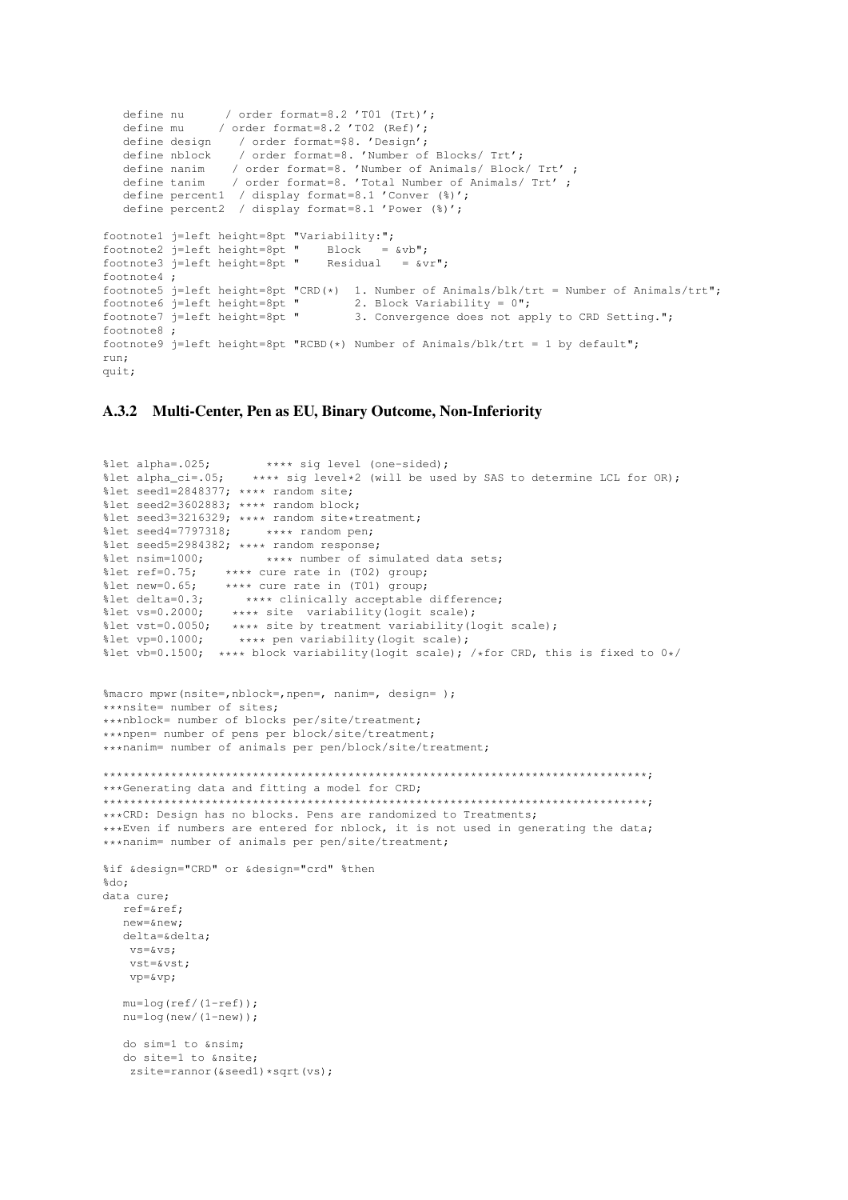```
   define nu      / order format=8.2 'T01 (Trt)';
   define mu     / order format=8.2 'T02 (Ref)';
   define design    / order format=$8. 'Design';
   define nblock    / order format=8. 'Number of Blocks/ Trt';
   define nanim    / order format=8. 'Number of Animals/ Block/ Trt' ;
   define tanim    / order format=8. 'Total Number of Animals/ Trt' ;
   define percent1  / display format=8.1 'Conver (%)';
   define percent2  / display format=8.1 'Power (%)';

footnote1 j=left height=8pt "Variability:";
footnote2 j=left height=8pt "    Block    = &vb";
footnote3 j=left height=8pt "    Residual   = &vr";
footnote4 ;
footnote5 j=left height=8pt "CRD(*)  1. Number of Animals/blk/trt = Number of Animals/trt";
footnote6 j=left height=8pt "        2. Block Variability = 0";
footnote7 j=left height=8pt "        3. Convergence does not apply to CRD Setting.";
footnote8 ;
footnote9 j=left height=8pt "RCBD(*) Number of Animals/blk/trt = 1 by default";
run;
quit;
```

### A.3.2 Multi-Center, Pen as EU, Binary Outcome, Non-Inferiority

```
%let alpha=.025;        **** sig level (one-sided);
%let alpha_ci=.05;    **** sig level*2 (will be used by SAS to determine LCL for OR);
%let seed1=2848377; **** random site;
%let seed2=3602883; **** random block;
%let seed3=3216329; **** random site*treatment;
%let seed4=7797318;     **** random pen;
%let seed5=2984382; **** random response;
%let nsim=1000;        **** number of simulated data sets;
%let ref=0.75;    **** cure rate in (T02) group;
%let new=0.65;    **** cure rate in (T01) group;
%let delta=0.3;      **** clinically acceptable difference;
%let vs=0.2000;    **** site  variability(logit scale);
%let vst=0.0050;   **** site by treatment variability(logit scale);
%let vp=0.1000;     **** pen variability(logit scale);
%let vb=0.1500;  **** block variability(logit scale); /*for CRD, this is fixed to 0*/


%macro mpwr(nsite=,nblock=,npen=, nanim=, design= );
***nsite= number of sites;
***nblock= number of blocks per/site/treatment;
***npen= number of pens per block/site/treatment;
***nanim= number of animals per pen/block/site/treatment;

*******************************************************************************;
***Generating data and fitting a model for CRD;
*******************************************************************************;
***CRD: Design has no blocks. Pens are randomized to Treatments;
***Even if numbers are entered for nblock, it is not used in generating the data;
***nanim= number of animals per pen/site/treatment;

%if &design="CRD" or &design="crd" %then
%do;
data cure;
   ref=&ref;
   new=&new;
   delta=&delta;
    vs=&vs;
    vst=&vst;
    vp=&vp;

   mu=log(ref/(1-ref));
   nu=log(new/(1-new));

   do sim=1 to &nsim;
   do site=1 to &nsite;
    zsite=rannor(&seed1)*sqrt(vs);
```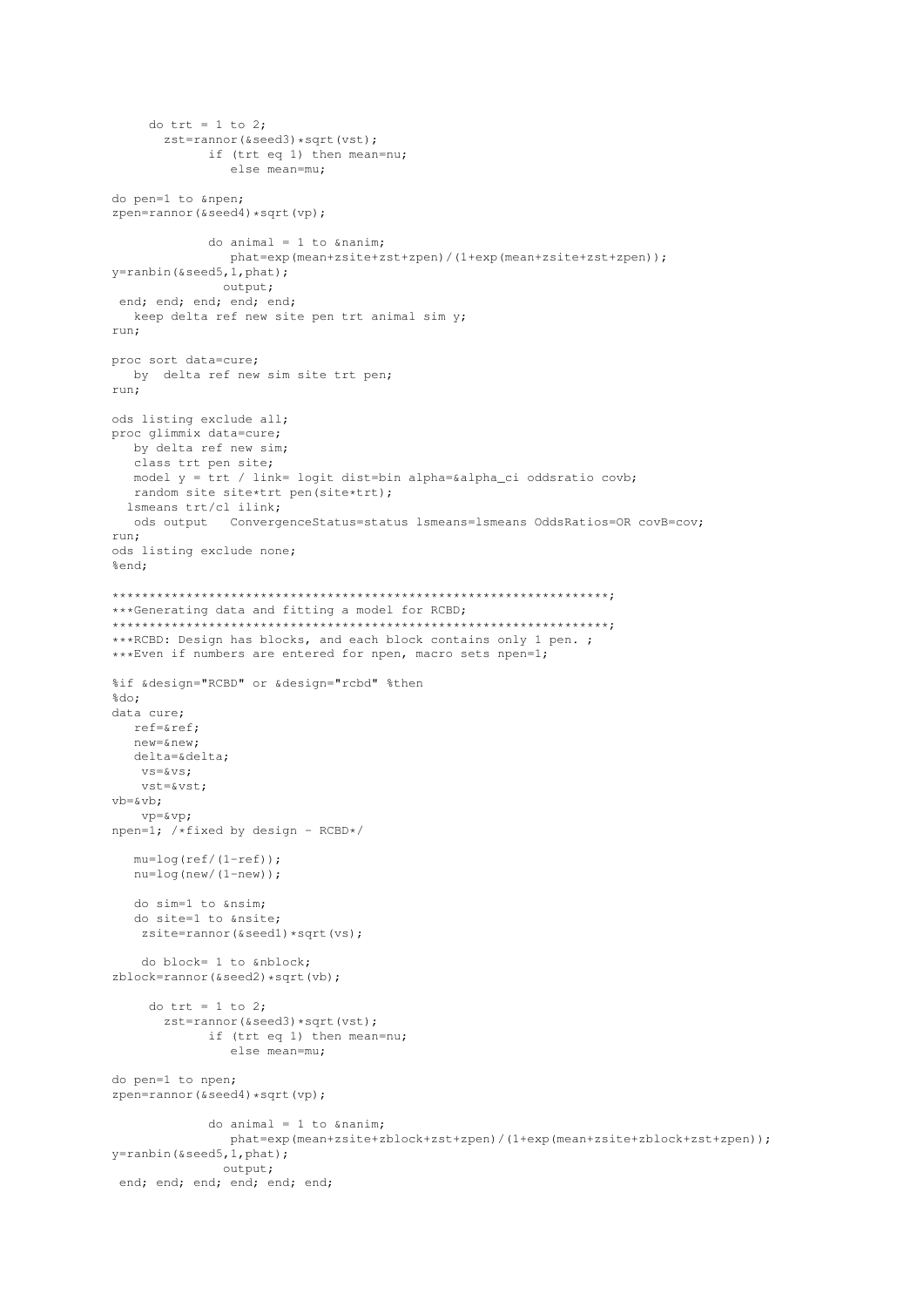```
     do trt = 1 to 2;
       zst=rannor(&seed3)*sqrt(vst);
             if (trt eq 1) then mean=nu;
                else mean=mu;

do pen=1 to &npen;
zpen=rannor(&seed4)*sqrt(vp);

             do animal = 1 to &nanim;
                phat=exp(mean+zsite+zst+zpen)/(1+exp(mean+zsite+zst+zpen));
y=ranbin(&seed5,1,phat);
               output;
 end; end; end; end; end;
   keep delta ref new site pen trt animal sim y;
run;

proc sort data=cure;
   by  delta ref new sim site trt pen;
run;

ods listing exclude all;
proc glimmix data=cure;
   by delta ref new sim;
   class trt pen site;
   model y = trt / link= logit dist=bin alpha=&alpha_ci oddsratio covb;
   random site site*trt pen(site*trt);
  lsmeans trt/cl ilink;
   ods output   ConvergenceStatus=status lsmeans=lsmeans OddsRatios=OR covB=cov;
run;
ods listing exclude none;
%end;

*******************************************************************;
***Generating data and fitting a model for RCBD;
*******************************************************************;
***RCBD: Design has blocks, and each block contains only 1 pen. ;
***Even if numbers are entered for npen, macro sets npen=1;

%if &design="RCBD" or &design="rcbd" %then
%do;
data cure;
   ref=&ref;
   new=&new;
   delta=&delta;
    vs=&vs;
    vst=&vst;
vb=&vb;
    vp=&vp;
npen=1; /*fixed by design - RCBD*/

   mu=log(ref/(1-ref));
   nu=log(new/(1-new));

   do sim=1 to &nsim;
   do site=1 to &nsite;
    zsite=rannor(&seed1)*sqrt(vs);

    do block= 1 to &nblock;
zblock=rannor(&seed2)*sqrt(vb);

     do trt = 1 to 2;
       zst=rannor(&seed3)*sqrt(vst);
             if (trt eq 1) then mean=nu;
                else mean=mu;

do pen=1 to npen;
zpen=rannor(&seed4)*sqrt(vp);

             do animal = 1 to &nanim;
                phat=exp(mean+zsite+zblock+zst+zpen)/(1+exp(mean+zsite+zblock+zst+zpen));
y=ranbin(&seed5,1,phat);
              output;
 end; end; end; end; end; end;
```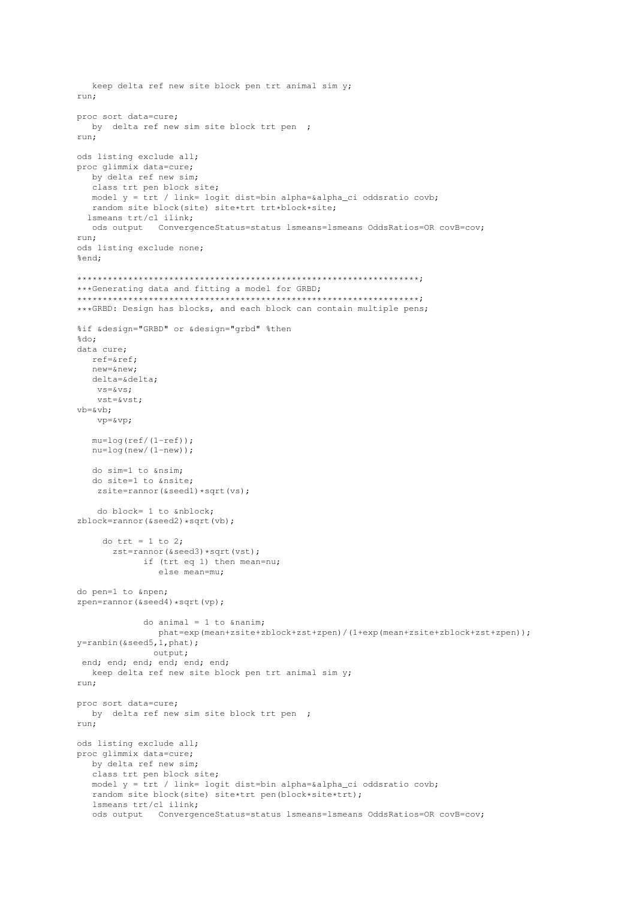```
   keep delta ref new site block pen trt animal sim y;
run;

proc sort data=cure;
   by  delta ref new sim site block trt pen  ;
run;

ods listing exclude all;
proc glimmix data=cure;
   by delta ref new sim;
   class trt pen block site;
   model y = trt / link= logit dist=bin alpha=&alpha_ci oddsratio covb;
   random site block(site) site*trt trt*block*site;
  lsmeans trt/cl ilink;
   ods output   ConvergenceStatus=status lsmeans=lsmeans OddsRatios=OR covB=cov;
run;
ods listing exclude none;
%end;

*******************************************************************;
***Generating data and fitting a model for GRBD;
*******************************************************************;
***GRBD: Design has blocks, and each block can contain multiple pens;

%if &design="GRBD" or &design="grbd" %then
%do;
data cure;
   ref=&ref;
   new=&new;
   delta=&delta;
    vs=&vs;
    vst=&vst;
vb=&vb;
    vp=&vp;

   mu=log(ref/(1-ref));
   nu=log(new/(1-new));

   do sim=1 to &nsim;
   do site=1 to &nsite;
    zsite=rannor(&seed1)*sqrt(vs);

    do block= 1 to &nblock;
zblock=rannor(&seed2)*sqrt(vb);

     do trt = 1 to 2;
       zst=rannor(&seed3)*sqrt(vst);
            if (trt eq 1) then mean=nu;
               else mean=mu;

do pen=1 to &npen;
zpen=rannor(&seed4)*sqrt(vp);

            do animal = 1 to &nanim;
               phat=exp(mean+zsite+zblock+zst+zpen)/(1+exp(mean+zsite+zblock+zst+zpen));
y=ranbin(&seed5,1,phat);
              output;
 end; end; end; end; end; end;
   keep delta ref new site block pen trt animal sim y;
run;

proc sort data=cure;
   by  delta ref new sim site block trt pen  ;
run;

ods listing exclude all;
proc glimmix data=cure;
   by delta ref new sim;
   class trt pen block site;
   model y = trt / link= logit dist=bin alpha=&alpha_ci oddsratio covb;
   random site block(site) site*trt pen(block*site*trt);
   lsmeans trt/cl ilink;
   ods output   ConvergenceStatus=status lsmeans=lsmeans OddsRatios=OR covB=cov;
```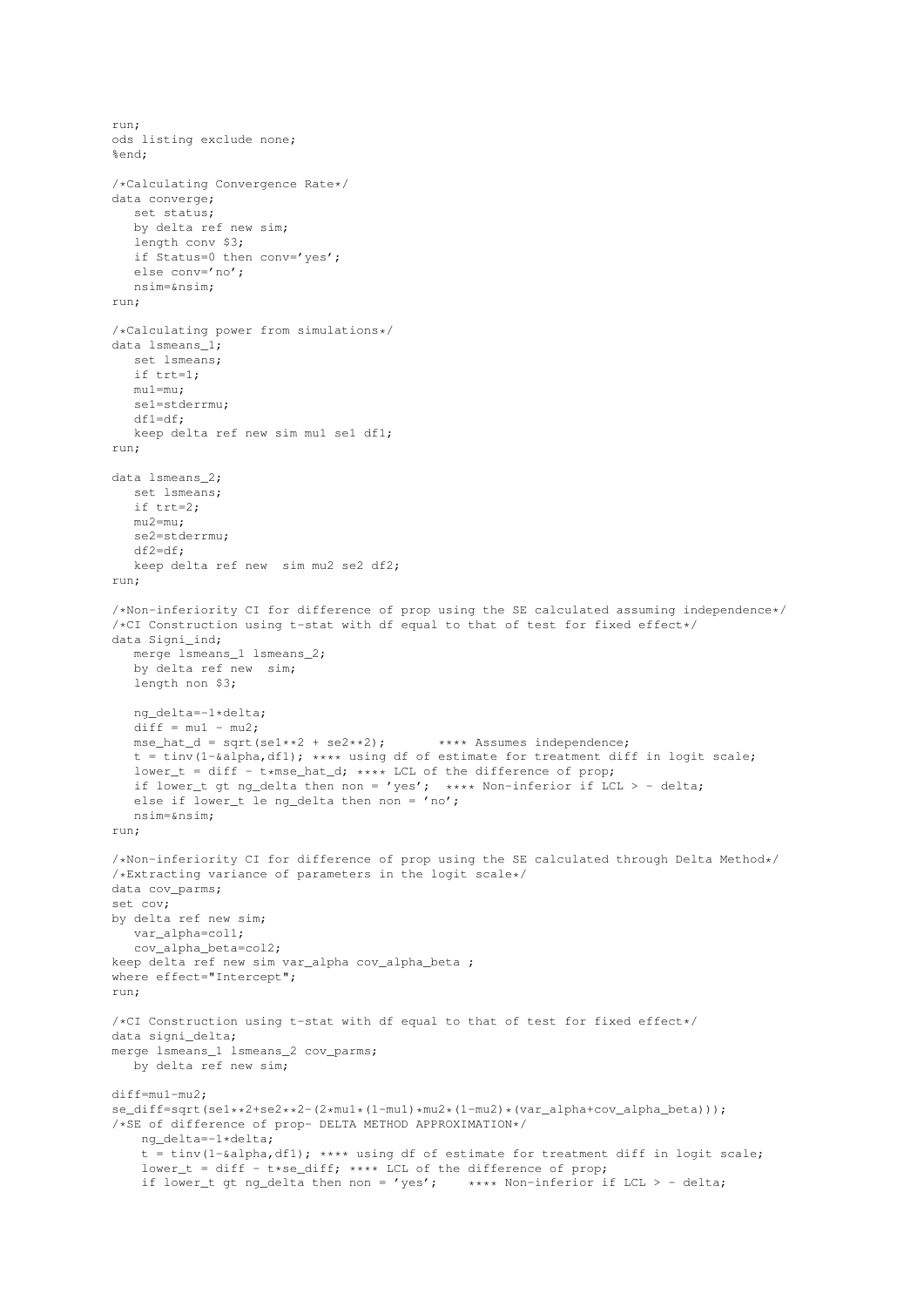```
run;
ods listing exclude none;
%end;

/*Calculating Convergence Rate*/
data converge;
   set status;
   by delta ref new sim;
   length conv $3;
   if Status=0 then conv='yes';
   else conv='no';
   nsim=&nsim;
run;

/*Calculating power from simulations*/
data lsmeans_1;
   set lsmeans;
   if trt=1;
   mu1=mu;
   se1=stderrmu;
   df1=df;
   keep delta ref new sim mu1 se1 df1;
run;

data lsmeans_2;
   set lsmeans;
   if trt=2;
   mu2=mu;
   se2=stderrmu;
   df2=df;
   keep delta ref new  sim mu2 se2 df2;
run;

/*Non-inferiority CI for difference of prop using the SE calculated assuming independence*/
/*CI Construction using t-stat with df equal to that of test for fixed effect*/
data Signi_ind;
   merge lsmeans_1 lsmeans_2;
   by delta ref new  sim;
   length non $3;

   ng_delta=-1*delta;
   diff = mu1 - mu2;
   mse_hat_d = sqrt(se1**2 + se2**2);       **** Assumes independence;
   t = tinv(1-&alpha,df1); **** using df of estimate for treatment diff in logit scale;
   lower_t = diff - t*mse_hat_d; **** LCL of the difference of prop;
   if lower_t gt ng_delta then non = 'yes';  **** Non-inferior if LCL > - delta;
   else if lower_t le ng_delta then non = 'no';
   nsim=&nsim;
run;

/*Non-inferiority CI for difference of prop using the SE calculated through Delta Method*/
/*Extracting variance of parameters in the logit scale*/
data cov_parms;
set cov;
by delta ref new sim;
   var_alpha=col1;
   cov_alpha_beta=col2;
keep delta ref new sim var_alpha cov_alpha_beta ;
where effect="Intercept";
run;

/*CI Construction using t-stat with df equal to that of test for fixed effect*/
data signi_delta;
merge lsmeans_1 lsmeans_2 cov_parms;
   by delta ref new sim;

diff=mu1-mu2;
se_diff=sqrt(se1**2+se2**2-(2*mu1*(1-mu1)*mu2*(1-mu2)*(var_alpha+cov_alpha_beta)));
/*SE of difference of prop- DELTA METHOD APPROXIMATION*/
    ng_delta=-1*delta;
    t = tinv(1-&alpha,df1); **** using df of estimate for treatment diff in logit scale;
    lower_t = diff - t*se_diff; **** LCL of the difference of prop;
    if lower_t gt ng_delta then non = 'yes';    **** Non-inferior if LCL > - delta;
```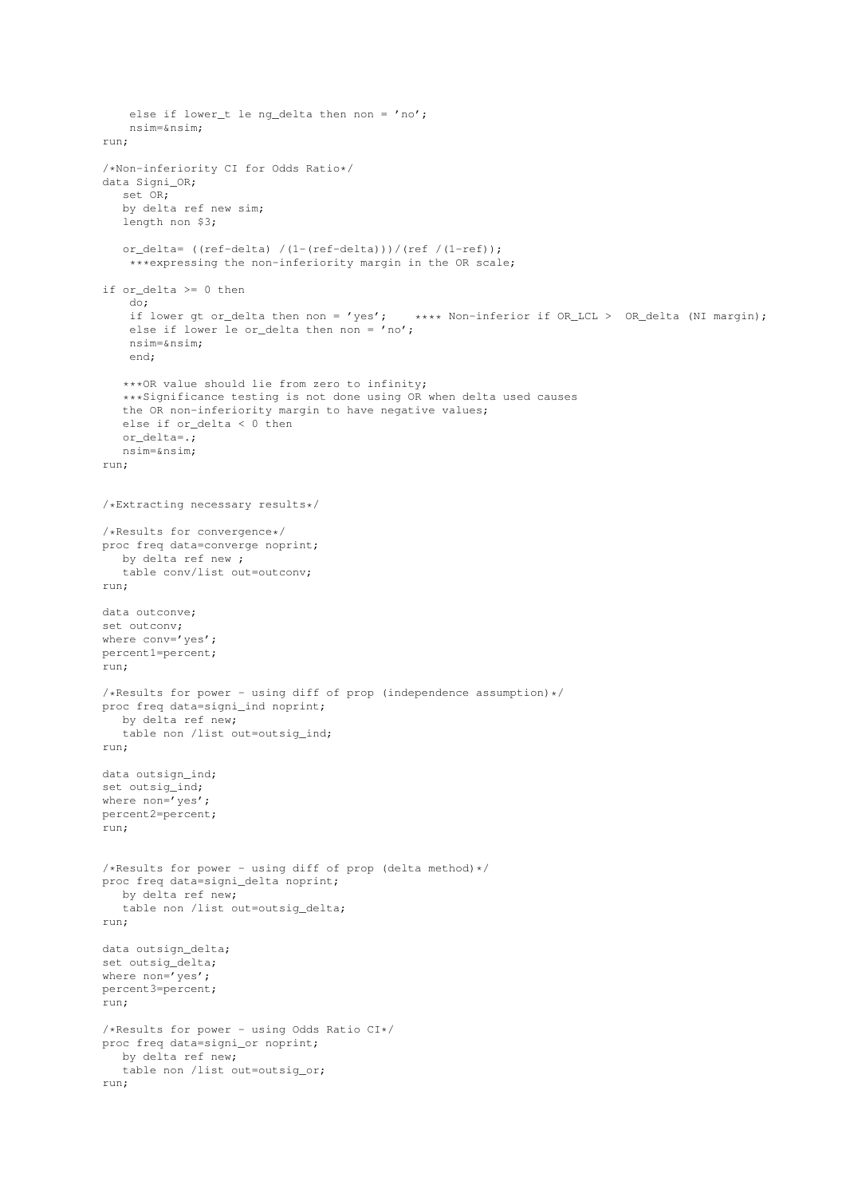```
    else if lower_t le ng_delta then non = 'no';
    nsim=&nsim;
run;

/*Non-inferiority CI for Odds Ratio*/
data Signi_OR;
   set OR;
   by delta ref new sim;
   length non $3;

   or_delta= ((ref-delta) /(1-(ref-delta)))/(ref /(1-ref));
    ***expressing the non-inferiority margin in the OR scale;

if or_delta >= 0 then
    do;
    if lower gt or_delta then non = 'yes';    **** Non-inferior if OR_LCL >  OR_delta (NI margin);
    else if lower le or_delta then non = 'no';
    nsim=&nsim;
    end;

   ***OR value should lie from zero to infinity;
   ***Significance testing is not done using OR when delta used causes
   the OR non-inferiority margin to have negative values;
   else if or_delta < 0 then
   or_delta=.;
   nsim=&nsim;
run;


/*Extracting necessary results*/

/*Results for convergence*/
proc freq data=converge noprint;
   by delta ref new ;
   table conv/list out=outconv;
run;

data outconve;
set outconv;
where conv='yes';
percent1=percent;
run;

/*Results for power - using diff of prop (independence assumption)*/
proc freq data=signi_ind noprint;
   by delta ref new;
   table non /list out=outsig_ind;
run;

data outsign_ind;
set outsig_ind;
where non='yes';
percent2=percent;
run;


/*Results for power - using diff of prop (delta method)*/
proc freq data=signi_delta noprint;
   by delta ref new;
   table non /list out=outsig_delta;
run;

data outsign_delta;
set outsig_delta;
where non='yes';
percent3=percent;
run;

/*Results for power - using Odds Ratio CI*/
proc freq data=signi_or noprint;
   by delta ref new;
   table non /list out=outsig_or;
run;
```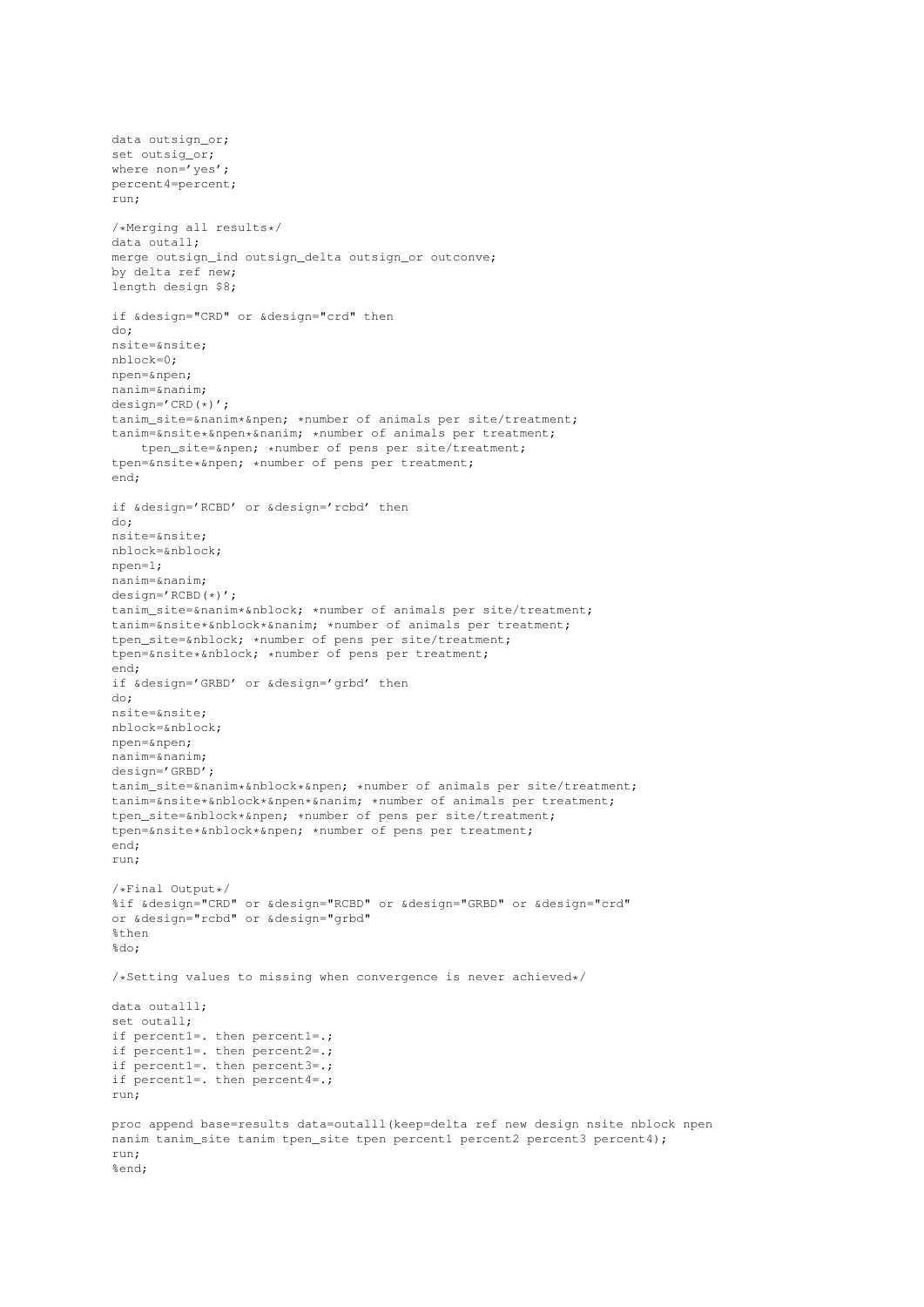```
data outsign_or;
set outsig_or;
where non='yes';
percent4=percent;
run;

/*Merging all results*/
data outall;
merge outsign_ind outsign_delta outsign_or outconve;
by delta ref new;
length design $8;

if &design="CRD" or &design="crd" then
do;
nsite=&nsite;
nblock=0;
npen=&npen;
nanim=&nanim;
design='CRD(*)';
tanim_site=&nanim*&npen; *number of animals per site/treatment;
tanim=&nsite*&npen*&nanim; *number of animals per treatment;
    tpen_site=&npen; *number of pens per site/treatment;
tpen=&nsite*&npen; *number of pens per treatment;
end;

if &design='RCBD' or &design='rcbd' then
do;
nsite=&nsite;
nblock=&nblock;
npen=1;
nanim=&nanim;
design='RCBD(*)';
tanim_site=&nanim*&nblock; *number of animals per site/treatment;
tanim=&nsite*&nblock*&nanim; *number of animals per treatment;
tpen_site=&nblock; *number of pens per site/treatment;
tpen=&nsite*&nblock; *number of pens per treatment;
end;
if &design='GRBD' or &design='grbd' then
do;
nsite=&nsite;
nblock=&nblock;
npen=&npen;
nanim=&nanim;
design='GRBD';
tanim_site=&nanim*&nblock*&npen; *number of animals per site/treatment;
tanim=&nsite*&nblock*&npen*&nanim; *number of animals per treatment;
tpen_site=&nblock*&npen; *number of pens per site/treatment;
tpen=&nsite*&nblock*&npen; *number of pens per treatment;
end;
run;

/*Final Output*/
%if &design="CRD" or &design="RCBD" or &design="GRBD" or &design="crd"
or &design="rcbd" or &design="grbd"
%then
%do;

/*Setting values to missing when convergence is never achieved*/

data outalll;
set outall;
if percent1=. then percent1=.;
if percent1=. then percent2=.;
if percent1=. then percent3=.;
if percent1=. then percent4=.;
run;

proc append base=results data=outalll(keep=delta ref new design nsite nblock npen
nanim tanim_site tanim tpen_site tpen percent1 percent2 percent3 percent4);
run;
%end;
```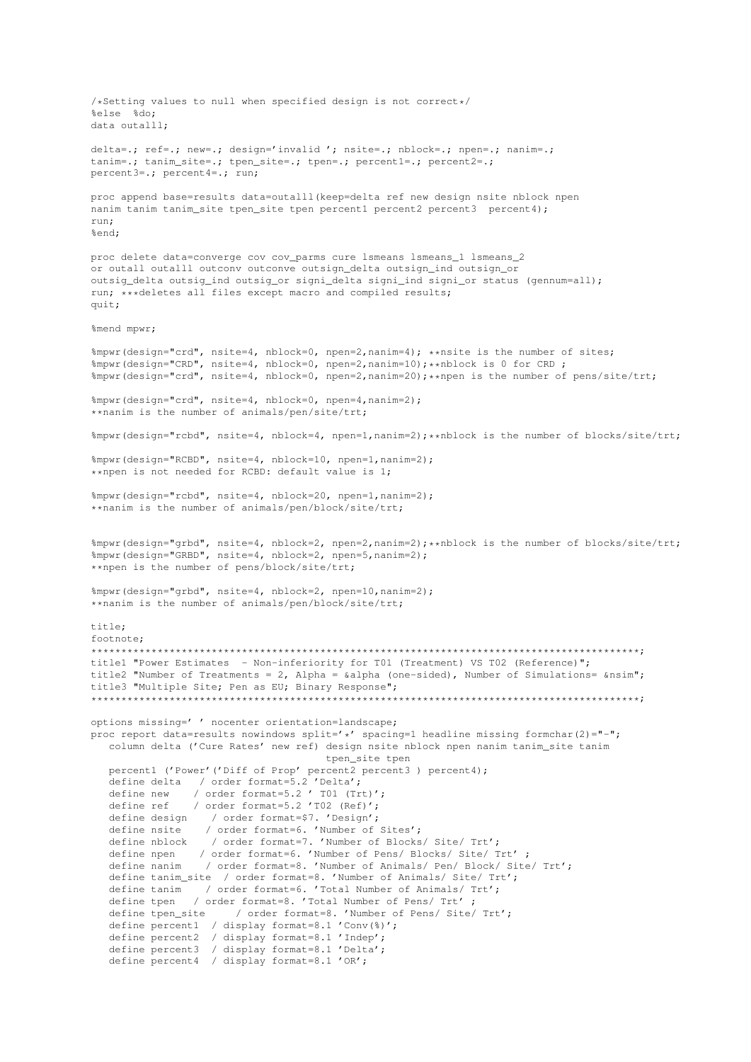```
/*Setting values to null when specified design is not correct*/
%else  %do;
data outalll;

delta=.; ref=.; new=.; design='invalid '; nsite=.; nblock=.; npen=.; nanim=.;
tanim=.; tanim_site=.; tpen_site=.; tpen=.; percent1=.; percent2=.;
percent3=.; percent4=.; run;

proc append base=results data=outalll(keep=delta ref new design nsite nblock npen
nanim tanim tanim_site tpen_site tpen percent1 percent2 percent3  percent4);
run;
%end;

proc delete data=converge cov cov_parms cure lsmeans lsmeans_1 lsmeans_2
or outall outalll outconv outconve outsign_delta outsign_ind outsign_or
outsig_delta outsig_ind outsig_or signi_delta signi_ind signi_or status (gennum=all);
run; ***deletes all files except macro and compiled results;
quit;

%mend mpwr;

%mpwr(design="crd", nsite=4, nblock=0, npen=2,nanim=4); **nsite is the number of sites;
%mpwr(design="CRD", nsite=4, nblock=0, npen=2,nanim=10);**nblock is 0 for CRD ;
%mpwr(design="crd", nsite=4, nblock=0, npen=2,nanim=20);**npen is the number of pens/site/trt;

%mpwr(design="crd", nsite=4, nblock=0, npen=4,nanim=2);
**nanim is the number of animals/pen/site/trt;

%mpwr(design="rcbd", nsite=4, nblock=4, npen=1,nanim=2);**nblock is the number of blocks/site/trt;

%mpwr(design="RCBD", nsite=4, nblock=10, npen=1,nanim=2);
**npen is not needed for RCBD: default value is 1;

%mpwr(design="rcbd", nsite=4, nblock=20, npen=1,nanim=2);
**nanim is the number of animals/pen/block/site/trt;


%mpwr(design="grbd", nsite=4, nblock=2, npen=2,nanim=2);**nblock is the number of blocks/site/trt;
%mpwr(design="GRBD", nsite=4, nblock=2, npen=5,nanim=2);
**npen is the number of pens/block/site/trt;

%mpwr(design="grbd", nsite=4, nblock=2, npen=10,nanim=2);
**nanim is the number of animals/pen/block/site/trt;

title;
footnote;
*******************************************************************************************;
title1 "Power Estimates  - Non-inferiority for T01 (Treatment) VS T02 (Reference)";
title2 "Number of Treatments = 2, Alpha = &alpha (one-sided), Number of Simulations= &nsim";
title3 "Multiple Site; Pen as EU; Binary Response";
*******************************************************************************************;

options missing=' ' nocenter orientation=landscape;
proc report data=results nowindows split='*' spacing=1 headline missing formchar(2)="-";
   column delta ('Cure Rates' new ref) design nsite nblock npen nanim tanim_site tanim
                              tpen_site tpen
   percent1 ('Power'('Diff of Prop' percent2 percent3 ) percent4);
   define delta   / order format=5.2 'Delta';
   define new    / order format=5.2 ' T01 (Trt)';
   define ref    / order format=5.2 'T02 (Ref)';
   define design    / order format=$7. 'Design';
   define nsite    / order format=6. 'Number of Sites';
   define nblock    / order format=7. 'Number of Blocks/ Site/ Trt';
   define npen    / order format=6. 'Number of Pens/ Blocks/ Site/ Trt' ;
   define nanim    / order format=8. 'Number of Animals/ Pen/ Block/ Site/ Trt';
   define tanim_site  / order format=8. 'Number of Animals/ Site/ Trt';
   define tanim    / order format=6. 'Total Number of Animals/ Trt';
   define tpen   / order format=8. 'Total Number of Pens/ Trt' ;
   define tpen_site     / order format=8. 'Number of Pens/ Site/ Trt';
   define percent1  / display format=8.1 'Conv(%)';
   define percent2  / display format=8.1 'Indep';
   define percent3  / display format=8.1 'Delta';
   define percent4  / display format=8.1 'OR';
```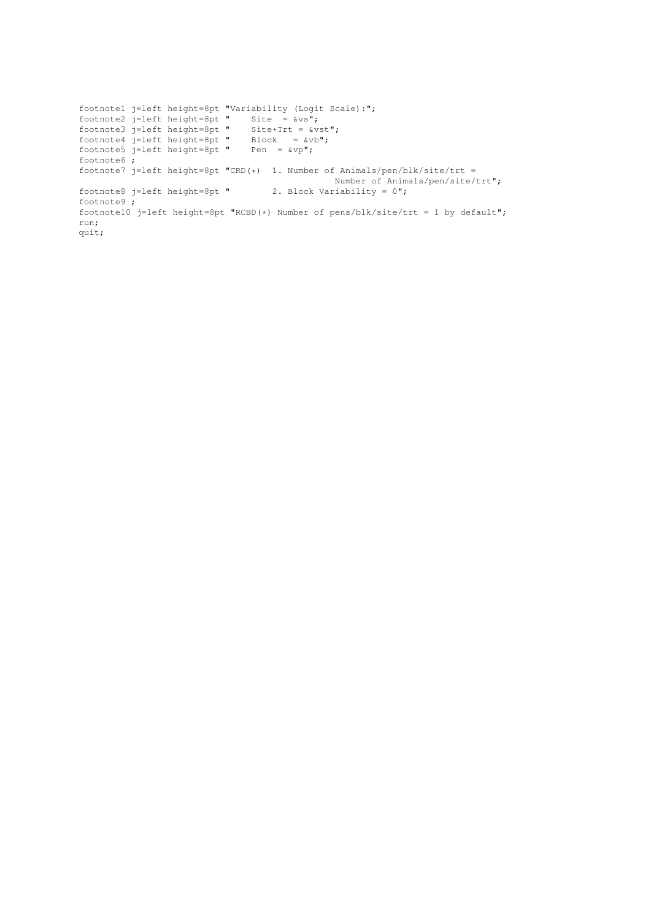```
footnote1 j=left height=8pt "Variability (Logit Scale):";
footnote2 j=left height=8pt "    Site  = &vs";
footnote3 j=left height=8pt "    Site*Trt = &vst";
footnote4 j=left height=8pt "    Block   = &vb";
footnote5 j=left height=8pt "    Pen  = &vp";
footnote6 ;
footnote7 j=left height=8pt "CRD(*)  1. Number of Animals/pen/blk/site/trt =
                                            Number of Animals/pen/site/trt";
footnote8 j=left height=8pt "        2. Block Variability = 0";
footnote9 ;
footnote10 j=left height=8pt "RCBD(*) Number of pens/blk/site/trt = 1 by default";
run;
quit;
```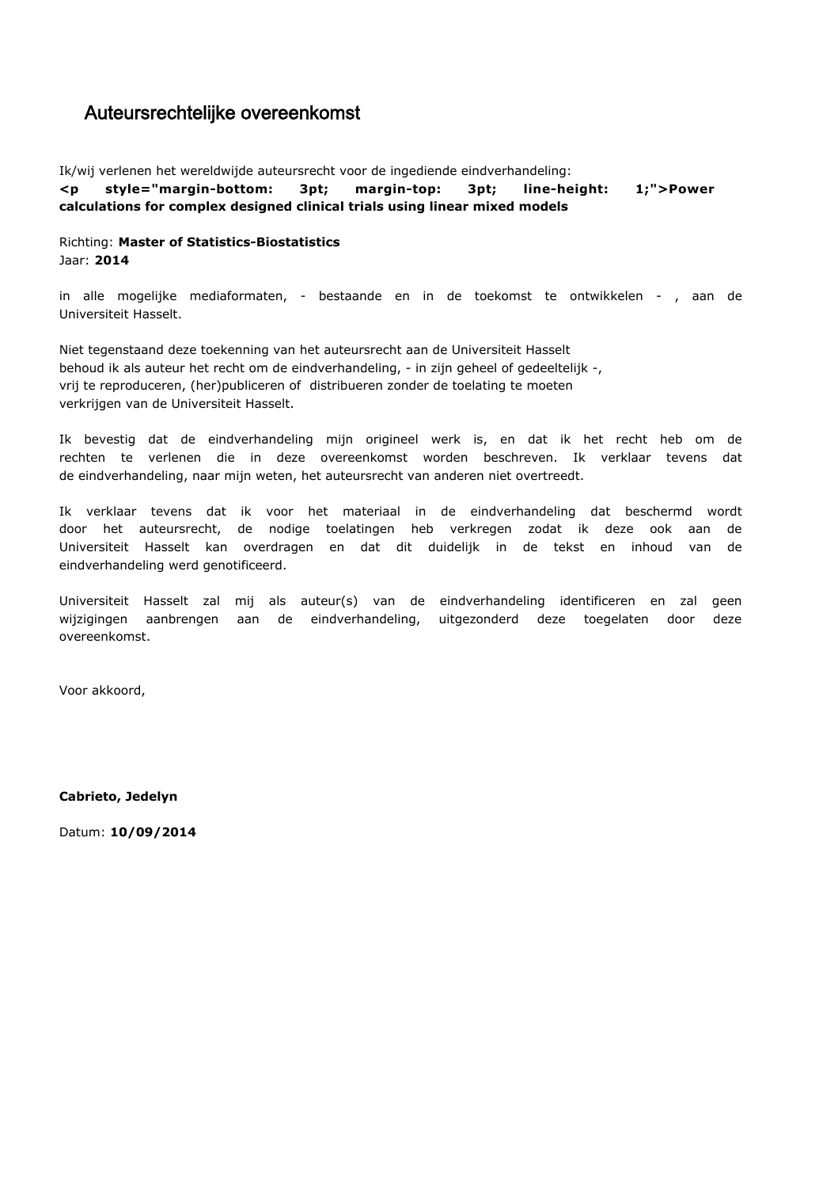# Auteursrechtelijke overeenkomst

Ik/wij verlenen het wereldwijde auteursrecht voor de ingediende eindverhandeling:
**<p style="margin-bottom: 3pt; margin-top: 3pt; line-height: 1;">Power calculations for complex designed clinical trials using linear mixed models**

Richting: **Master of Statistics-Biostatistics**
Jaar: **2014**

in alle mogelijke mediaformaten, - bestaande en in de toekomst te ontwikkelen - , aan de Universiteit Hasselt.

Niet tegenstaand deze toekenning van het auteursrecht aan de Universiteit Hasselt behoud ik als auteur het recht om de eindverhandeling, - in zijn geheel of gedeeltelijk -, vrij te reproduceren, (her)publiceren of distribueren zonder de toelating te moeten verkrijgen van de Universiteit Hasselt.

Ik bevestig dat de eindverhandeling mijn origineel werk is, en dat ik het recht heb om de rechten te verlenen die in deze overeenkomst worden beschreven. Ik verklaar tevens dat de eindverhandeling, naar mijn weten, het auteursrecht van anderen niet overtreedt.

Ik verklaar tevens dat ik voor het materiaal in de eindverhandeling dat beschermd wordt door het auteursrecht, de nodige toelatingen heb verkregen zodat ik deze ook aan de Universiteit Hasselt kan overdragen en dat dit duidelijk in de tekst en inhoud van de eindverhandeling werd genotificeerd.

Universiteit Hasselt zal mij als auteur(s) van de eindverhandeling identificeren en zal geen wijzigingen aanbrengen aan de eindverhandeling, uitgezonderd deze toegelaten door deze overeenkomst.

Voor akkoord,

**Cabrieto, Jedelyn**

Datum: **10/09/2014**